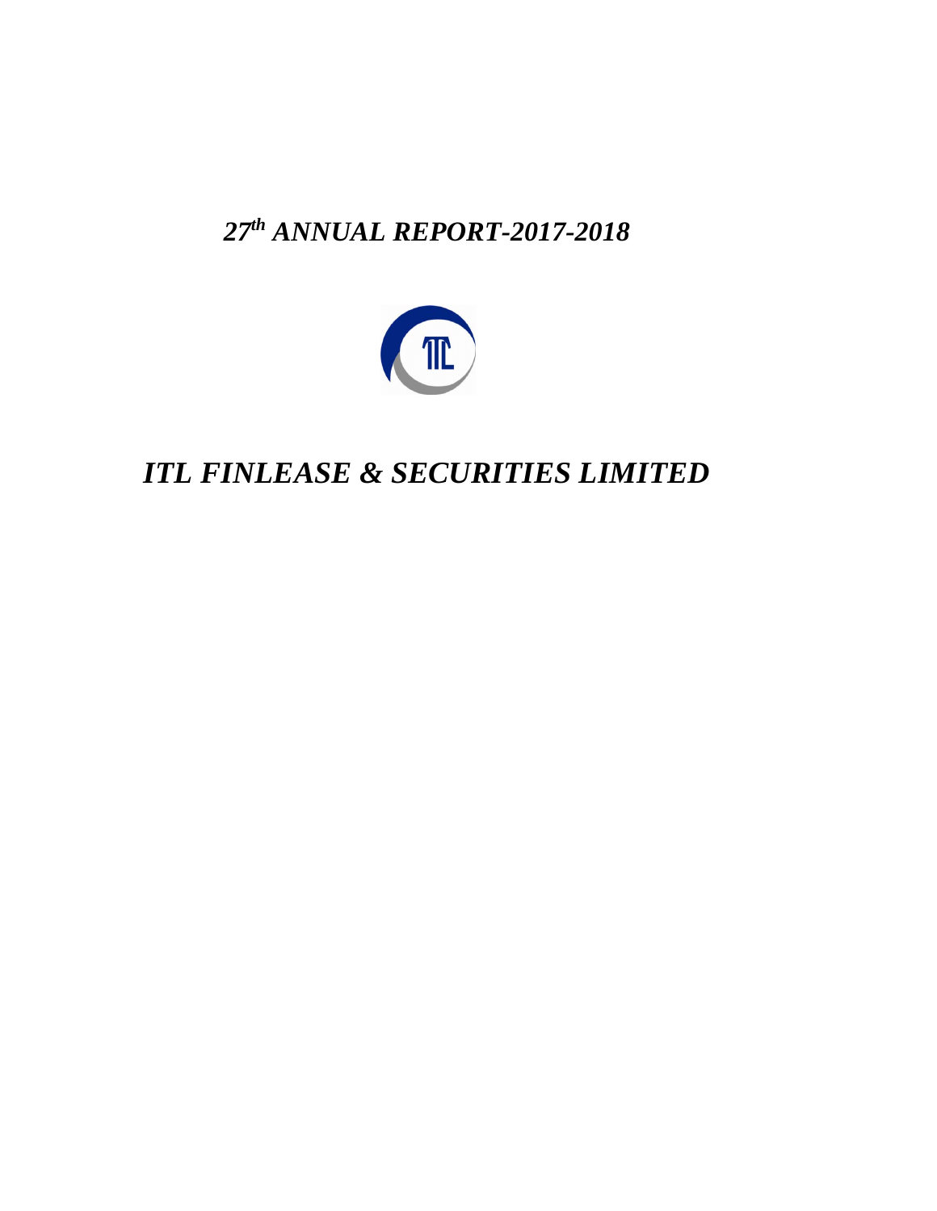# *27th ANNUAL REPORT-2017-2018*

# *ITL FINLEASE & SECURITIES LIMITED*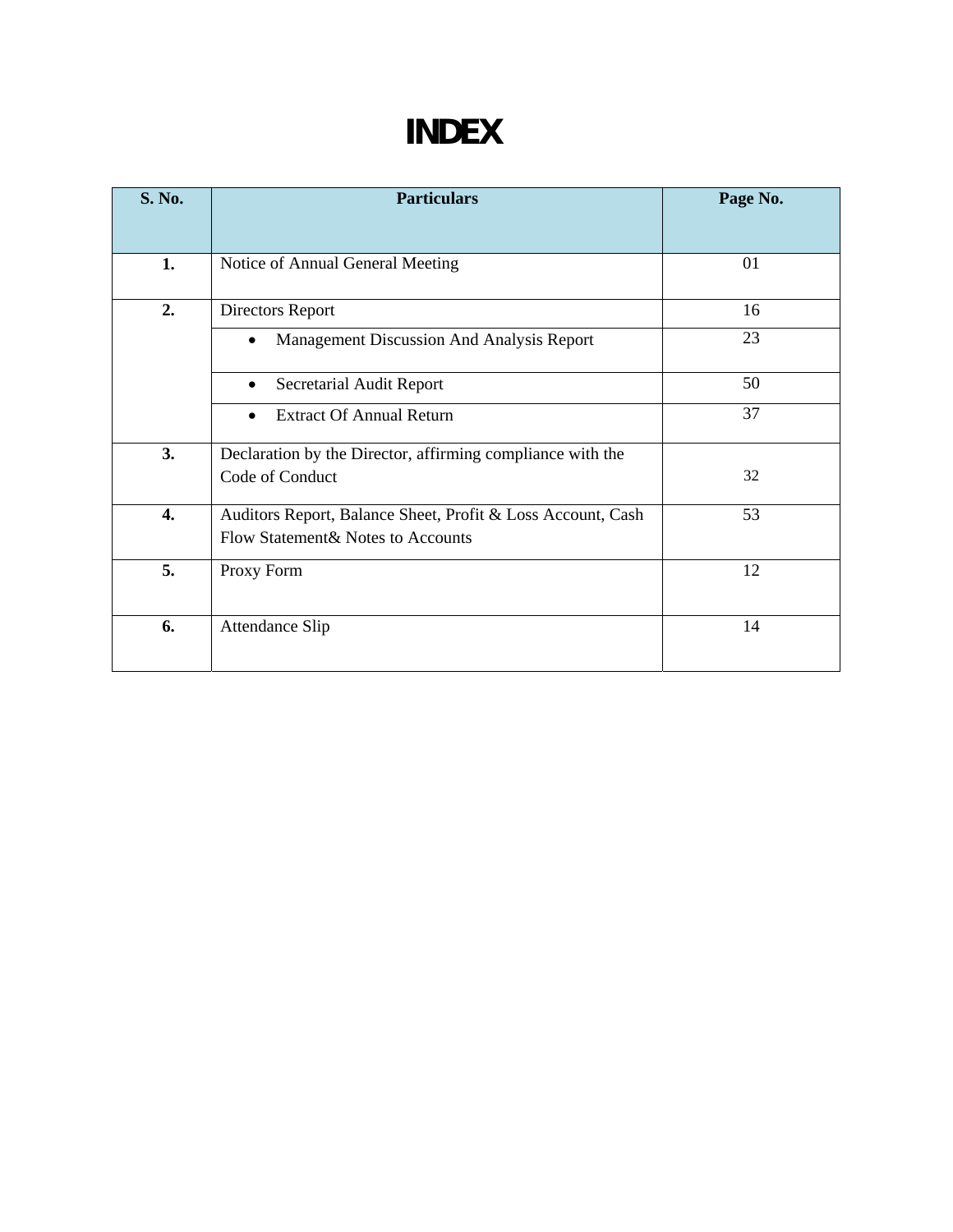# INDEX

| S. No. | Particulars | Page No. |
|---|---|---|
| 1. | Notice of Annual General Meeting | 01 |
| 2. | Directors Report | 16 |
| | • Management Discussion And Analysis Report | 23 |
| | • Secretarial Audit Report | 50 |
| | • Extract Of Annual Return | 37 |
| 3. | Declaration by the Director, affirming compliance with the Code of Conduct | 32 |
| 4. | Auditors Report, Balance Sheet, Profit & Loss Account, Cash Flow Statement& Notes to Accounts | 53 |
| 5. | Proxy Form | 12 |
| 6. | Attendance Slip | 14 |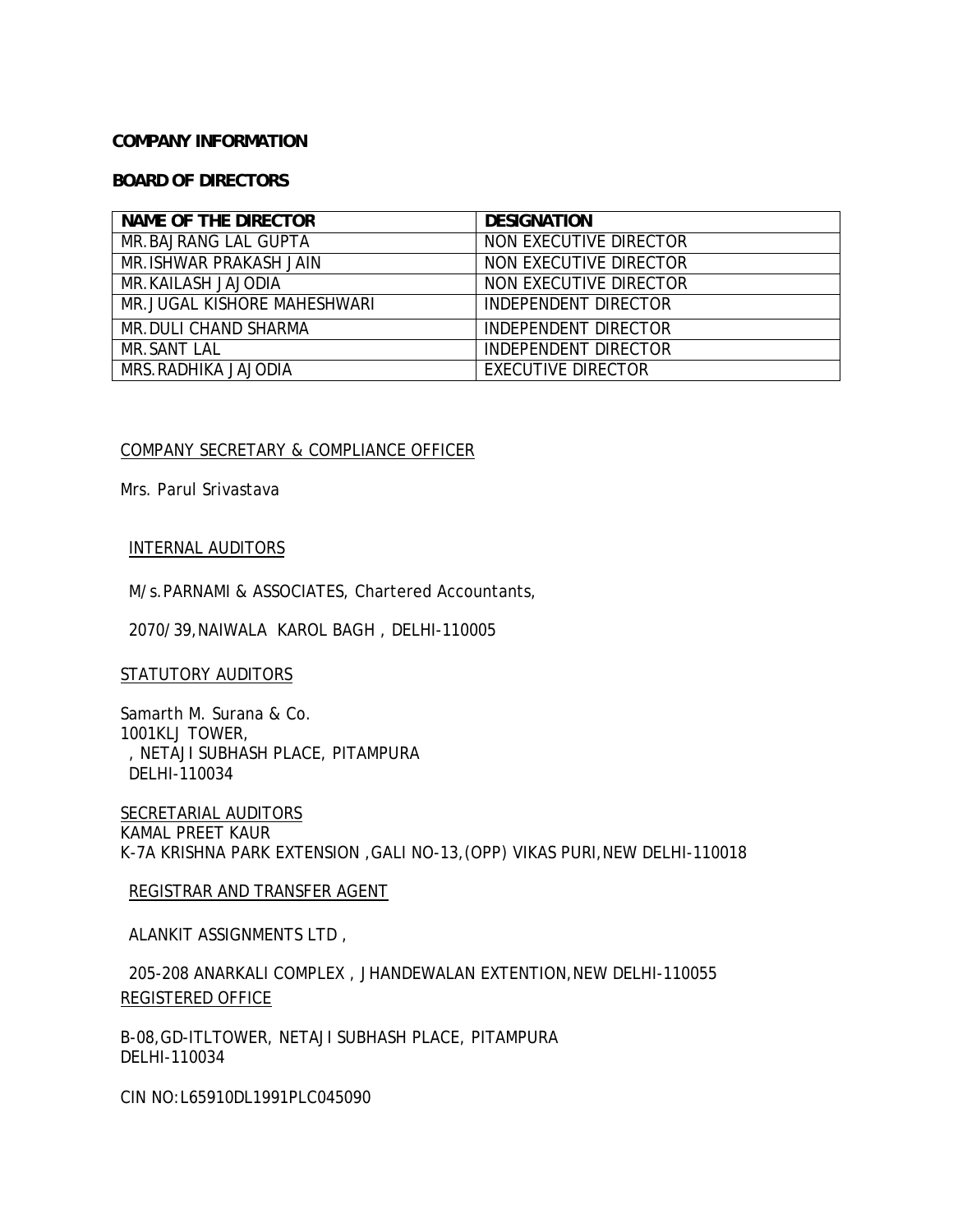**COMPANY INFORMATION**

**BOARD OF DIRECTORS**

| NAME OF THE DIRECTOR | DESIGNATION |
|---|---|
| MR.BAJRANG LAL GUPTA | NON EXECUTIVE DIRECTOR |
| MR.ISHWAR PRAKASH JAIN | NON EXECUTIVE DIRECTOR |
| MR.KAILASH JAJODIA | NON EXECUTIVE DIRECTOR |
| MR.JUGAL KISHORE MAHESHWARI | INDEPENDENT DIRECTOR |
| MR.DULI CHAND SHARMA | INDEPENDENT DIRECTOR |
| MR.SANT LAL | INDEPENDENT DIRECTOR |
| MRS.RADHIKA JAJODIA | EXECUTIVE DIRECTOR |

COMPANY SECRETARY & COMPLIANCE OFFICER

Mrs. Parul Srivastava

INTERNAL AUDITORS

M/s.PARNAMI & ASSOCIATES, Chartered Accountants,

2070/39,NAIWALA KAROL BAGH , DELHI-110005

STATUTORY AUDITORS

Samarth M. Surana & Co.
1001KLJ TOWER,
, NETAJI SUBHASH PLACE, PITAMPURA
DELHI-110034

SECRETARIAL AUDITORS
KAMAL PREET KAUR
K-7A KRISHNA PARK EXTENSION ,GALI NO-13,(OPP) VIKAS PURI,NEW DELHI-110018

REGISTRAR AND TRANSFER AGENT

ALANKIT ASSIGNMENTS LTD ,

205-208 ANARKALI COMPLEX , JHANDEWALAN EXTENTION,NEW DELHI-110055

REGISTERED OFFICE

B-08,GD-ITLTOWER, NETAJI SUBHASH PLACE, PITAMPURA
DELHI-110034

CIN NO:L65910DL1991PLC045090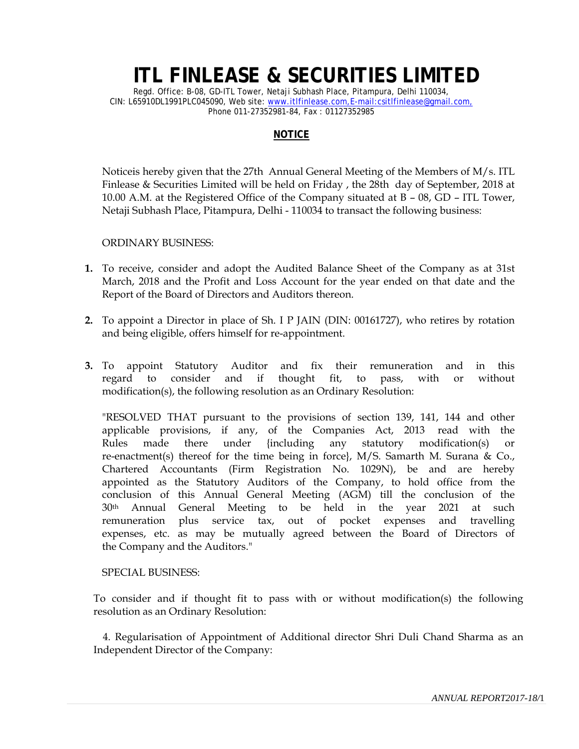# ITL FINLEASE & SECURITIES LIMITED

Regd. Office: B-08, GD-ITL Tower, Netaji Subhash Place, Pitampura, Delhi 110034,
CIN: L65910DL1991PLC045090, Web site: www.itlfinlease.com,E-mail:csitlfinlease@gmail.com,
Phone 011-27352981-84, Fax : 01127352985

## NOTICE

Noticeis hereby given that the 27th Annual General Meeting of the Members of M/s. ITL Finlease & Securities Limited will be held on Friday , the 28th day of September, 2018 at 10.00 A.M. at the Registered Office of the Company situated at B – 08, GD – ITL Tower, Netaji Subhash Place, Pitampura, Delhi - 110034 to transact the following business:

ORDINARY BUSINESS:

1. To receive, consider and adopt the Audited Balance Sheet of the Company as at 31st March, 2018 and the Profit and Loss Account for the year ended on that date and the Report of the Board of Directors and Auditors thereon.

2. To appoint a Director in place of Sh. I P JAIN (DIN: 00161727), who retires by rotation and being eligible, offers himself for re-appointment.

3. To appoint Statutory Auditor and fix their remuneration and in this regard to consider and if thought fit, to pass, with or without modification(s), the following resolution as an Ordinary Resolution:

   "RESOLVED THAT pursuant to the provisions of section 139, 141, 144 and other applicable provisions, if any, of the Companies Act, 2013 read with the Rules made there under {including any statutory modification(s) or re-enactment(s) thereof for the time being in force}, M/S. Samarth M. Surana & Co., Chartered Accountants (Firm Registration No. 1029N), be and are hereby appointed as the Statutory Auditors of the Company, to hold office from the conclusion of this Annual General Meeting (AGM) till the conclusion of the 30th Annual General Meeting to be held in the year 2021 at such remuneration plus service tax, out of pocket expenses and travelling expenses, etc. as may be mutually agreed between the Board of Directors of the Company and the Auditors."

SPECIAL BUSINESS:

To consider and if thought fit to pass with or without modification(s) the following resolution as an Ordinary Resolution:

4. Regularisation of Appointment of Additional director Shri Duli Chand Sharma as an Independent Director of the Company: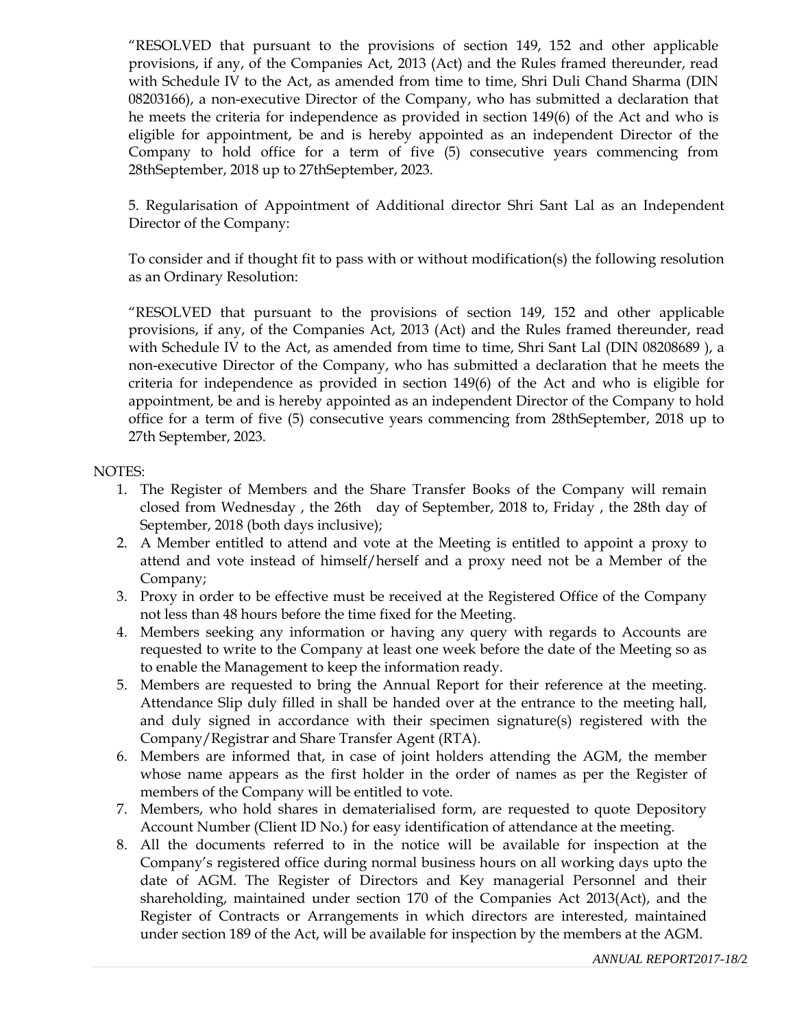"RESOLVED that pursuant to the provisions of section 149, 152 and other applicable provisions, if any, of the Companies Act, 2013 (Act) and the Rules framed thereunder, read with Schedule IV to the Act, as amended from time to time, Shri Duli Chand Sharma (DIN 08203166), a non-executive Director of the Company, who has submitted a declaration that he meets the criteria for independence as provided in section 149(6) of the Act and who is eligible for appointment, be and is hereby appointed as an independent Director of the Company to hold office for a term of five (5) consecutive years commencing from 28thSeptember, 2018 up to 27thSeptember, 2023.

5. Regularisation of Appointment of Additional director Shri Sant Lal as an Independent Director of the Company:

To consider and if thought fit to pass with or without modification(s) the following resolution as an Ordinary Resolution:

"RESOLVED that pursuant to the provisions of section 149, 152 and other applicable provisions, if any, of the Companies Act, 2013 (Act) and the Rules framed thereunder, read with Schedule IV to the Act, as amended from time to time, Shri Sant Lal (DIN 08208689 ), a non-executive Director of the Company, who has submitted a declaration that he meets the criteria for independence as provided in section 149(6) of the Act and who is eligible for appointment, be and is hereby appointed as an independent Director of the Company to hold office for a term of five (5) consecutive years commencing from 28thSeptember, 2018 up to 27th September, 2023.

NOTES:

1. The Register of Members and the Share Transfer Books of the Company will remain closed from Wednesday , the 26th day of September, 2018 to, Friday , the 28th day of September, 2018 (both days inclusive);
2. A Member entitled to attend and vote at the Meeting is entitled to appoint a proxy to attend and vote instead of himself/herself and a proxy need not be a Member of the Company;
3. Proxy in order to be effective must be received at the Registered Office of the Company not less than 48 hours before the time fixed for the Meeting.
4. Members seeking any information or having any query with regards to Accounts are requested to write to the Company at least one week before the date of the Meeting so as to enable the Management to keep the information ready.
5. Members are requested to bring the Annual Report for their reference at the meeting. Attendance Slip duly filled in shall be handed over at the entrance to the meeting hall, and duly signed in accordance with their specimen signature(s) registered with the Company/Registrar and Share Transfer Agent (RTA).
6. Members are informed that, in case of joint holders attending the AGM, the member whose name appears as the first holder in the order of names as per the Register of members of the Company will be entitled to vote.
7. Members, who hold shares in dematerialised form, are requested to quote Depository Account Number (Client ID No.) for easy identification of attendance at the meeting.
8. All the documents referred to in the notice will be available for inspection at the Company's registered office during normal business hours on all working days upto the date of AGM. The Register of Directors and Key managerial Personnel and their shareholding, maintained under section 170 of the Companies Act 2013(Act), and the Register of Contracts or Arrangements in which directors are interested, maintained under section 189 of the Act, will be available for inspection by the members at the AGM.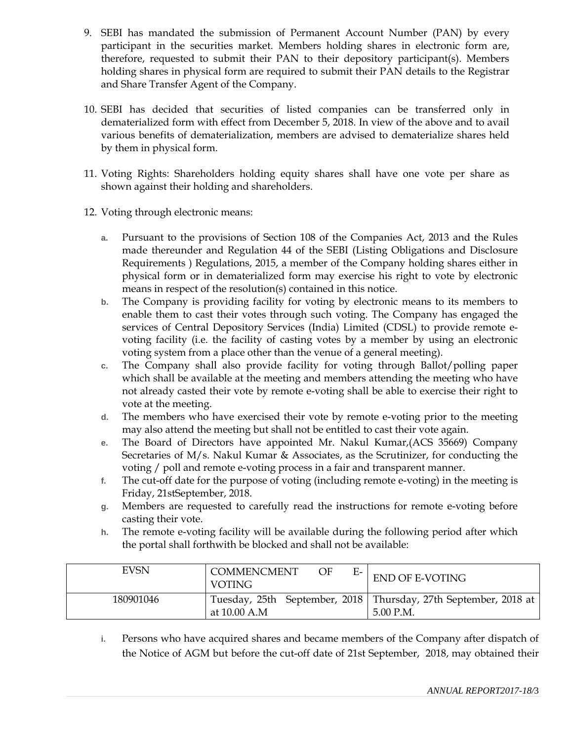9. SEBI has mandated the submission of Permanent Account Number (PAN) by every participant in the securities market. Members holding shares in electronic form are, therefore, requested to submit their PAN to their depository participant(s). Members holding shares in physical form are required to submit their PAN details to the Registrar and Share Transfer Agent of the Company.

10. SEBI has decided that securities of listed companies can be transferred only in dematerialized form with effect from December 5, 2018. In view of the above and to avail various benefits of dematerialization, members are advised to dematerialize shares held by them in physical form.

11. Voting Rights: Shareholders holding equity shares shall have one vote per share as shown against their holding and shareholders.

12. Voting through electronic means:

    a. Pursuant to the provisions of Section 108 of the Companies Act, 2013 and the Rules made thereunder and Regulation 44 of the SEBI (Listing Obligations and Disclosure Requirements ) Regulations, 2015, a member of the Company holding shares either in physical form or in dematerialized form may exercise his right to vote by electronic means in respect of the resolution(s) contained in this notice.
    b. The Company is providing facility for voting by electronic means to its members to enable them to cast their votes through such voting. The Company has engaged the services of Central Depository Services (India) Limited (CDSL) to provide remote e-voting facility (i.e. the facility of casting votes by a member by using an electronic voting system from a place other than the venue of a general meeting).
    c. The Company shall also provide facility for voting through Ballot/polling paper which shall be available at the meeting and members attending the meeting who have not already casted their vote by remote e-voting shall be able to exercise their right to vote at the meeting.
    d. The members who have exercised their vote by remote e-voting prior to the meeting may also attend the meeting but shall not be entitled to cast their vote again.
    e. The Board of Directors have appointed Mr. Nakul Kumar,(ACS 35669) Company Secretaries of M/s. Nakul Kumar & Associates, as the Scrutinizer, for conducting the voting / poll and remote e-voting process in a fair and transparent manner.
    f. The cut-off date for the purpose of voting (including remote e-voting) in the meeting is Friday, 21stSeptember, 2018.
    g. Members are requested to carefully read the instructions for remote e-voting before casting their vote.
    h. The remote e-voting facility will be available during the following period after which the portal shall forthwith be blocked and shall not be available:

| EVSN | COMMENCMENT OF E-VOTING | END OF E-VOTING |
|---|---|---|
| 180901046 | Tuesday, 25th September, 2018 at 10.00 A.M | Thursday, 27th September, 2018 at 5.00 P.M. |

    i. Persons who have acquired shares and became members of the Company after dispatch of the Notice of AGM but before the cut-off date of 21st September, 2018, may obtained their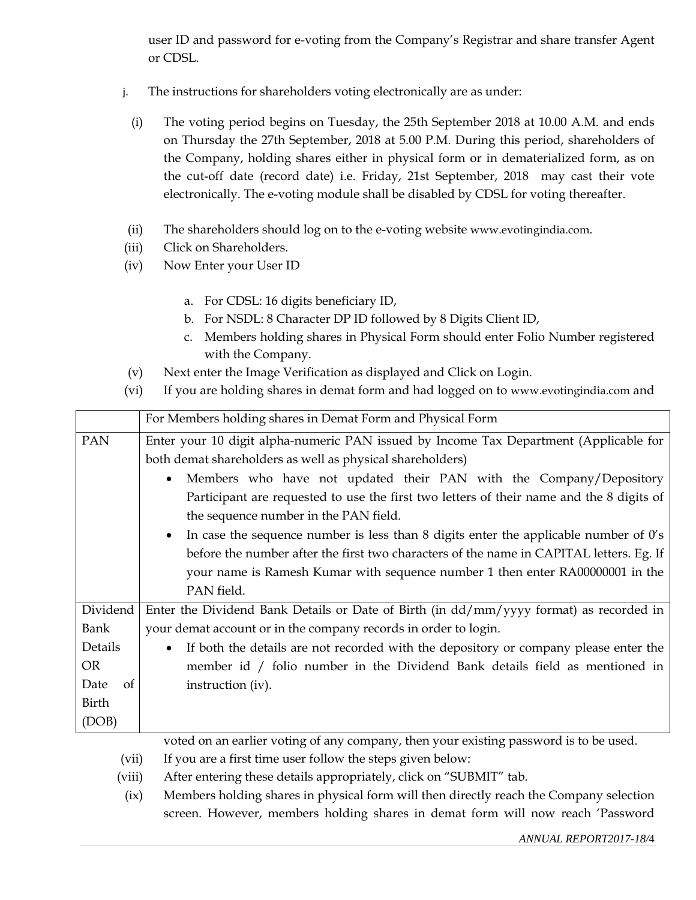user ID and password for e-voting from the Company's Registrar and share transfer Agent or CDSL.

j. The instructions for shareholders voting electronically are as under:

(i) The voting period begins on Tuesday, the 25th September 2018 at 10.00 A.M. and ends on Thursday the 27th September, 2018 at 5.00 P.M. During this period, shareholders of the Company, holding shares either in physical form or in dematerialized form, as on the cut-off date (record date) i.e. Friday, 21st September, 2018 may cast their vote electronically. The e-voting module shall be disabled by CDSL for voting thereafter.

(ii) The shareholders should log on to the e-voting website www.evotingindia.com.

(iii) Click on Shareholders.

(iv) Now Enter your User ID

a. For CDSL: 16 digits beneficiary ID,
b. For NSDL: 8 Character DP ID followed by 8 Digits Client ID,
c. Members holding shares in Physical Form should enter Folio Number registered with the Company.

(v) Next enter the Image Verification as displayed and Click on Login.

(vi) If you are holding shares in demat form and had logged on to www.evotingindia.com and voted on an earlier voting of any company, then your existing password is to be used.

(vii) If you are a first time user follow the steps given below:

| | For Members holding shares in Demat Form and Physical Form |
|---|---|
| PAN | Enter your 10 digit alpha-numeric PAN issued by Income Tax Department (Applicable for both demat shareholders as well as physical shareholders)<br>• Members who have not updated their PAN with the Company/Depository Participant are requested to use the first two letters of their name and the 8 digits of the sequence number in the PAN field.<br>• In case the sequence number is less than 8 digits enter the applicable number of 0's before the number after the first two characters of the name in CAPITAL letters. Eg. If your name is Ramesh Kumar with sequence number 1 then enter RA00000001 in the PAN field. |
| Dividend Bank Details OR Date of Birth (DOB) | Enter the Dividend Bank Details or Date of Birth (in dd/mm/yyyy format) as recorded in your demat account or in the company records in order to login.<br>• If both the details are not recorded with the depository or company please enter the member id / folio number in the Dividend Bank details field as mentioned in instruction (iv). |

(viii) After entering these details appropriately, click on "SUBMIT" tab.

(ix) Members holding shares in physical form will then directly reach the Company selection screen. However, members holding shares in demat form will now reach 'Password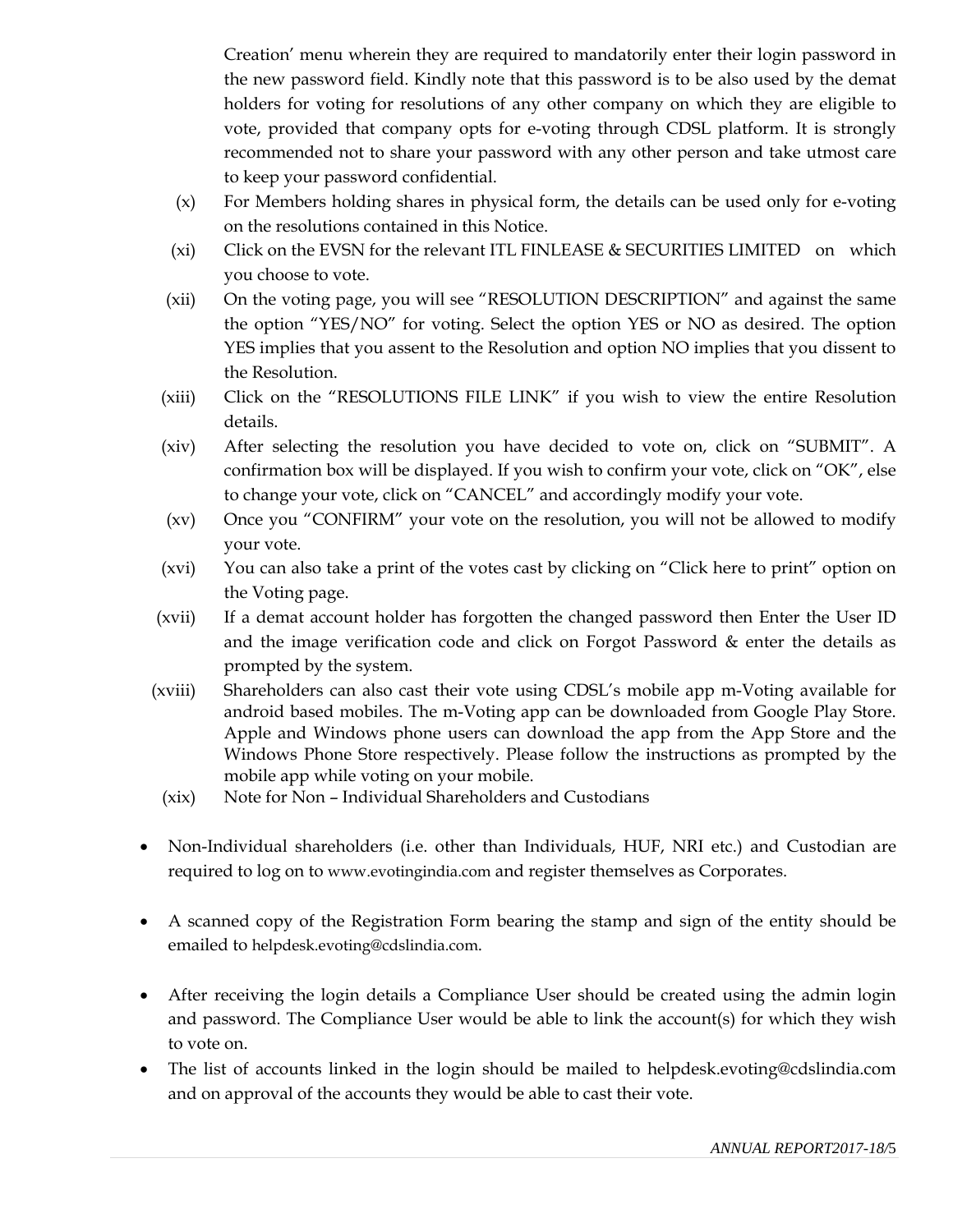Creation' menu wherein they are required to mandatorily enter their login password in the new password field. Kindly note that this password is to be also used by the demat holders for voting for resolutions of any other company on which they are eligible to vote, provided that company opts for e-voting through CDSL platform. It is strongly recommended not to share your password with any other person and take utmost care to keep your password confidential.

(x) For Members holding shares in physical form, the details can be used only for e-voting on the resolutions contained in this Notice.

(xi) Click on the EVSN for the relevant ITL FINLEASE & SECURITIES LIMITED on which you choose to vote.

(xii) On the voting page, you will see "RESOLUTION DESCRIPTION" and against the same the option "YES/NO" for voting. Select the option YES or NO as desired. The option YES implies that you assent to the Resolution and option NO implies that you dissent to the Resolution.

(xiii) Click on the "RESOLUTIONS FILE LINK" if you wish to view the entire Resolution details.

(xiv) After selecting the resolution you have decided to vote on, click on "SUBMIT". A confirmation box will be displayed. If you wish to confirm your vote, click on "OK", else to change your vote, click on "CANCEL" and accordingly modify your vote.

(xv) Once you "CONFIRM" your vote on the resolution, you will not be allowed to modify your vote.

(xvi) You can also take a print of the votes cast by clicking on "Click here to print" option on the Voting page.

(xvii) If a demat account holder has forgotten the changed password then Enter the User ID and the image verification code and click on Forgot Password & enter the details as prompted by the system.

(xviii) Shareholders can also cast their vote using CDSL's mobile app m-Voting available for android based mobiles. The m-Voting app can be downloaded from Google Play Store. Apple and Windows phone users can download the app from the App Store and the Windows Phone Store respectively. Please follow the instructions as prompted by the mobile app while voting on your mobile.

(xix) Note for Non – Individual Shareholders and Custodians

- Non-Individual shareholders (i.e. other than Individuals, HUF, NRI etc.) and Custodian are required to log on to www.evotingindia.com and register themselves as Corporates.

- A scanned copy of the Registration Form bearing the stamp and sign of the entity should be emailed to helpdesk.evoting@cdslindia.com.

- After receiving the login details a Compliance User should be created using the admin login and password. The Compliance User would be able to link the account(s) for which they wish to vote on.
- The list of accounts linked in the login should be mailed to helpdesk.evoting@cdslindia.com and on approval of the accounts they would be able to cast their vote.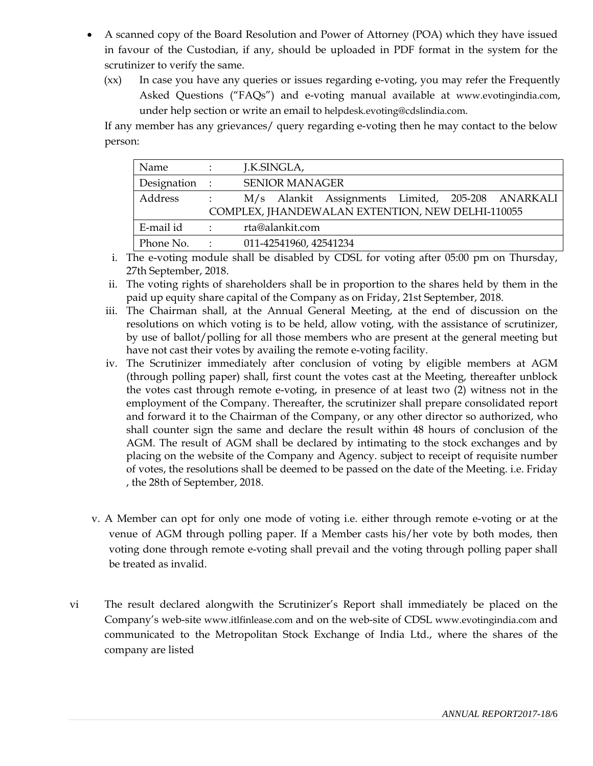- A scanned copy of the Board Resolution and Power of Attorney (POA) which they have issued in favour of the Custodian, if any, should be uploaded in PDF format in the system for the scrutinizer to verify the same.

(xx) In case you have any queries or issues regarding e-voting, you may refer the Frequently Asked Questions ("FAQs") and e-voting manual available at www.evotingindia.com, under help section or write an email to helpdesk.evoting@cdslindia.com.

If any member has any grievances/ query regarding e-voting then he may contact to the below person:

| Name | : | J.K.SINGLA, |
|---|---|---|
| Designation | : | SENIOR MANAGER |
| Address | : | M/s Alankit Assignments Limited, 205-208 ANARKALI COMPLEX, JHANDEWALAN EXTENTION, NEW DELHI-110055 |
| E-mail id | : | rta@alankit.com |
| Phone No. | : | 011-42541960, 42541234 |

i. The e-voting module shall be disabled by CDSL for voting after 05:00 pm on Thursday, 27th September, 2018.

ii. The voting rights of shareholders shall be in proportion to the shares held by them in the paid up equity share capital of the Company as on Friday, 21st September, 2018.

iii. The Chairman shall, at the Annual General Meeting, at the end of discussion on the resolutions on which voting is to be held, allow voting, with the assistance of scrutinizer, by use of ballot/polling for all those members who are present at the general meeting but have not cast their votes by availing the remote e-voting facility.

iv. The Scrutinizer immediately after conclusion of voting by eligible members at AGM (through polling paper) shall, first count the votes cast at the Meeting, thereafter unblock the votes cast through remote e-voting, in presence of at least two (2) witness not in the employment of the Company. Thereafter, the scrutinizer shall prepare consolidated report and forward it to the Chairman of the Company, or any other director so authorized, who shall counter sign the same and declare the result within 48 hours of conclusion of the AGM. The result of AGM shall be declared by intimating to the stock exchanges and by placing on the website of the Company and Agency. subject to receipt of requisite number of votes, the resolutions shall be deemed to be passed on the date of the Meeting. i.e. Friday , the 28th of September, 2018.

v. A Member can opt for only one mode of voting i.e. either through remote e-voting or at the venue of AGM through polling paper. If a Member casts his/her vote by both modes, then voting done through remote e-voting shall prevail and the voting through polling paper shall be treated as invalid.

vi The result declared alongwith the Scrutinizer's Report shall immediately be placed on the Company's web-site www.itlfinlease.com and on the web-site of CDSL www.evotingindia.com and communicated to the Metropolitan Stock Exchange of India Ltd., where the shares of the company are listed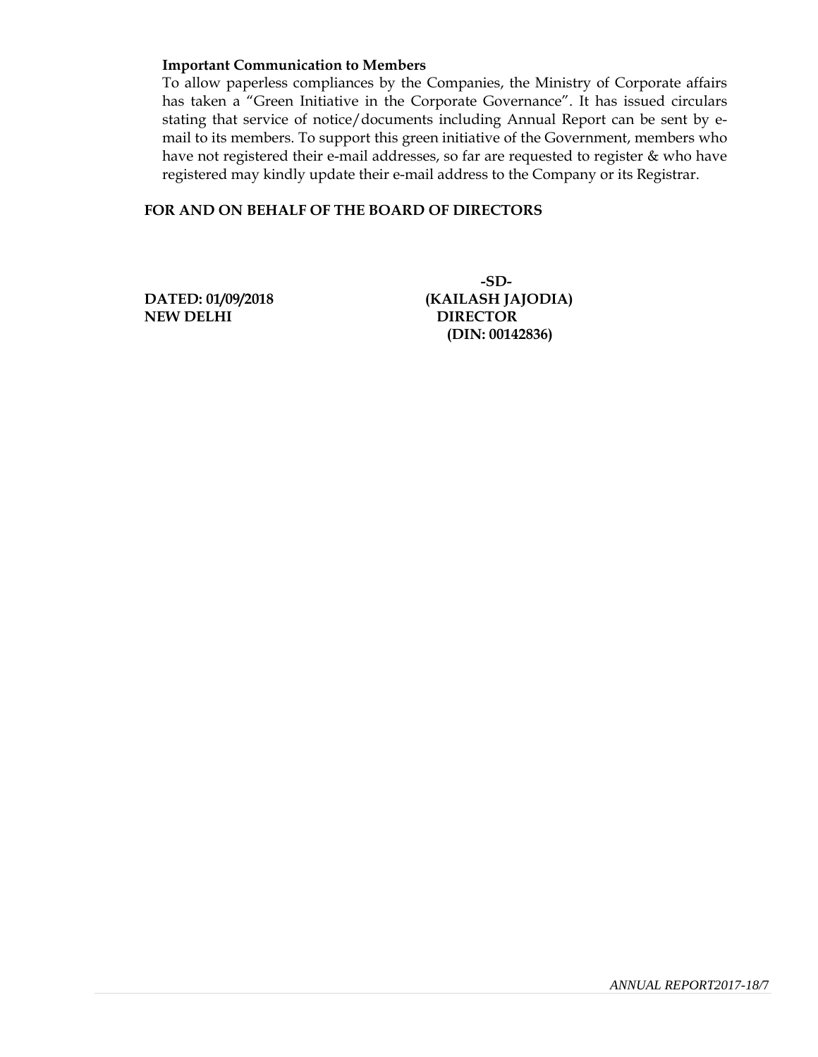**Important Communication to Members**

To allow paperless compliances by the Companies, the Ministry of Corporate affairs has taken a "Green Initiative in the Corporate Governance". It has issued circulars stating that service of notice/documents including Annual Report can be sent by e-mail to its members. To support this green initiative of the Government, members who have not registered their e-mail addresses, so far are requested to register & who have registered may kindly update their e-mail address to the Company or its Registrar.

**FOR AND ON BEHALF OF THE BOARD OF DIRECTORS**

**-SD-**

**DATED: 01/09/2018** **(KAILASH JAJODIA)**

**NEW DELHI** **DIRECTOR**

**(DIN: 00142836)**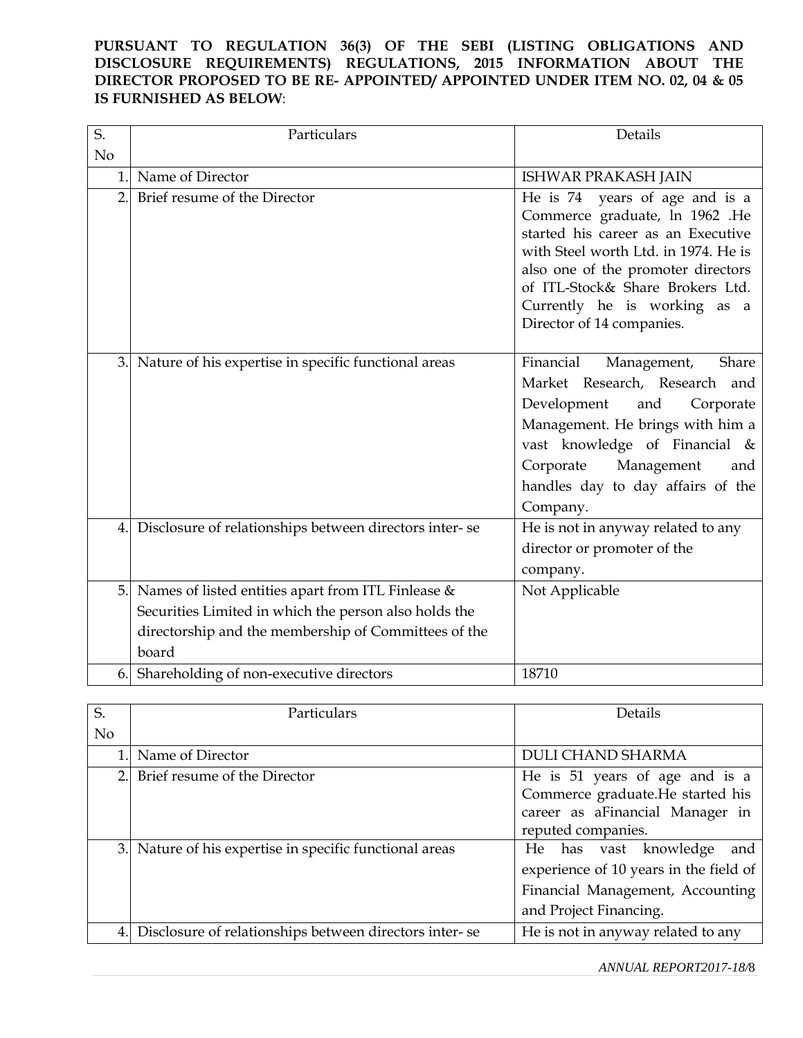**PURSUANT TO REGULATION 36(3) OF THE SEBI (LISTING OBLIGATIONS AND DISCLOSURE REQUIREMENTS) REGULATIONS, 2015 INFORMATION ABOUT THE DIRECTOR PROPOSED TO BE RE- APPOINTED/ APPOINTED UNDER ITEM NO. 02, 04 & 05 IS FURNISHED AS BELOW**:

| S. No | Particulars | Details |
|---|---|---|
| 1. | Name of Director | ISHWAR PRAKASH JAIN |
| 2. | Brief resume of the Director | He is 74 years of age and is a Commerce graduate, In 1962 .He started his career as an Executive with Steel worth Ltd. in 1974. He is also one of the promoter directors of ITL-Stock& Share Brokers Ltd. Currently he is working as a Director of 14 companies. |
| 3. | Nature of his expertise in specific functional areas | Financial Management, Share Market Research, Research and Development and Corporate Management. He brings with him a vast knowledge of Financial & Corporate Management and handles day to day affairs of the Company. |
| 4. | Disclosure of relationships between directors inter- se | He is not in anyway related to any director or promoter of the company. |
| 5. | Names of listed entities apart from ITL Finlease & Securities Limited in which the person also holds the directorship and the membership of Committees of the board | Not Applicable |
| 6. | Shareholding of non-executive directors | 18710 |

| S. No | Particulars | Details |
|---|---|---|
| 1. | Name of Director | DULI CHAND SHARMA |
| 2. | Brief resume of the Director | He is 51 years of age and is a Commerce graduate.He started his career as aFinancial Manager in reputed companies. |
| 3. | Nature of his expertise in specific functional areas | He has vast knowledge and experience of 10 years in the field of Financial Management, Accounting and Project Financing. |
| 4. | Disclosure of relationships between directors inter- se | He is not in anyway related to any |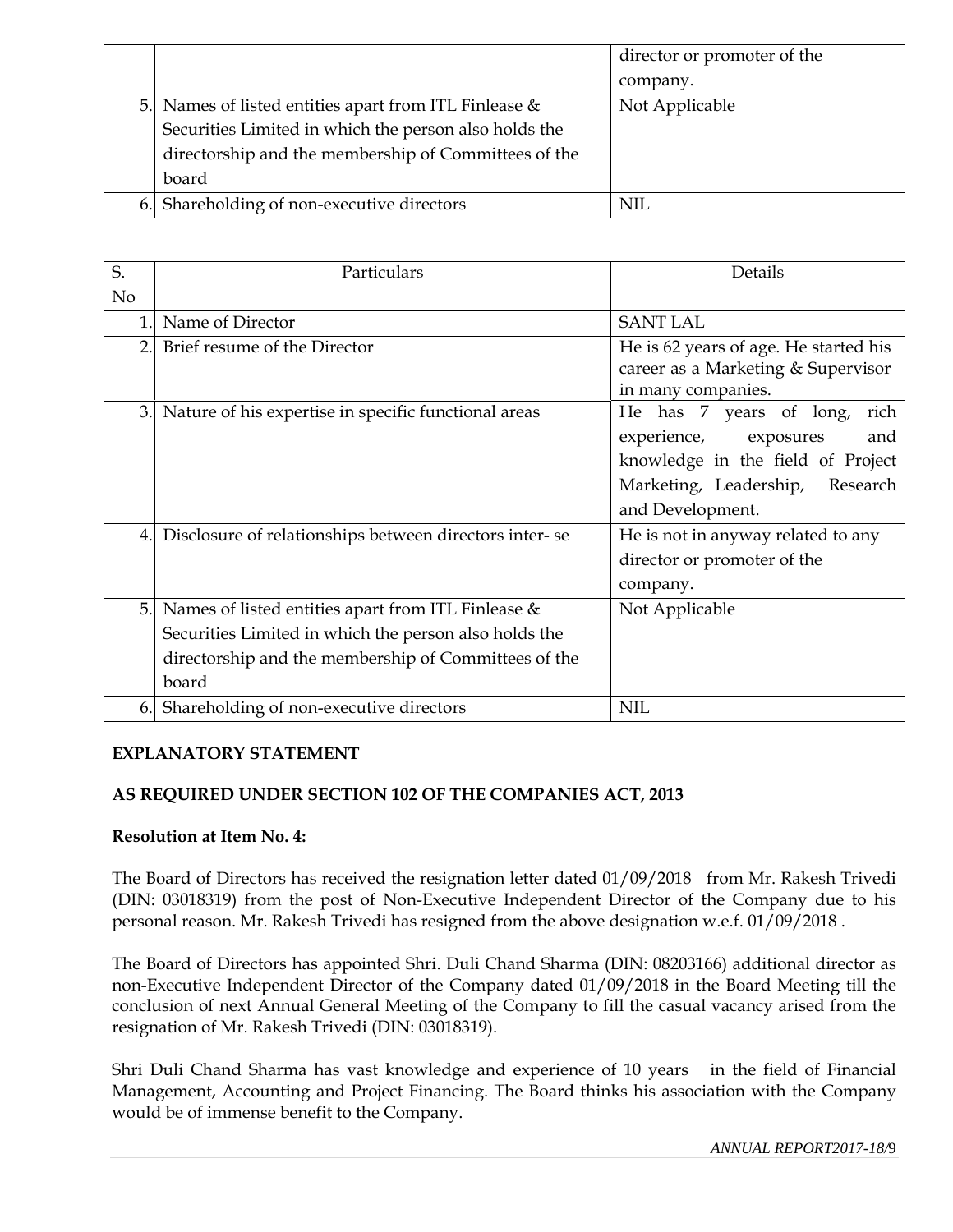| | | |
|---|---|---|
| | | director or promoter of the company. |
| 5. | Names of listed entities apart from ITL Finlease & Securities Limited in which the person also holds the directorship and the membership of Committees of the board | Not Applicable |
| 6. | Shareholding of non-executive directors | NIL |

| S. No | Particulars | Details |
|---|---|---|
| 1. | Name of Director | SANT LAL |
| 2. | Brief resume of the Director | He is 62 years of age. He started his career as a Marketing & Supervisor in many companies. |
| 3. | Nature of his expertise in specific functional areas | He has 7 years of long, rich experience, exposures and knowledge in the field of Project Marketing, Leadership, Research and Development. |
| 4. | Disclosure of relationships between directors inter- se | He is not in anyway related to any director or promoter of the company. |
| 5. | Names of listed entities apart from ITL Finlease & Securities Limited in which the person also holds the directorship and the membership of Committees of the board | Not Applicable |
| 6. | Shareholding of non-executive directors | NIL |

**EXPLANATORY STATEMENT**

**AS REQUIRED UNDER SECTION 102 OF THE COMPANIES ACT, 2013**

**Resolution at Item No. 4:**

The Board of Directors has received the resignation letter dated 01/09/2018 from Mr. Rakesh Trivedi (DIN: 03018319) from the post of Non-Executive Independent Director of the Company due to his personal reason. Mr. Rakesh Trivedi has resigned from the above designation w.e.f. 01/09/2018 .

The Board of Directors has appointed Shri. Duli Chand Sharma (DIN: 08203166) additional director as non-Executive Independent Director of the Company dated 01/09/2018 in the Board Meeting till the conclusion of next Annual General Meeting of the Company to fill the casual vacancy arised from the resignation of Mr. Rakesh Trivedi (DIN: 03018319).

Shri Duli Chand Sharma has vast knowledge and experience of 10 years in the field of Financial Management, Accounting and Project Financing. The Board thinks his association with the Company would be of immense benefit to the Company.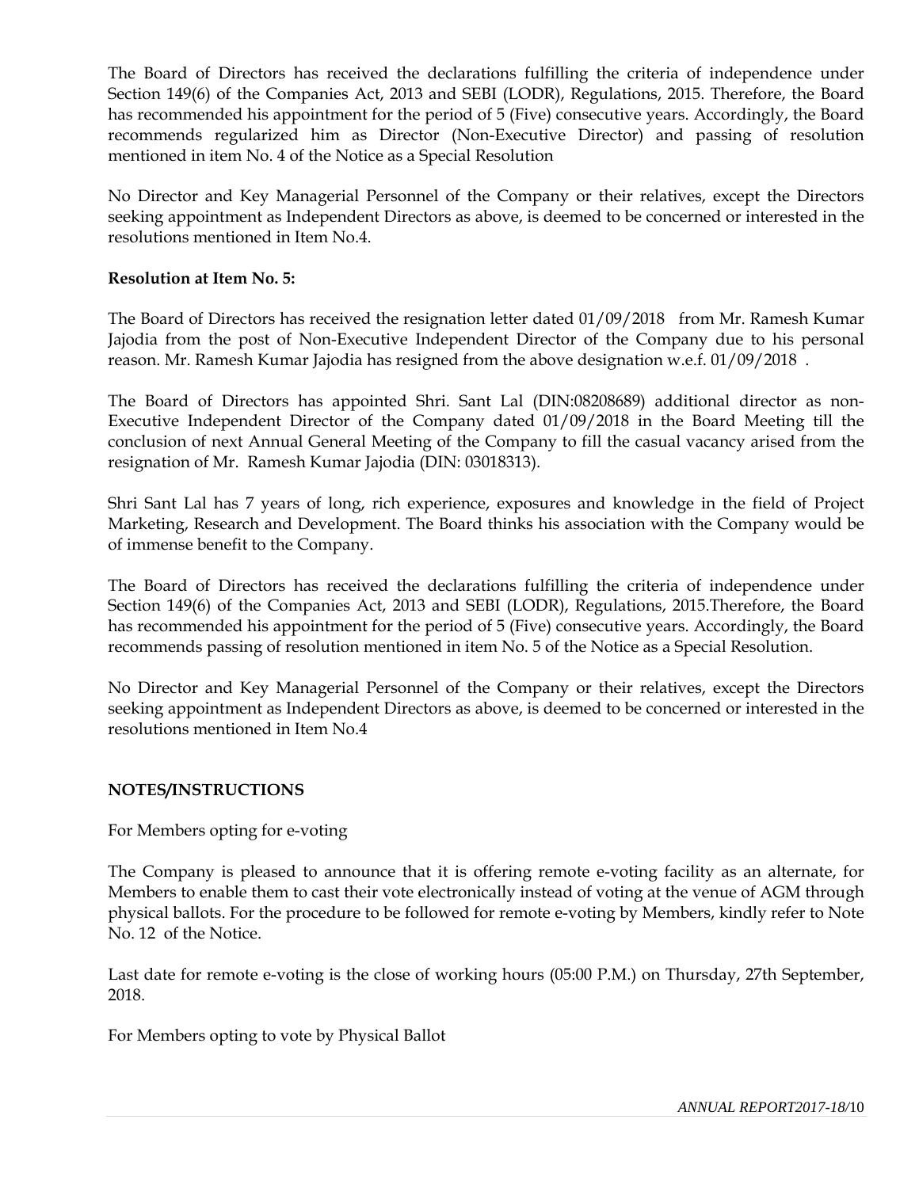The Board of Directors has received the declarations fulfilling the criteria of independence under Section 149(6) of the Companies Act, 2013 and SEBI (LODR), Regulations, 2015. Therefore, the Board has recommended his appointment for the period of 5 (Five) consecutive years. Accordingly, the Board recommends regularized him as Director (Non-Executive Director) and passing of resolution mentioned in item No. 4 of the Notice as a Special Resolution

No Director and Key Managerial Personnel of the Company or their relatives, except the Directors seeking appointment as Independent Directors as above, is deemed to be concerned or interested in the resolutions mentioned in Item No.4.

**Resolution at Item No. 5:**

The Board of Directors has received the resignation letter dated 01/09/2018 from Mr. Ramesh Kumar Jajodia from the post of Non-Executive Independent Director of the Company due to his personal reason. Mr. Ramesh Kumar Jajodia has resigned from the above designation w.e.f. 01/09/2018 .

The Board of Directors has appointed Shri. Sant Lal (DIN:08208689) additional director as non-Executive Independent Director of the Company dated 01/09/2018 in the Board Meeting till the conclusion of next Annual General Meeting of the Company to fill the casual vacancy arised from the resignation of Mr. Ramesh Kumar Jajodia (DIN: 03018313).

Shri Sant Lal has 7 years of long, rich experience, exposures and knowledge in the field of Project Marketing, Research and Development. The Board thinks his association with the Company would be of immense benefit to the Company.

The Board of Directors has received the declarations fulfilling the criteria of independence under Section 149(6) of the Companies Act, 2013 and SEBI (LODR), Regulations, 2015.Therefore, the Board has recommended his appointment for the period of 5 (Five) consecutive years. Accordingly, the Board recommends passing of resolution mentioned in item No. 5 of the Notice as a Special Resolution.

No Director and Key Managerial Personnel of the Company or their relatives, except the Directors seeking appointment as Independent Directors as above, is deemed to be concerned or interested in the resolutions mentioned in Item No.4

**NOTES/INSTRUCTIONS**

For Members opting for e-voting

The Company is pleased to announce that it is offering remote e-voting facility as an alternate, for Members to enable them to cast their vote electronically instead of voting at the venue of AGM through physical ballots. For the procedure to be followed for remote e-voting by Members, kindly refer to Note No. 12 of the Notice.

Last date for remote e-voting is the close of working hours (05:00 P.M.) on Thursday, 27th September, 2018.

For Members opting to vote by Physical Ballot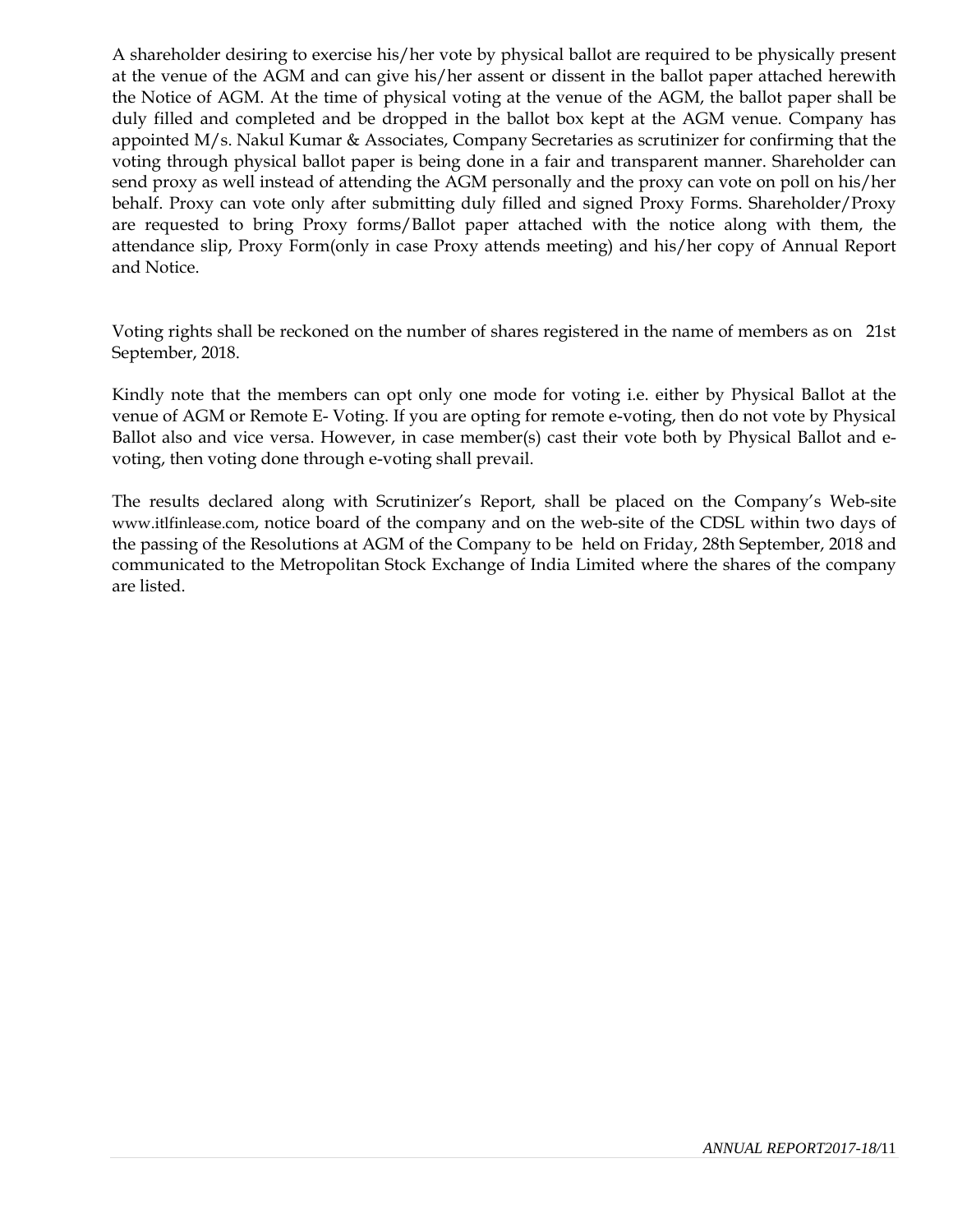A shareholder desiring to exercise his/her vote by physical ballot are required to be physically present at the venue of the AGM and can give his/her assent or dissent in the ballot paper attached herewith the Notice of AGM. At the time of physical voting at the venue of the AGM, the ballot paper shall be duly filled and completed and be dropped in the ballot box kept at the AGM venue. Company has appointed M/s. Nakul Kumar & Associates, Company Secretaries as scrutinizer for confirming that the voting through physical ballot paper is being done in a fair and transparent manner. Shareholder can send proxy as well instead of attending the AGM personally and the proxy can vote on poll on his/her behalf. Proxy can vote only after submitting duly filled and signed Proxy Forms. Shareholder/Proxy are requested to bring Proxy forms/Ballot paper attached with the notice along with them, the attendance slip, Proxy Form(only in case Proxy attends meeting) and his/her copy of Annual Report and Notice.

Voting rights shall be reckoned on the number of shares registered in the name of members as on 21st September, 2018.

Kindly note that the members can opt only one mode for voting i.e. either by Physical Ballot at the venue of AGM or Remote E- Voting. If you are opting for remote e-voting, then do not vote by Physical Ballot also and vice versa. However, in case member(s) cast their vote both by Physical Ballot and e-voting, then voting done through e-voting shall prevail.

The results declared along with Scrutinizer's Report, shall be placed on the Company's Web-site www.itlfinlease.com, notice board of the company and on the web-site of the CDSL within two days of the passing of the Resolutions at AGM of the Company to be held on Friday, 28th September, 2018 and communicated to the Metropolitan Stock Exchange of India Limited where the shares of the company are listed.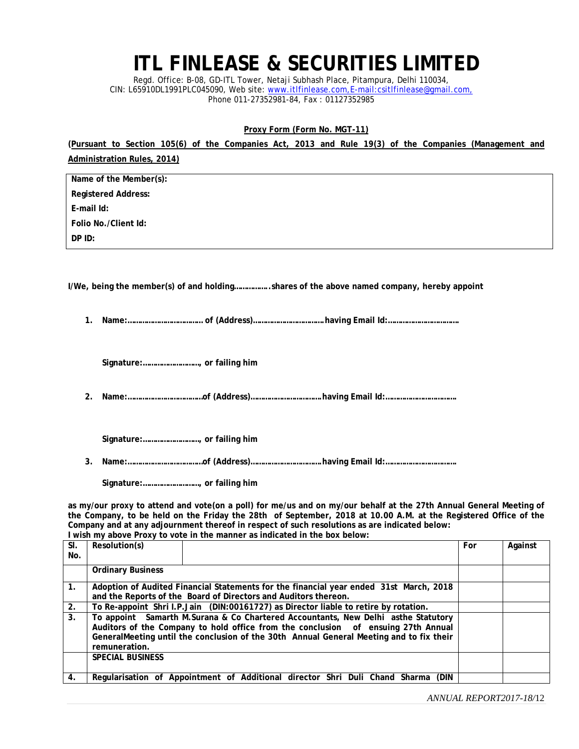# ITL FINLEASE & SECURITIES LIMITED

Regd. Office: B-08, GD-ITL Tower, Netaji Subhash Place, Pitampura, Delhi 110034,
CIN: L65910DL1991PLC045090, Web site: www.itlfinlease.com,E-mail:csitlfinlease@gmail.com,
Phone 011-27352981-84, Fax : 01127352985

**Proxy Form (Form No. MGT-11)**

**(Pursuant to Section 105(6) of the Companies Act, 2013 and Rule 19(3) of the Companies (Management and Administration Rules, 2014)**

| Name of the Member(s): |
|---|
| Registered Address: |
| E-mail Id: |
| Folio No./Client Id: |
| DP ID: |

**I/We, being the member(s) of and holding……………..shares of the above named company, hereby appoint**

1. **Name:……………………………. of (Address)…………………………..having Email Id:……………………………**

   **Signature:……………………., or failing him**

2. **Name:…………………………….of (Address)…………………………..having Email Id:……………………………**

   **Signature:……………………., or failing him**

3. **Name:…………………………….of (Address)…………………………..having Email Id:……………………………**

   **Signature:……………………., or failing him**

**as my/our proxy to attend and vote(on a poll) for me/us and on my/our behalf at the 27th Annual General Meeting of the Company, to be held on the Friday the 28th of September, 2018 at 10.00 A.M. at the Registered Office of the Company and at any adjournment thereof in respect of such resolutions as are indicated below:**
**I wish my above Proxy to vote in the manner as indicated in the box below:**

| Sl. No. | Resolution(s) | For | Against |
|---|---|---|---|
| | **Ordinary Business** | | |
| 1. | **Adoption of Audited Financial Statements for the financial year ended 31st March, 2018 and the Reports of the Board of Directors and Auditors thereon.** | | |
| 2. | **To Re-appoint Shri I.P.Jain (DIN:00161727) as Director liable to retire by rotation.** | | |
| 3. | **To appoint Samarth M.Surana & Co Chartered Accountants, New Delhi asthe Statutory Auditors of the Company to hold office from the conclusion of ensuing 27th Annual GeneralMeeting until the conclusion of the 30th Annual General Meeting and to fix their remuneration.** | | |
| | **SPECIAL BUSINESS** | | |
| 4. | **Regularisation of Appointment of Additional director Shri Duli Chand Sharma (DIN** | | |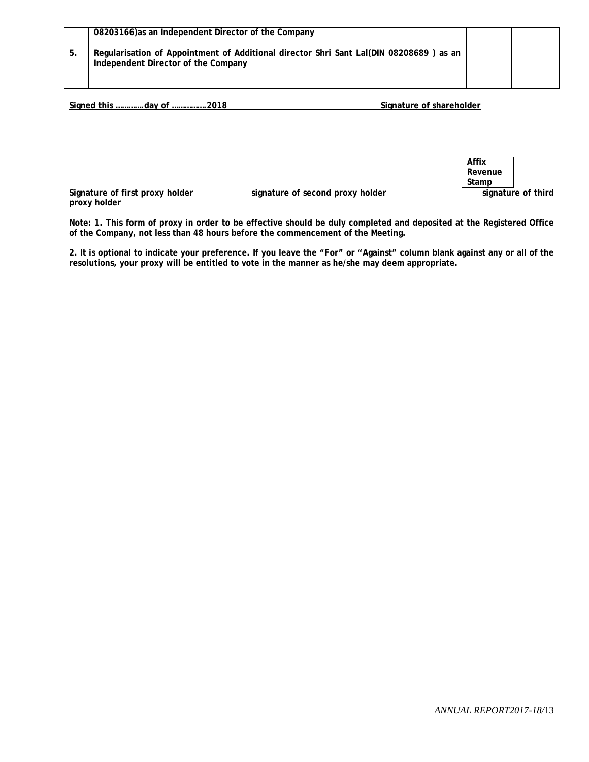|  | 08203166)as an Independent Director of the Company |  |  |
|---|---|---|---|
| 5. | Regularisation of Appointment of Additional director Shri Sant Lal(DIN 08208689 ) as an Independent Director of the Company |  |  |

**Signed this …………day of ……………2018** **Signature of shareholder**

**Affix Revenue Stamp**

**Signature of first proxy holder** **signature of second proxy holder** **signature of third proxy holder**

**Note: 1. This form of proxy in order to be effective should be duly completed and deposited at the Registered Office of the Company, not less than 48 hours before the commencement of the Meeting.**

**2. It is optional to indicate your preference. If you leave the "For" or "Against" column blank against any or all of the resolutions, your proxy will be entitled to vote in the manner as he/she may deem appropriate.**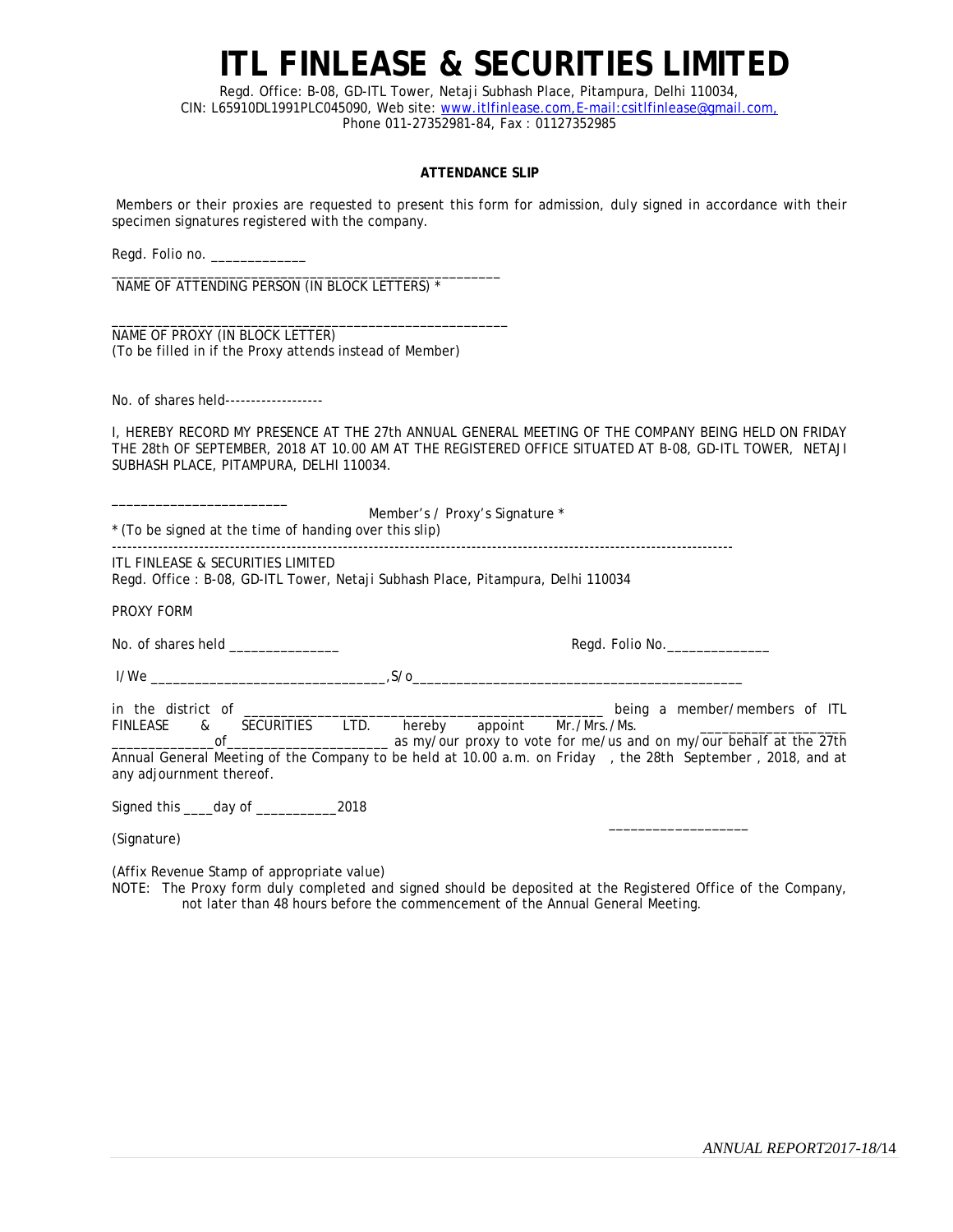# ITL FINLEASE & SECURITIES LIMITED

Regd. Office: B-08, GD-ITL Tower, Netaji Subhash Place, Pitampura, Delhi 110034,
CIN: L65910DL1991PLC045090, Web site: www.itlfinlease.com, E-mail:csitlfinlease@gmail.com,
Phone 011-27352981-84, Fax : 01127352985

**ATTENDANCE SLIP**

Members or their proxies are requested to present this form for admission, duly signed in accordance with their specimen signatures registered with the company.

Regd. Folio no. _____________

_______________________________________________________

NAME OF ATTENDING PERSON (IN BLOCK LETTERS) *

_______________________________________________________

NAME OF PROXY (IN BLOCK LETTER)
(To be filled in if the Proxy attends instead of Member)

No. of shares held-------------------

I, HEREBY RECORD MY PRESENCE AT THE 27th ANNUAL GENERAL MEETING OF THE COMPANY BEING HELD ON FRIDAY THE 28th OF SEPTEMBER, 2018 AT 10.00 AM AT THE REGISTERED OFFICE SITUATED AT B-08, GD-ITL TOWER, NETAJI SUBHASH PLACE, PITAMPURA, DELHI 110034.

_________________________

Member's / Proxy's Signature *

* (To be signed at the time of handing over this slip)

---

ITL FINLEASE & SECURITIES LIMITED
Regd. Office : B-08, GD-ITL Tower, Netaji Subhash Place, Pitampura, Delhi 110034

PROXY FORM

No. of shares held _______________ Regd. Folio No.______________

I/We ________________________________,S/o_______________________________________________

in the district of ____________________________________________________ being a member/members of ITL FINLEASE & SECURITIES LTD. hereby appoint Mr./Mrs./Ms. ____________________ _____________of______________________ as my/our proxy to vote for me/us and on my/our behalf at the 27th Annual General Meeting of the Company to be held at 10.00 a.m. on Friday , the 28th September , 2018, and at any adjournment thereof.

Signed this ____day of ___________2018

(Signature) ___________________

(Affix Revenue Stamp of appropriate value)

NOTE: The Proxy form duly completed and signed should be deposited at the Registered Office of the Company, not later than 48 hours before the commencement of the Annual General Meeting.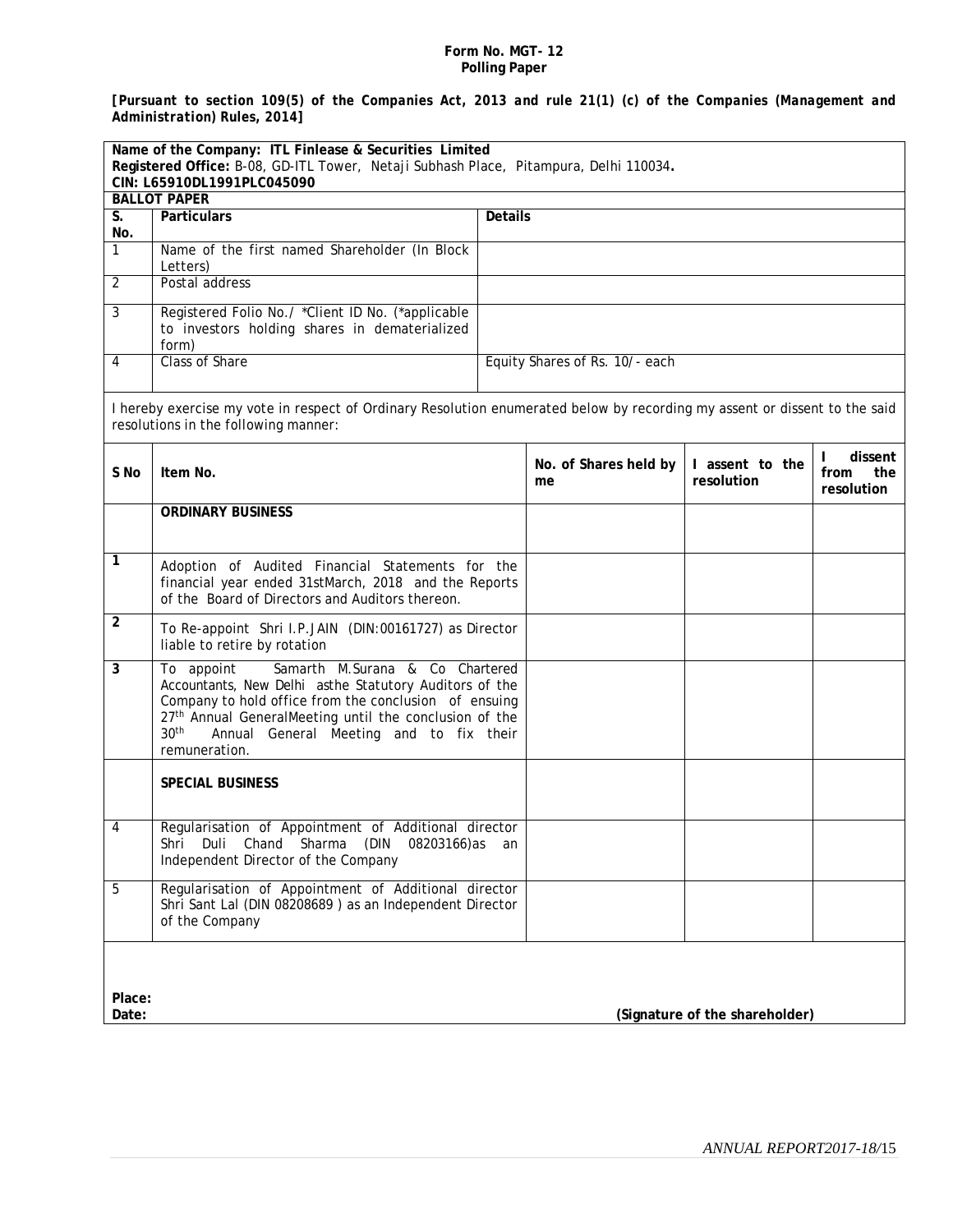**Form No. MGT- 12**
**Polling Paper**

***[Pursuant to section 109(5) of the Companies Act, 2013 and rule 21(1) (c) of the Companies (Management and Administration) Rules, 2014]***

**Name of the Company: ITL Finlease & Securities Limited**
**Registered Office:** B-08, GD-ITL Tower, Netaji Subhash Place, Pitampura, Delhi 110034**.**
**CIN: L65910DL1991PLC045090**

**BALLOT PAPER**

| S. No. | Particulars | Details |
|---|---|---|
| 1 | Name of the first named Shareholder (In Block Letters) | |
| 2 | Postal address | |
| 3 | Registered Folio No./ *Client ID No. (*applicable to investors holding shares in dematerialized form) | |
| 4 | Class of Share | Equity Shares of Rs. 10/- each |

I hereby exercise my vote in respect of Ordinary Resolution enumerated below by recording my assent or dissent to the said resolutions in the following manner:

| S No | Item No. | No. of Shares held by me | I assent to the resolution | I dissent from the resolution |
|---|---|---|---|---|
| | **ORDINARY BUSINESS** | | | |
| **1** | Adoption of Audited Financial Statements for the financial year ended 31stMarch, 2018 and the Reports of the Board of Directors and Auditors thereon. | | | |
| **2** | To Re-appoint Shri I.P.JAIN (DIN:00161727) as Director liable to retire by rotation | | | |
| **3** | To appoint Samarth M.Surana & Co Chartered Accountants, New Delhi asthe Statutory Auditors of the Company to hold office from the conclusion of ensuing 27th Annual GeneralMeeting until the conclusion of the 30th Annual General Meeting and to fix their remuneration. | | | |
| | **SPECIAL BUSINESS** | | | |
| 4 | Regularisation of Appointment of Additional director Shri Duli Chand Sharma (DIN 08203166)as an Independent Director of the Company | | | |
| 5 | Regularisation of Appointment of Additional director Shri Sant Lal (DIN 08208689 ) as an Independent Director of the Company | | | |

**Place:**
**Date:** **(Signature of the shareholder)**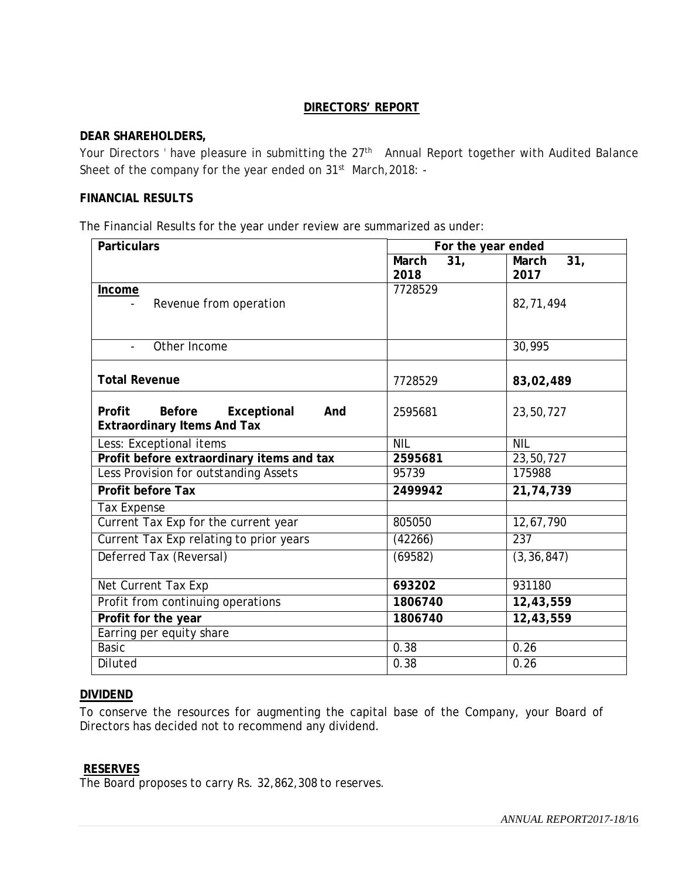## DIRECTORS' REPORT

**DEAR SHAREHOLDERS,**

Your Directors ' have pleasure in submitting the 27th Annual Report together with Audited Balance Sheet of the company for the year ended on 31st March,2018: -

**FINANCIAL RESULTS**

The Financial Results for the year under review are summarized as under:

| Particulars | For the year ended | |
|---|---|---|
| | **March 31, 2018** | **March 31, 2017** |
| **Income**<br>- Revenue from operation | 7728529 | 82,71,494 |
| - Other Income | | 30,995 |
| **Total Revenue** | 7728529 | **83,02,489** |
| **Profit Before Exceptional And Extraordinary Items And Tax** | 2595681 | 23,50,727 |
| Less: Exceptional items | NIL | NIL |
| **Profit before extraordinary items and tax** | **2595681** | 23,50,727 |
| Less Provision for outstanding Assets | 95739 | 175988 |
| **Profit before Tax** | **2499942** | **21,74,739** |
| Tax Expense | | |
| Current Tax Exp for the current year | 805050 | 12,67,790 |
| Current Tax Exp relating to prior years | (42266) | 237 |
| Deferred Tax (Reversal) | (69582) | (3,36,847) |
| Net Current Tax Exp | **693202** | 931180 |
| Profit from continuing operations | **1806740** | **12,43,559** |
| **Profit for the year** | **1806740** | **12,43,559** |
| Earring per equity share | | |
| Basic | 0.38 | 0.26 |
| Diluted | 0.38 | 0.26 |

**DIVIDEND**

To conserve the resources for augmenting the capital base of the Company, your Board of Directors has decided not to recommend any dividend.

**RESERVES**

The Board proposes to carry Rs. 32,862,308 to reserves.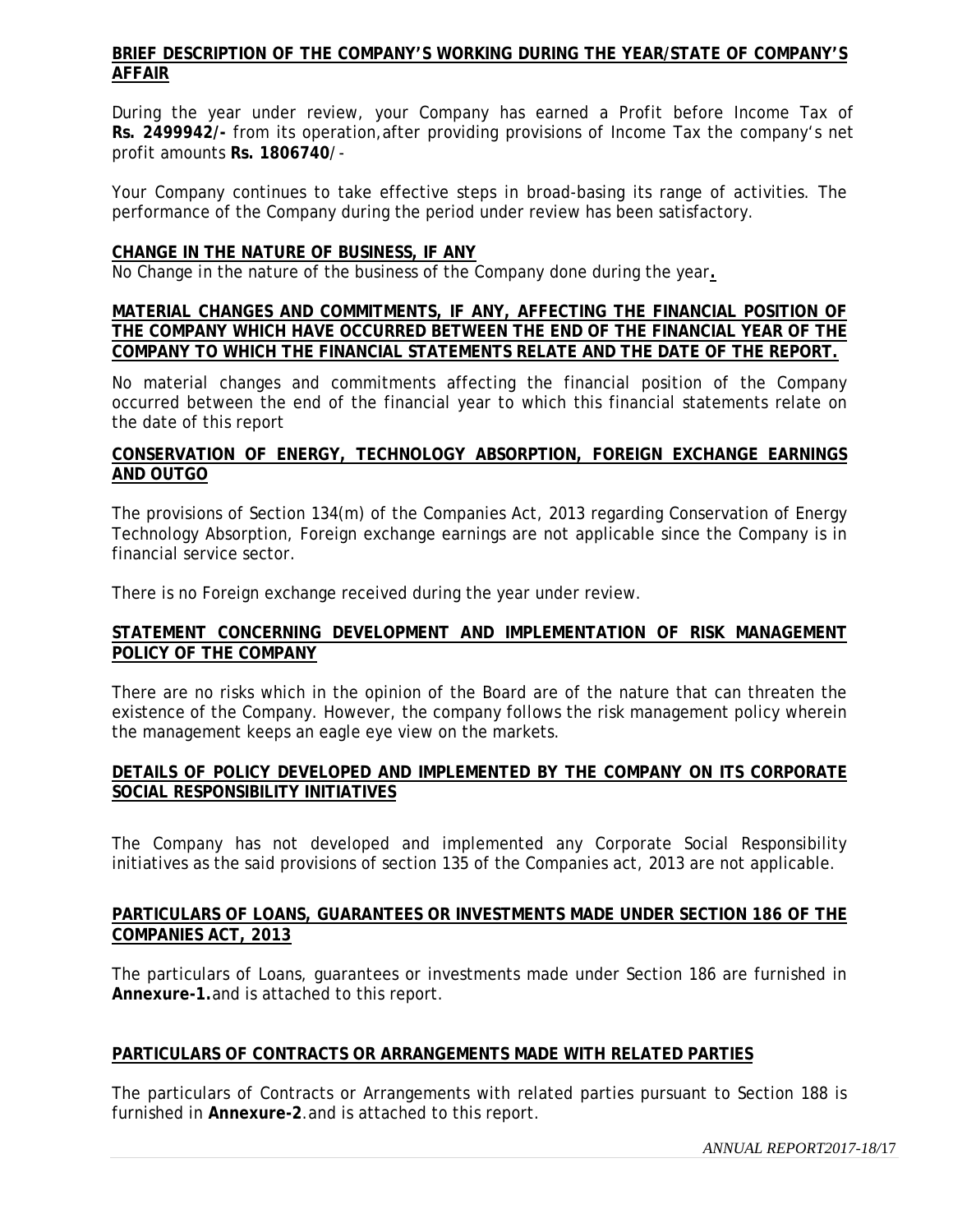## BRIEF DESCRIPTION OF THE COMPANY'S WORKING DURING THE YEAR/STATE OF COMPANY'S AFFAIR

During the year under review, your Company has earned a Profit before Income Tax of **Rs. 2499942/-** from its operation,after providing provisions of Income Tax the company's net profit amounts **Rs. 1806740**/-

Your Company continues to take effective steps in broad-basing its range of activities. The performance of the Company during the period under review has been satisfactory.

## CHANGE IN THE NATURE OF BUSINESS, IF ANY

No Change in the nature of the business of the Company done during the year**.**

## MATERIAL CHANGES AND COMMITMENTS, IF ANY, AFFECTING THE FINANCIAL POSITION OF THE COMPANY WHICH HAVE OCCURRED BETWEEN THE END OF THE FINANCIAL YEAR OF THE COMPANY TO WHICH THE FINANCIAL STATEMENTS RELATE AND THE DATE OF THE REPORT.

No material changes and commitments affecting the financial position of the Company occurred between the end of the financial year to which this financial statements relate on the date of this report

## CONSERVATION OF ENERGY, TECHNOLOGY ABSORPTION, FOREIGN EXCHANGE EARNINGS AND OUTGO

The provisions of Section 134(m) of the Companies Act, 2013 regarding Conservation of Energy Technology Absorption, Foreign exchange earnings are not applicable since the Company is in financial service sector.

There is no Foreign exchange received during the year under review.

## STATEMENT CONCERNING DEVELOPMENT AND IMPLEMENTATION OF RISK MANAGEMENT POLICY OF THE COMPANY

There are no risks which in the opinion of the Board are of the nature that can threaten the existence of the Company. However, the company follows the risk management policy wherein the management keeps an eagle eye view on the markets.

## DETAILS OF POLICY DEVELOPED AND IMPLEMENTED BY THE COMPANY ON ITS CORPORATE SOCIAL RESPONSIBILITY INITIATIVES

The Company has not developed and implemented any Corporate Social Responsibility initiatives as the said provisions of section 135 of the Companies act, 2013 are not applicable.

## PARTICULARS OF LOANS, GUARANTEES OR INVESTMENTS MADE UNDER SECTION 186 OF THE COMPANIES ACT, 2013

The particulars of Loans, guarantees or investments made under Section 186 are furnished in **Annexure-1.**and is attached to this report.

## PARTICULARS OF CONTRACTS OR ARRANGEMENTS MADE WITH RELATED PARTIES

The particulars of Contracts or Arrangements with related parties pursuant to Section 188 is furnished in **Annexure-2**.and is attached to this report.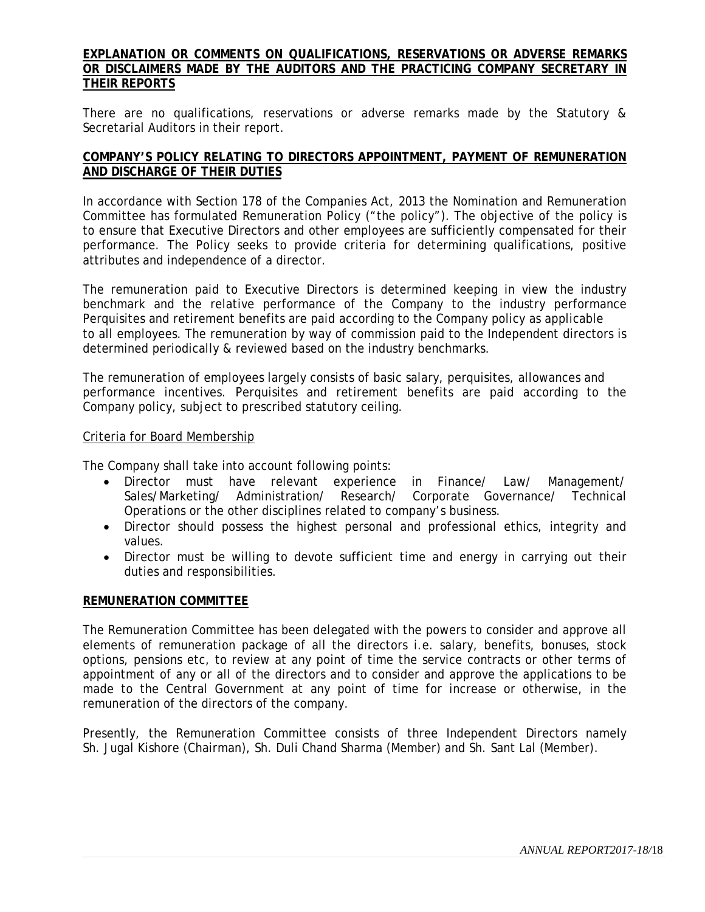**EXPLANATION OR COMMENTS ON QUALIFICATIONS, RESERVATIONS OR ADVERSE REMARKS OR DISCLAIMERS MADE BY THE AUDITORS AND THE PRACTICING COMPANY SECRETARY IN THEIR REPORTS**

There are no qualifications, reservations or adverse remarks made by the Statutory & Secretarial Auditors in their report.

**COMPANY'S POLICY RELATING TO DIRECTORS APPOINTMENT, PAYMENT OF REMUNERATION AND DISCHARGE OF THEIR DUTIES**

In accordance with Section 178 of the Companies Act, 2013 the Nomination and Remuneration Committee has formulated Remuneration Policy ("the policy"). The objective of the policy is to ensure that Executive Directors and other employees are sufficiently compensated for their performance. The Policy seeks to provide criteria for determining qualifications, positive attributes and independence of a director.

The remuneration paid to Executive Directors is determined keeping in view the industry benchmark and the relative performance of the Company to the industry performance Perquisites and retirement benefits are paid according to the Company policy as applicable to all employees. The remuneration by way of commission paid to the Independent directors is determined periodically & reviewed based on the industry benchmarks.

The remuneration of employees largely consists of basic salary, perquisites, allowances and performance incentives. Perquisites and retirement benefits are paid according to the Company policy, subject to prescribed statutory ceiling.

Criteria for Board Membership

The Company shall take into account following points:

- Director must have relevant experience in Finance/ Law/ Management/ Sales/Marketing/ Administration/ Research/ Corporate Governance/ Technical Operations or the other disciplines related to company's business.
- Director should possess the highest personal and professional ethics, integrity and values.
- Director must be willing to devote sufficient time and energy in carrying out their duties and responsibilities.

**REMUNERATION COMMITTEE**

The Remuneration Committee has been delegated with the powers to consider and approve all elements of remuneration package of all the directors i.e. salary, benefits, bonuses, stock options, pensions etc, to review at any point of time the service contracts or other terms of appointment of any or all of the directors and to consider and approve the applications to be made to the Central Government at any point of time for increase or otherwise, in the remuneration of the directors of the company.

Presently, the Remuneration Committee consists of three Independent Directors namely Sh. Jugal Kishore (Chairman), Sh. Duli Chand Sharma (Member) and Sh. Sant Lal (Member).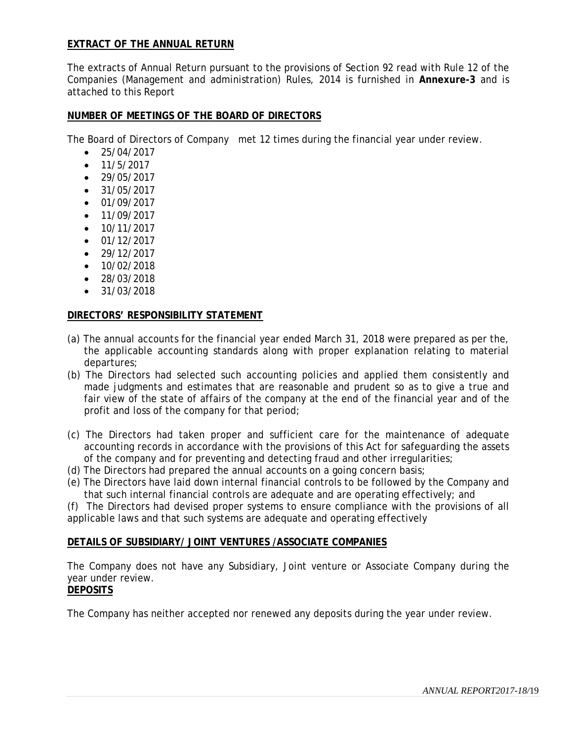## EXTRACT OF THE ANNUAL RETURN

The extracts of Annual Return pursuant to the provisions of Section 92 read with Rule 12 of the Companies (Management and administration) Rules, 2014 is furnished in **Annexure-3** and is attached to this Report

## NUMBER OF MEETINGS OF THE BOARD OF DIRECTORS

The Board of Directors of Company met 12 times during the financial year under review.

- 25/04/2017
- 11/5/2017
- 29/05/2017
- 31/05/2017
- 01/09/2017
- 11/09/2017
- 10/11/2017
- 01/12/2017
- 29/12/2017
- 10/02/2018
- 28/03/2018
- 31/03/2018

## DIRECTORS' RESPONSIBILITY STATEMENT

(a) The annual accounts for the financial year ended March 31, 2018 were prepared as per the, the applicable accounting standards along with proper explanation relating to material departures;

(b) The Directors had selected such accounting policies and applied them consistently and made judgments and estimates that are reasonable and prudent so as to give a true and fair view of the state of affairs of the company at the end of the financial year and of the profit and loss of the company for that period;

(c) The Directors had taken proper and sufficient care for the maintenance of adequate accounting records in accordance with the provisions of this Act for safeguarding the assets of the company and for preventing and detecting fraud and other irregularities;

(d) The Directors had prepared the annual accounts on a going concern basis;

(e) The Directors have laid down internal financial controls to be followed by the Company and that such internal financial controls are adequate and are operating effectively; and

(f) The Directors had devised proper systems to ensure compliance with the provisions of all applicable laws and that such systems are adequate and operating effectively

## DETAILS OF SUBSIDIARY/ JOINT VENTURES /ASSOCIATE COMPANIES

The Company does not have any Subsidiary, Joint venture or Associate Company during the year under review.

## DEPOSITS

The Company has neither accepted nor renewed any deposits during the year under review.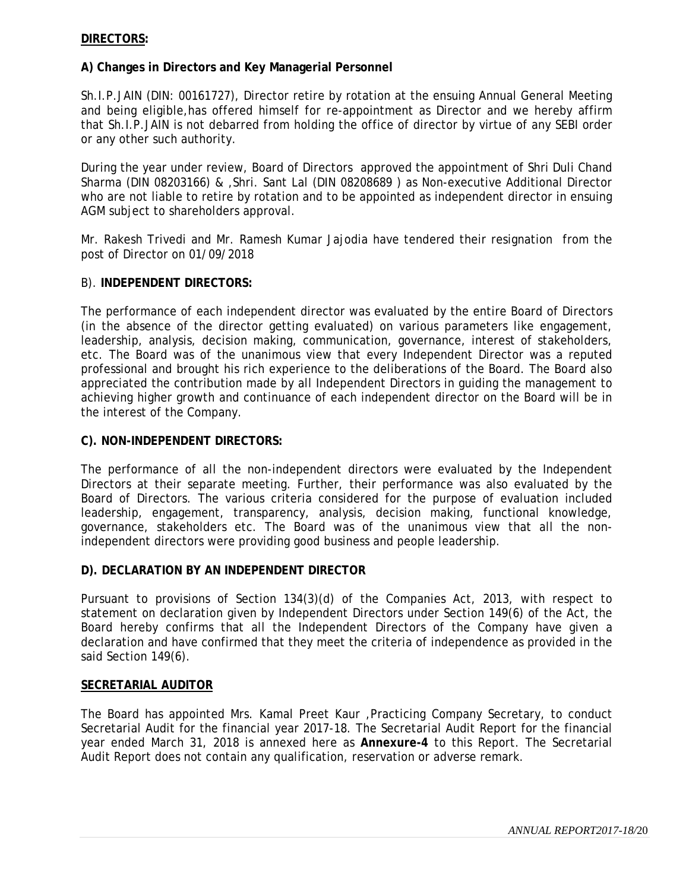## DIRECTORS:

### A) Changes in Directors and Key Managerial Personnel

Sh.I.P.JAIN (DIN: 00161727), Director retire by rotation at the ensuing Annual General Meeting and being eligible,has offered himself for re-appointment as Director and we hereby affirm that Sh.I.P.JAIN is not debarred from holding the office of director by virtue of any SEBI order or any other such authority.

During the year under review, Board of Directors approved the appointment of Shri Duli Chand Sharma (DIN 08203166) & ,Shri. Sant Lal (DIN 08208689 ) as Non-executive Additional Director who are not liable to retire by rotation and to be appointed as independent director in ensuing AGM subject to shareholders approval.

Mr. Rakesh Trivedi and Mr. Ramesh Kumar Jajodia have tendered their resignation from the post of Director on 01/09/2018

### B). INDEPENDENT DIRECTORS:

The performance of each independent director was evaluated by the entire Board of Directors (in the absence of the director getting evaluated) on various parameters like engagement, leadership, analysis, decision making, communication, governance, interest of stakeholders, etc. The Board was of the unanimous view that every Independent Director was a reputed professional and brought his rich experience to the deliberations of the Board. The Board also appreciated the contribution made by all Independent Directors in guiding the management to achieving higher growth and continuance of each independent director on the Board will be in the interest of the Company.

### C). NON-INDEPENDENT DIRECTORS:

The performance of all the non-independent directors were evaluated by the Independent Directors at their separate meeting. Further, their performance was also evaluated by the Board of Directors. The various criteria considered for the purpose of evaluation included leadership, engagement, transparency, analysis, decision making, functional knowledge, governance, stakeholders etc. The Board was of the unanimous view that all the non-independent directors were providing good business and people leadership.

### D). DECLARATION BY AN INDEPENDENT DIRECTOR

Pursuant to provisions of Section 134(3)(d) of the Companies Act, 2013, with respect to statement on declaration given by Independent Directors under Section 149(6) of the Act, the Board hereby confirms that all the Independent Directors of the Company have given a declaration and have confirmed that they meet the criteria of independence as provided in the said Section 149(6).

## SECRETARIAL AUDITOR

The Board has appointed Mrs. Kamal Preet Kaur ,Practicing Company Secretary, to conduct Secretarial Audit for the financial year 2017-18. The Secretarial Audit Report for the financial year ended March 31, 2018 is annexed here as **Annexure-4** to this Report. The Secretarial Audit Report does not contain any qualification, reservation or adverse remark.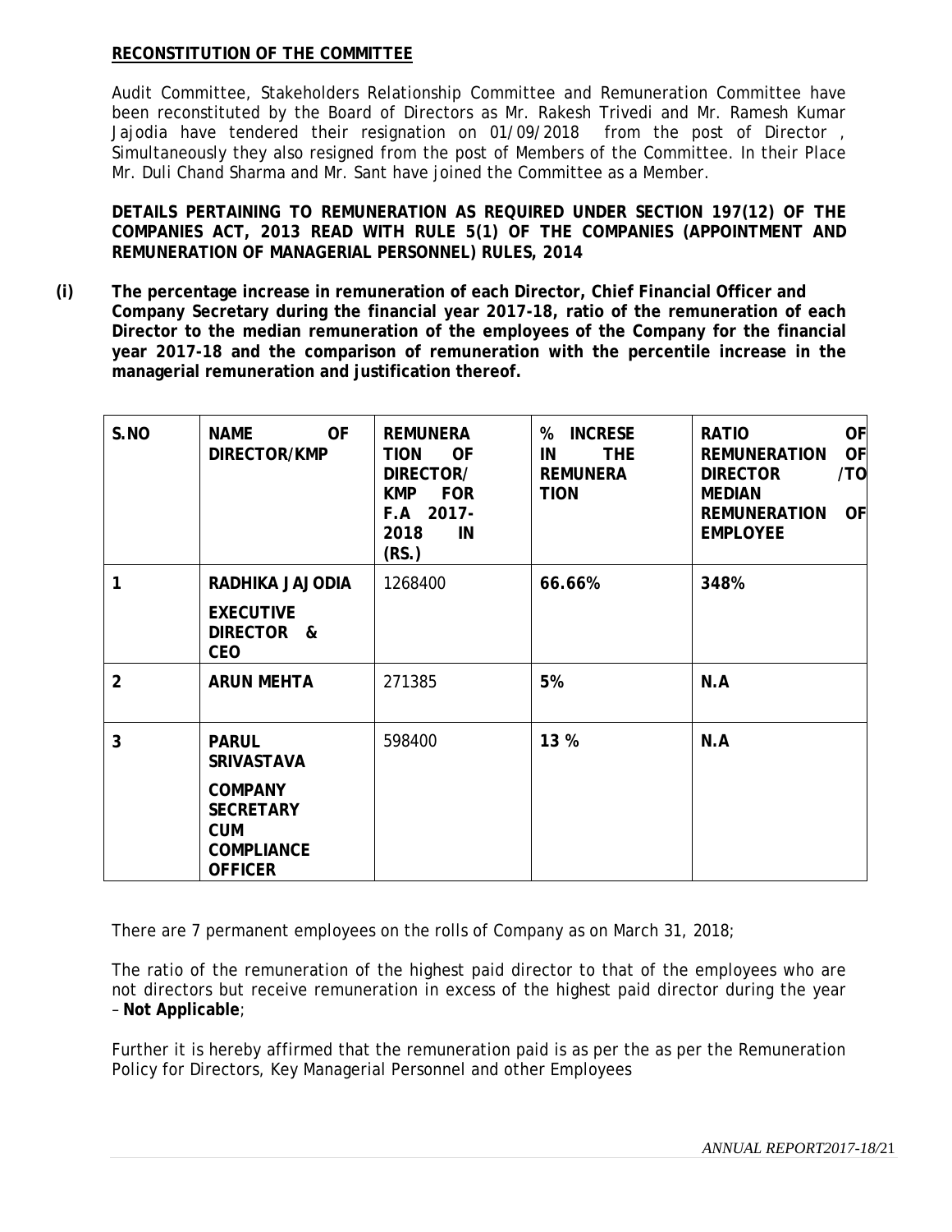**RECONSTITUTION OF THE COMMITTEE**

Audit Committee, Stakeholders Relationship Committee and Remuneration Committee have been reconstituted by the Board of Directors as Mr. Rakesh Trivedi and Mr. Ramesh Kumar Jajodia have tendered their resignation on 01/09/2018 from the post of Director , Simultaneously they also resigned from the post of Members of the Committee. In their Place Mr. Duli Chand Sharma and Mr. Sant have joined the Committee as a Member.

**DETAILS PERTAINING TO REMUNERATION AS REQUIRED UNDER SECTION 197(12) OF THE COMPANIES ACT, 2013 READ WITH RULE 5(1) OF THE COMPANIES (APPOINTMENT AND REMUNERATION OF MANAGERIAL PERSONNEL) RULES, 2014**

**(i) The percentage increase in remuneration of each Director, Chief Financial Officer and Company Secretary during the financial year 2017-18, ratio of the remuneration of each Director to the median remuneration of the employees of the Company for the financial year 2017-18 and the comparison of remuneration with the percentile increase in the managerial remuneration and justification thereof.**

| S.NO | NAME OF DIRECTOR/KMP | REMUNERATION OF DIRECTOR/ KMP FOR F.A 2017-2018 IN (RS.) | % INCRESE IN THE REMUNERATION | RATIO OF REMUNERATION OF DIRECTOR /TO MEDIAN REMUNERATION OF EMPLOYEE |
|---|---|---|---|---|
| 1 | **RADHIKA JAJODIA** **EXECUTIVE DIRECTOR & CEO** | 1268400 | **66.66%** | **348%** |
| 2 | **ARUN MEHTA** | 271385 | **5%** | **N.A** |
| 3 | **PARUL SRIVASTAVA** **COMPANY SECRETARY CUM COMPLIANCE OFFICER** | 598400 | **13 %** | **N.A** |

There are 7 permanent employees on the rolls of Company as on March 31, 2018;

The ratio of the remuneration of the highest paid director to that of the employees who are not directors but receive remuneration in excess of the highest paid director during the year – **Not Applicable**;

Further it is hereby affirmed that the remuneration paid is as per the as per the Remuneration Policy for Directors, Key Managerial Personnel and other Employees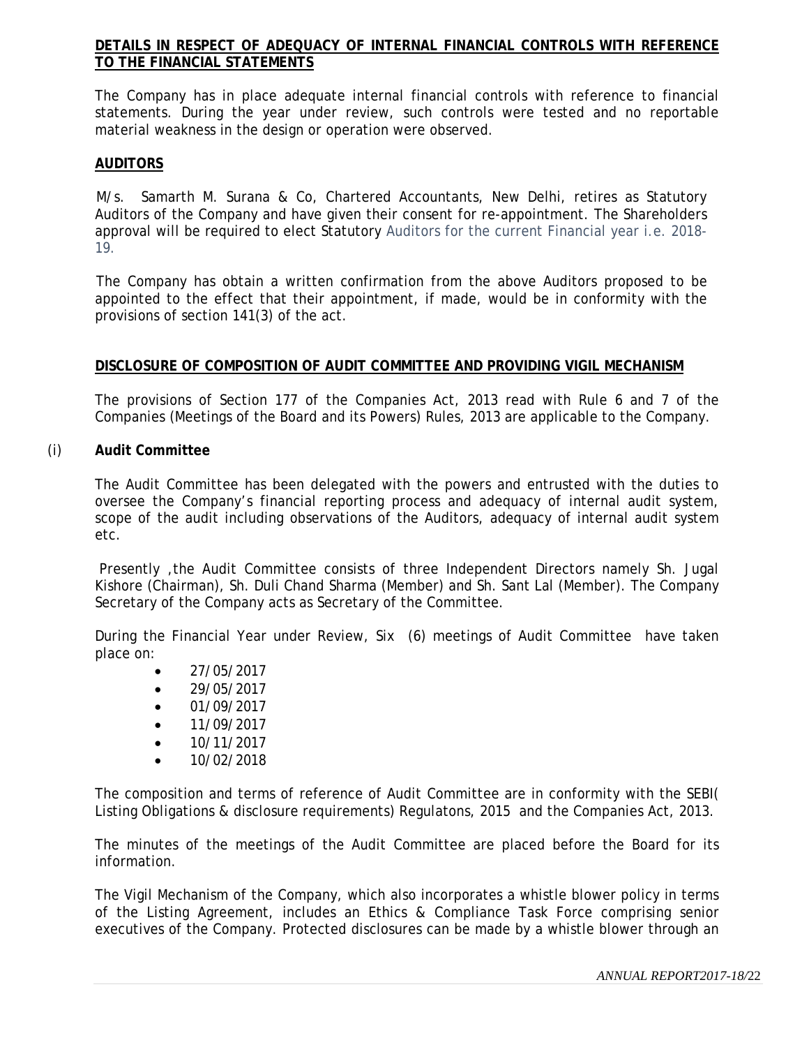**DETAILS IN RESPECT OF ADEQUACY OF INTERNAL FINANCIAL CONTROLS WITH REFERENCE TO THE FINANCIAL STATEMENTS**

The Company has in place adequate internal financial controls with reference to financial statements. During the year under review, such controls were tested and no reportable material weakness in the design or operation were observed.

**AUDITORS**

M/s. Samarth M. Surana & Co, Chartered Accountants, New Delhi, retires as Statutory Auditors of the Company and have given their consent for re-appointment. The Shareholders approval will be required to elect Statutory Auditors for the current Financial year i.e. 2018-19.

The Company has obtain a written confirmation from the above Auditors proposed to be appointed to the effect that their appointment, if made, would be in conformity with the provisions of section 141(3) of the act.

**DISCLOSURE OF COMPOSITION OF AUDIT COMMITTEE AND PROVIDING VIGIL MECHANISM**

The provisions of Section 177 of the Companies Act, 2013 read with Rule 6 and 7 of the Companies (Meetings of the Board and its Powers) Rules, 2013 are applicable to the Company.

(i) **Audit Committee**

The Audit Committee has been delegated with the powers and entrusted with the duties to oversee the Company's financial reporting process and adequacy of internal audit system, scope of the audit including observations of the Auditors, adequacy of internal audit system etc.

Presently ,the Audit Committee consists of three Independent Directors namely Sh. Jugal Kishore (Chairman), Sh. Duli Chand Sharma (Member) and Sh. Sant Lal (Member). The Company Secretary of the Company acts as Secretary of the Committee.

During the Financial Year under Review, Six (6) meetings of Audit Committee have taken place on:

- 27/05/2017
- 29/05/2017
- 01/09/2017
- 11/09/2017
- 10/11/2017
- 10/02/2018

The composition and terms of reference of Audit Committee are in conformity with the SEBI( Listing Obligations & disclosure requirements) Regulatons, 2015 and the Companies Act, 2013.

The minutes of the meetings of the Audit Committee are placed before the Board for its information.

The Vigil Mechanism of the Company, which also incorporates a whistle blower policy in terms of the Listing Agreement, includes an Ethics & Compliance Task Force comprising senior executives of the Company. Protected disclosures can be made by a whistle blower through an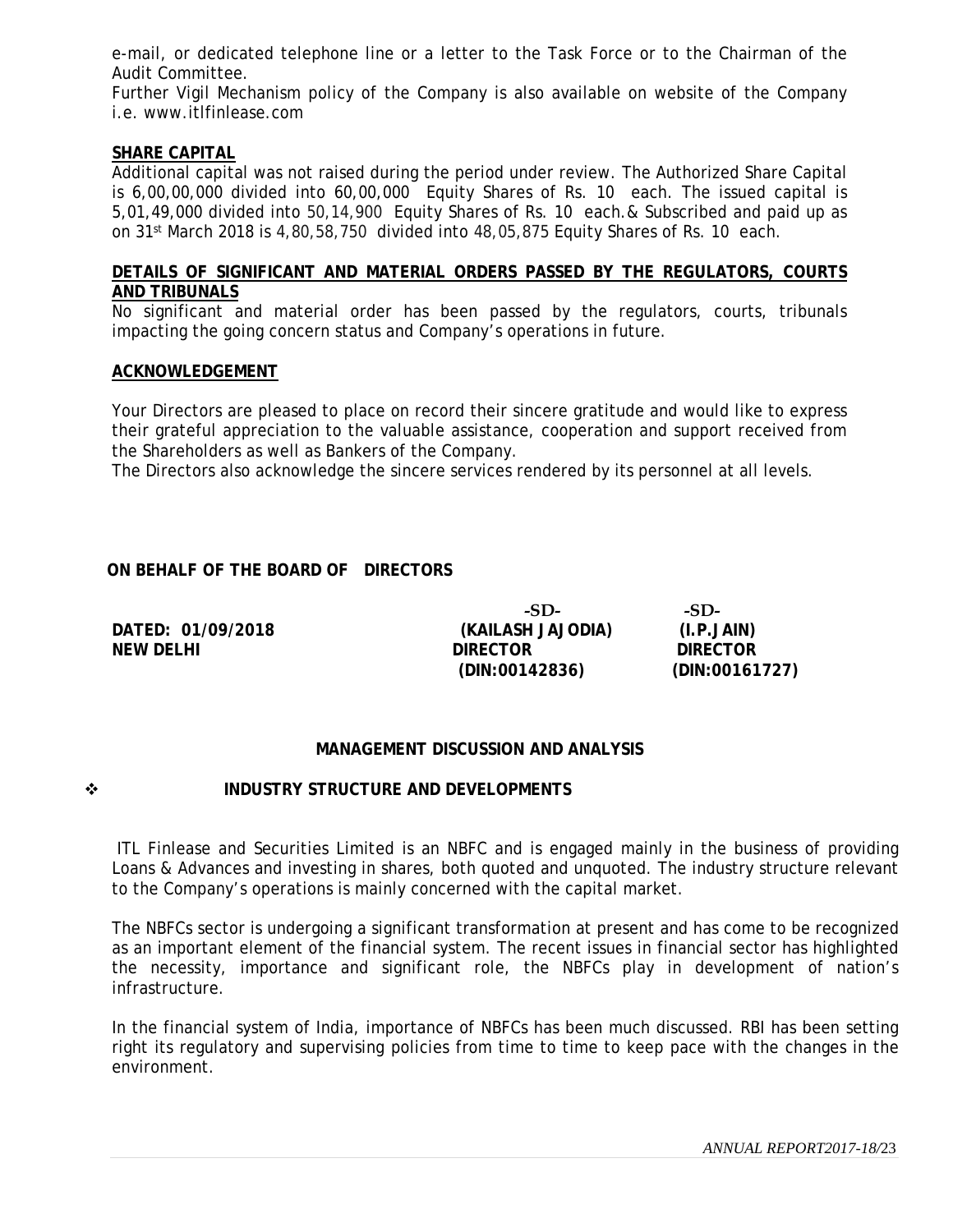e-mail, or dedicated telephone line or a letter to the Task Force or to the Chairman of the Audit Committee.

Further Vigil Mechanism policy of the Company is also available on website of the Company i.e. www.itlfinlease.com

**SHARE CAPITAL**

Additional capital was not raised during the period under review. The Authorized Share Capital is 6,00,00,000 divided into 60,00,000 Equity Shares of Rs. 10 each. The issued capital is 5,01,49,000 divided into 50,14,900 Equity Shares of Rs. 10 each.& Subscribed and paid up as on 31st March 2018 is 4,80,58,750 divided into 48,05,875 Equity Shares of Rs. 10 each.

**DETAILS OF SIGNIFICANT AND MATERIAL ORDERS PASSED BY THE REGULATORS, COURTS AND TRIBUNALS**

No significant and material order has been passed by the regulators, courts, tribunals impacting the going concern status and Company's operations in future.

**ACKNOWLEDGEMENT**

Your Directors are pleased to place on record their sincere gratitude and would like to express their grateful appreciation to the valuable assistance, cooperation and support received from the Shareholders as well as Bankers of the Company.

The Directors also acknowledge the sincere services rendered by its personnel at all levels.

**ON BEHALF OF THE BOARD OF DIRECTORS**

| | -SD- | -SD- |
|---|---|---|
| **DATED: 01/09/2018** | **(KAILASH JAJODIA)** | **(I.P.JAIN)** |
| **NEW DELHI** | **DIRECTOR** | **DIRECTOR** |
| | **(DIN:00142836)** | **(DIN:00161727)** |

## MANAGEMENT DISCUSSION AND ANALYSIS

### ❖ INDUSTRY STRUCTURE AND DEVELOPMENTS

ITL Finlease and Securities Limited is an NBFC and is engaged mainly in the business of providing Loans & Advances and investing in shares, both quoted and unquoted. The industry structure relevant to the Company's operations is mainly concerned with the capital market.

The NBFCs sector is undergoing a significant transformation at present and has come to be recognized as an important element of the financial system. The recent issues in financial sector has highlighted the necessity, importance and significant role, the NBFCs play in development of nation's infrastructure.

In the financial system of India, importance of NBFCs has been much discussed. RBI has been setting right its regulatory and supervising policies from time to time to keep pace with the changes in the environment.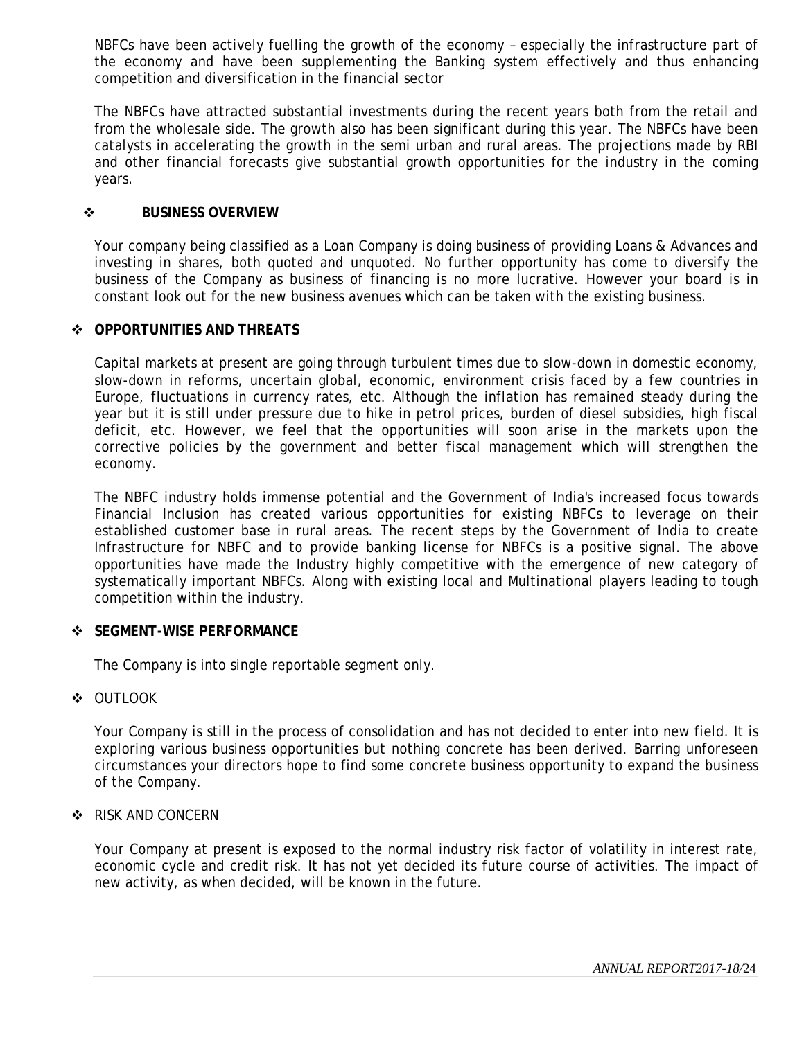NBFCs have been actively fuelling the growth of the economy – especially the infrastructure part of the economy and have been supplementing the Banking system effectively and thus enhancing competition and diversification in the financial sector

The NBFCs have attracted substantial investments during the recent years both from the retail and from the wholesale side. The growth also has been significant during this year. The NBFCs have been catalysts in accelerating the growth in the semi urban and rural areas. The projections made by RBI and other financial forecasts give substantial growth opportunities for the industry in the coming years.

- **BUSINESS OVERVIEW**

Your company being classified as a Loan Company is doing business of providing Loans & Advances and investing in shares, both quoted and unquoted. No further opportunity has come to diversify the business of the Company as business of financing is no more lucrative. However your board is in constant look out for the new business avenues which can be taken with the existing business.

- **OPPORTUNITIES AND THREATS**

Capital markets at present are going through turbulent times due to slow-down in domestic economy, slow-down in reforms, uncertain global, economic, environment crisis faced by a few countries in Europe, fluctuations in currency rates, etc. Although the inflation has remained steady during the year but it is still under pressure due to hike in petrol prices, burden of diesel subsidies, high fiscal deficit, etc. However, we feel that the opportunities will soon arise in the markets upon the corrective policies by the government and better fiscal management which will strengthen the economy.

The NBFC industry holds immense potential and the Government of India's increased focus towards Financial Inclusion has created various opportunities for existing NBFCs to leverage on their established customer base in rural areas. The recent steps by the Government of India to create Infrastructure for NBFC and to provide banking license for NBFCs is a positive signal. The above opportunities have made the Industry highly competitive with the emergence of new category of systematically important NBFCs. Along with existing local and Multinational players leading to tough competition within the industry.

- **SEGMENT-WISE PERFORMANCE**

The Company is into single reportable segment only.

- OUTLOOK

Your Company is still in the process of consolidation and has not decided to enter into new field. It is exploring various business opportunities but nothing concrete has been derived. Barring unforeseen circumstances your directors hope to find some concrete business opportunity to expand the business of the Company.

- RISK AND CONCERN

Your Company at present is exposed to the normal industry risk factor of volatility in interest rate, economic cycle and credit risk. It has not yet decided its future course of activities. The impact of new activity, as when decided, will be known in the future.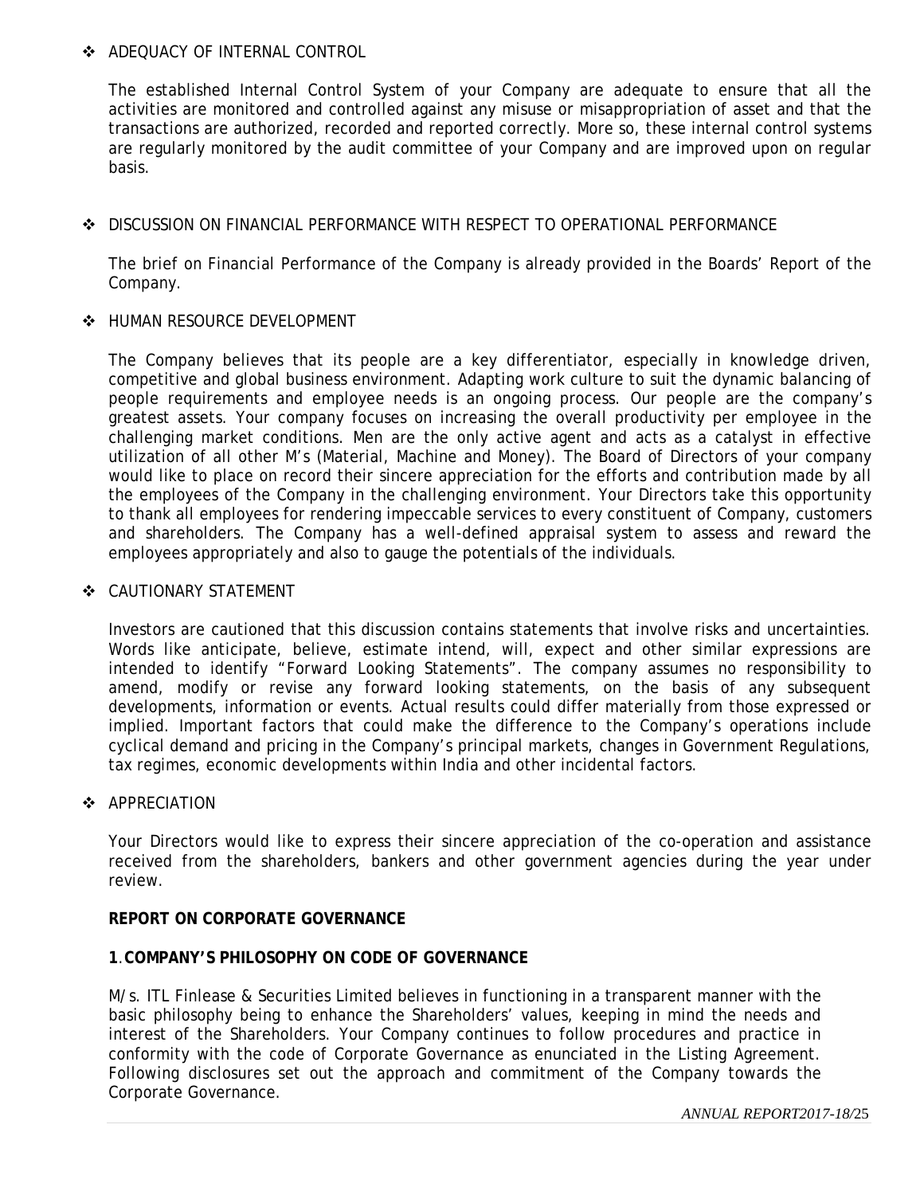- ADEQUACY OF INTERNAL CONTROL

  The established Internal Control System of your Company are adequate to ensure that all the activities are monitored and controlled against any misuse or misappropriation of asset and that the transactions are authorized, recorded and reported correctly. More so, these internal control systems are regularly monitored by the audit committee of your Company and are improved upon on regular basis.

- DISCUSSION ON FINANCIAL PERFORMANCE WITH RESPECT TO OPERATIONAL PERFORMANCE

  The brief on Financial Performance of the Company is already provided in the Boards' Report of the Company.

- HUMAN RESOURCE DEVELOPMENT

  The Company believes that its people are a key differentiator, especially in knowledge driven, competitive and global business environment. Adapting work culture to suit the dynamic balancing of people requirements and employee needs is an ongoing process. Our people are the company's greatest assets. Your company focuses on increasing the overall productivity per employee in the challenging market conditions. Men are the only active agent and acts as a catalyst in effective utilization of all other M's (Material, Machine and Money). The Board of Directors of your company would like to place on record their sincere appreciation for the efforts and contribution made by all the employees of the Company in the challenging environment. Your Directors take this opportunity to thank all employees for rendering impeccable services to every constituent of Company, customers and shareholders. The Company has a well-defined appraisal system to assess and reward the employees appropriately and also to gauge the potentials of the individuals.

- CAUTIONARY STATEMENT

  Investors are cautioned that this discussion contains statements that involve risks and uncertainties. Words like anticipate, believe, estimate intend, will, expect and other similar expressions are intended to identify "Forward Looking Statements". The company assumes no responsibility to amend, modify or revise any forward looking statements, on the basis of any subsequent developments, information or events. Actual results could differ materially from those expressed or implied. Important factors that could make the difference to the Company's operations include cyclical demand and pricing in the Company's principal markets, changes in Government Regulations, tax regimes, economic developments within India and other incidental factors.

- APPRECIATION

  Your Directors would like to express their sincere appreciation of the co-operation and assistance received from the shareholders, bankers and other government agencies during the year under review.

## REPORT ON CORPORATE GOVERNANCE

### 1. COMPANY'S PHILOSOPHY ON CODE OF GOVERNANCE

M/s. ITL Finlease & Securities Limited believes in functioning in a transparent manner with the basic philosophy being to enhance the Shareholders' values, keeping in mind the needs and interest of the Shareholders. Your Company continues to follow procedures and practice in conformity with the code of Corporate Governance as enunciated in the Listing Agreement. Following disclosures set out the approach and commitment of the Company towards the Corporate Governance.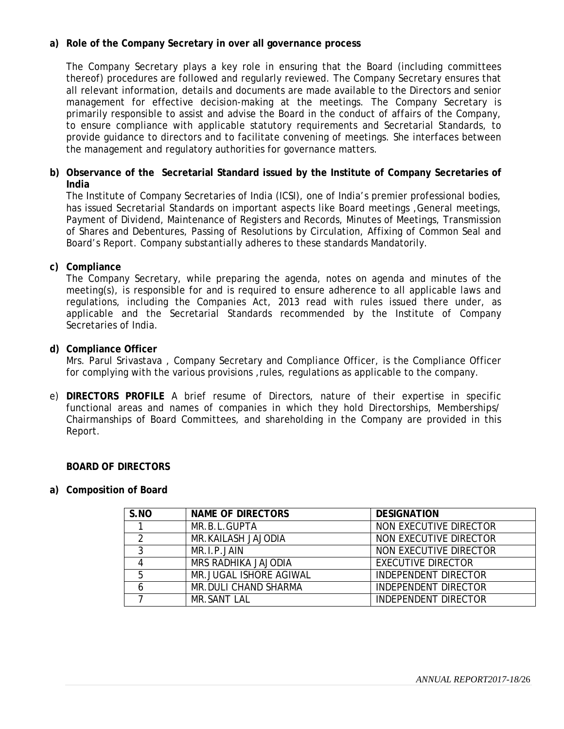**a) Role of the Company Secretary in over all governance process**

The Company Secretary plays a key role in ensuring that the Board (including committees thereof) procedures are followed and regularly reviewed. The Company Secretary ensures that all relevant information, details and documents are made available to the Directors and senior management for effective decision-making at the meetings. The Company Secretary is primarily responsible to assist and advise the Board in the conduct of affairs of the Company, to ensure compliance with applicable statutory requirements and Secretarial Standards, to provide guidance to directors and to facilitate convening of meetings. She interfaces between the management and regulatory authorities for governance matters.

**b) Observance of the Secretarial Standard issued by the Institute of Company Secretaries of India**

The Institute of Company Secretaries of India (ICSI), one of India's premier professional bodies, has issued Secretarial Standards on important aspects like Board meetings ,General meetings, Payment of Dividend, Maintenance of Registers and Records, Minutes of Meetings, Transmission of Shares and Debentures, Passing of Resolutions by Circulation, Affixing of Common Seal and Board's Report. Company substantially adheres to these standards Mandatorily.

**c) Compliance**

The Company Secretary, while preparing the agenda, notes on agenda and minutes of the meeting(s), is responsible for and is required to ensure adherence to all applicable laws and regulations, including the Companies Act, 2013 read with rules issued there under, as applicable and the Secretarial Standards recommended by the Institute of Company Secretaries of India.

**d) Compliance Officer**

Mrs. Parul Srivastava , Company Secretary and Compliance Officer, is the Compliance Officer for complying with the various provisions ,rules, regulations as applicable to the company.

e) **DIRECTORS PROFILE** A brief resume of Directors, nature of their expertise in specific functional areas and names of companies in which they hold Directorships, Memberships/ Chairmanships of Board Committees, and shareholding in the Company are provided in this Report.

**BOARD OF DIRECTORS**

**a) Composition of Board**

| S.NO | NAME OF DIRECTORS | DESIGNATION |
|---|---|---|
| 1 | MR.B.L.GUPTA | NON EXECUTIVE DIRECTOR |
| 2 | MR.KAILASH JAJODIA | NON EXECUTIVE DIRECTOR |
| 3 | MR.I.P.JAIN | NON EXECUTIVE DIRECTOR |
| 4 | MRS RADHIKA JAJODIA | EXECUTIVE DIRECTOR |
| 5 | MR.JUGAL ISHORE AGIWAL | INDEPENDENT DIRECTOR |
| 6 | MR.DULI CHAND SHARMA | INDEPENDENT DIRECTOR |
| 7 | MR.SANT LAL | INDEPENDENT DIRECTOR |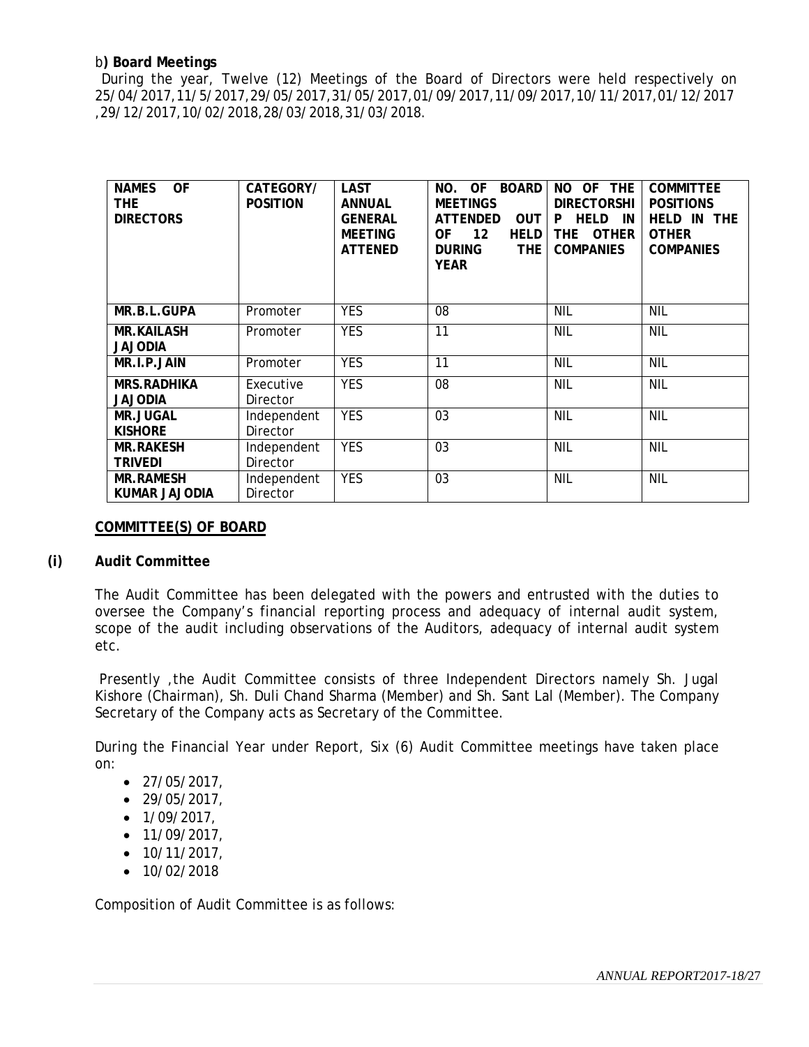b**) Board Meetings**

During the year, Twelve (12) Meetings of the Board of Directors were held respectively on 25/04/2017,11/5/2017,29/05/2017,31/05/2017,01/09/2017,11/09/2017,10/11/2017,01/12/2017 ,29/12/2017,10/02/2018,28/03/2018,31/03/2018.

| NAMES OF THE DIRECTORS | CATEGORY/ POSITION | LAST ANNUAL GENERAL MEETING ATTENED | NO. OF BOARD MEETINGS ATTENDED OUT OF 12 HELD DURING THE YEAR | NO OF THE DIRECTORSHIP HELD IN THE OTHER COMPANIES | COMMITTEE POSITIONS HELD IN THE OTHER COMPANIES |
|---|---|---|---|---|---|
| **MR.B.L.GUPA** | Promoter | YES | 08 | NIL | NIL |
| **MR.KAILASH JAJODIA** | Promoter | YES | 11 | NIL | NIL |
| **MR.I.P.JAIN** | Promoter | YES | 11 | NIL | NIL |
| **MRS.RADHIKA JAJODIA** | Executive Director | YES | 08 | NIL | NIL |
| **MR.JUGAL KISHORE** | Independent Director | YES | 03 | NIL | NIL |
| **MR.RAKESH TRIVEDI** | Independent Director | YES | 03 | NIL | NIL |
| **MR.RAMESH KUMAR JAJODIA** | Independent Director | YES | 03 | NIL | NIL |

**COMMITTEE(S) OF BOARD**

**(i) Audit Committee**

The Audit Committee has been delegated with the powers and entrusted with the duties to oversee the Company's financial reporting process and adequacy of internal audit system, scope of the audit including observations of the Auditors, adequacy of internal audit system etc.

Presently ,the Audit Committee consists of three Independent Directors namely Sh. Jugal Kishore (Chairman), Sh. Duli Chand Sharma (Member) and Sh. Sant Lal (Member). The Company Secretary of the Company acts as Secretary of the Committee.

During the Financial Year under Report, Six (6) Audit Committee meetings have taken place on:

- 27/05/2017,
- 29/05/2017,
- 1/09/2017,
- 11/09/2017,
- 10/11/2017,
- 10/02/2018

Composition of Audit Committee is as follows: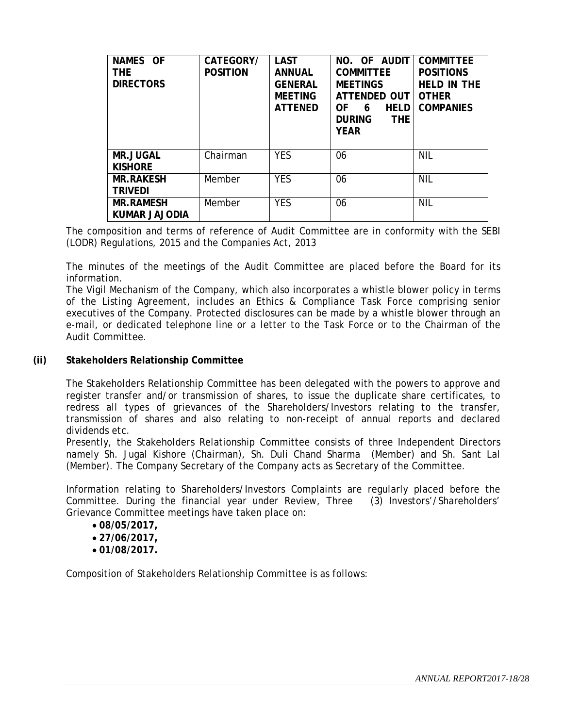| NAMES OF THE DIRECTORS | CATEGORY/ POSITION | LAST ANNUAL GENERAL MEETING ATTENED | NO. OF AUDIT COMMITTEE MEETINGS ATTENDED OUT OF 6 HELD DURING THE YEAR | COMMITTEE POSITIONS HELD IN THE OTHER COMPANIES |
|---|---|---|---|---|
| MR.JUGAL KISHORE | Chairman | YES | 06 | NIL |
| MR.RAKESH TRIVEDI | Member | YES | 06 | NIL |
| MR.RAMESH KUMAR JAJODIA | Member | YES | 06 | NIL |

The composition and terms of reference of Audit Committee are in conformity with the SEBI (LODR) Regulations, 2015 and the Companies Act, 2013

The minutes of the meetings of the Audit Committee are placed before the Board for its information.

The Vigil Mechanism of the Company, which also incorporates a whistle blower policy in terms of the Listing Agreement, includes an Ethics & Compliance Task Force comprising senior executives of the Company. Protected disclosures can be made by a whistle blower through an e-mail, or dedicated telephone line or a letter to the Task Force or to the Chairman of the Audit Committee.

**(ii) Stakeholders Relationship Committee**

The Stakeholders Relationship Committee has been delegated with the powers to approve and register transfer and/or transmission of shares, to issue the duplicate share certificates, to redress all types of grievances of the Shareholders/Investors relating to the transfer, transmission of shares and also relating to non-receipt of annual reports and declared dividends etc.

Presently, the Stakeholders Relationship Committee consists of three Independent Directors namely Sh. Jugal Kishore (Chairman), Sh. Duli Chand Sharma (Member) and Sh. Sant Lal (Member). The Company Secretary of the Company acts as Secretary of the Committee.

Information relating to Shareholders/Investors Complaints are regularly placed before the Committee. During the financial year under Review, Three (3) Investors'/Shareholders' Grievance Committee meetings have taken place on:

- **08/05/2017,**
- **27/06/2017,**
- **01/08/2017.**

Composition of Stakeholders Relationship Committee is as follows: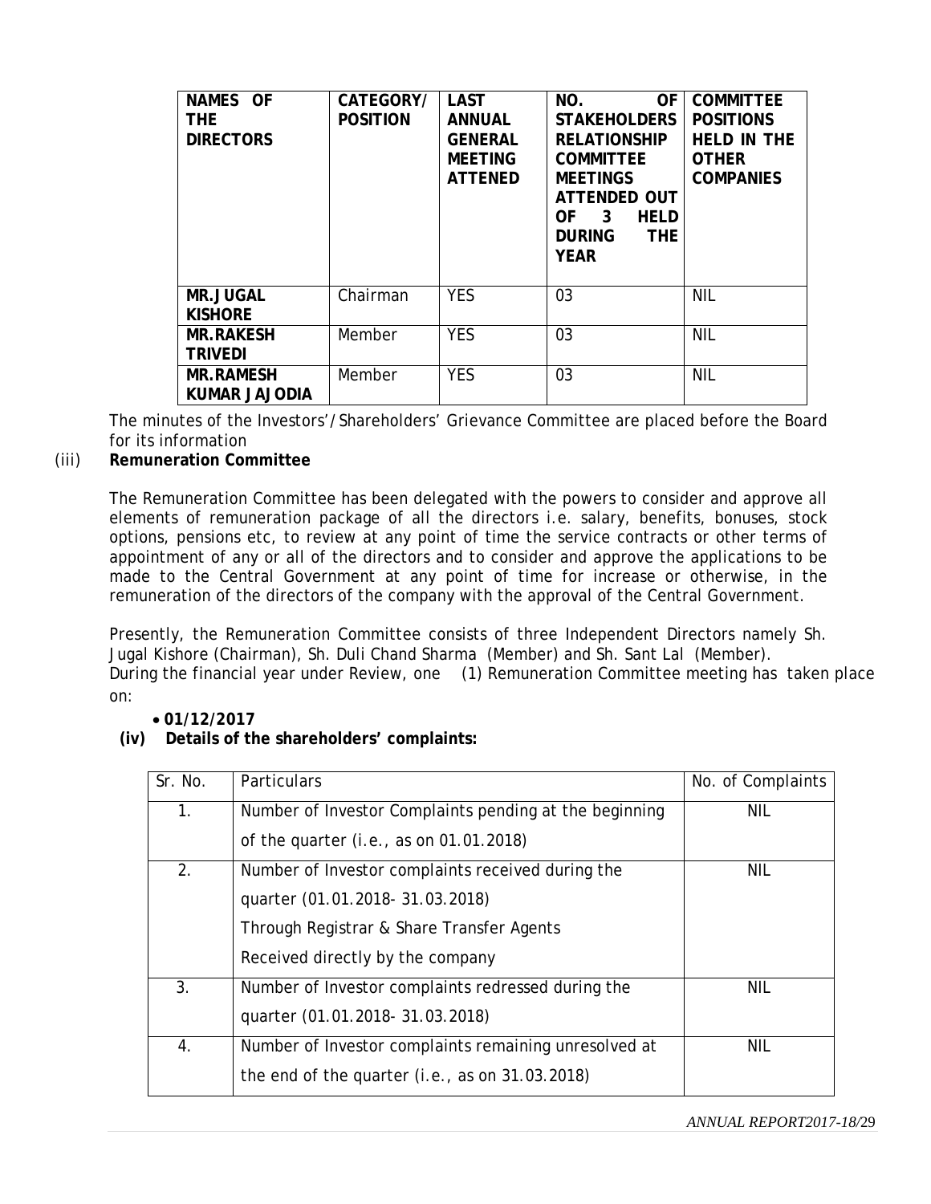| NAMES OF THE DIRECTORS | CATEGORY/ POSITION | LAST ANNUAL GENERAL MEETING ATTENED | NO. OF STAKEHOLDERS RELATIONSHIP COMMITTEE MEETINGS ATTENDED OUT OF 3 HELD DURING THE YEAR | COMMITTEE POSITIONS HELD IN THE OTHER COMPANIES |
|---|---|---|---|---|
| **MR.JUGAL KISHORE** | Chairman | YES | 03 | NIL |
| **MR.RAKESH TRIVEDI** | Member | YES | 03 | NIL |
| **MR.RAMESH KUMAR JAJODIA** | Member | YES | 03 | NIL |

The minutes of the Investors'/Shareholders' Grievance Committee are placed before the Board for its information

(iii) **Remuneration Committee**

The Remuneration Committee has been delegated with the powers to consider and approve all elements of remuneration package of all the directors i.e. salary, benefits, bonuses, stock options, pensions etc, to review at any point of time the service contracts or other terms of appointment of any or all of the directors and to consider and approve the applications to be made to the Central Government at any point of time for increase or otherwise, in the remuneration of the directors of the company with the approval of the Central Government.

Presently, the Remuneration Committee consists of three Independent Directors namely Sh. Jugal Kishore (Chairman), Sh. Duli Chand Sharma (Member) and Sh. Sant Lal (Member).
During the financial year under Review, one (1) Remuneration Committee meeting has taken place on:

- **01/12/2017**

(iv) **Details of the shareholders' complaints:**

| Sr. No. | Particulars | No. of Complaints |
|---|---|---|
| 1. | Number of Investor Complaints pending at the beginning of the quarter (i.e., as on 01.01.2018) | NIL |
| 2. | Number of Investor complaints received during the quarter (01.01.2018- 31.03.2018)<br>Through Registrar & Share Transfer Agents<br>Received directly by the company | NIL |
| 3. | Number of Investor complaints redressed during the quarter (01.01.2018- 31.03.2018) | NIL |
| 4. | Number of Investor complaints remaining unresolved at the end of the quarter (i.e., as on 31.03.2018) | NIL |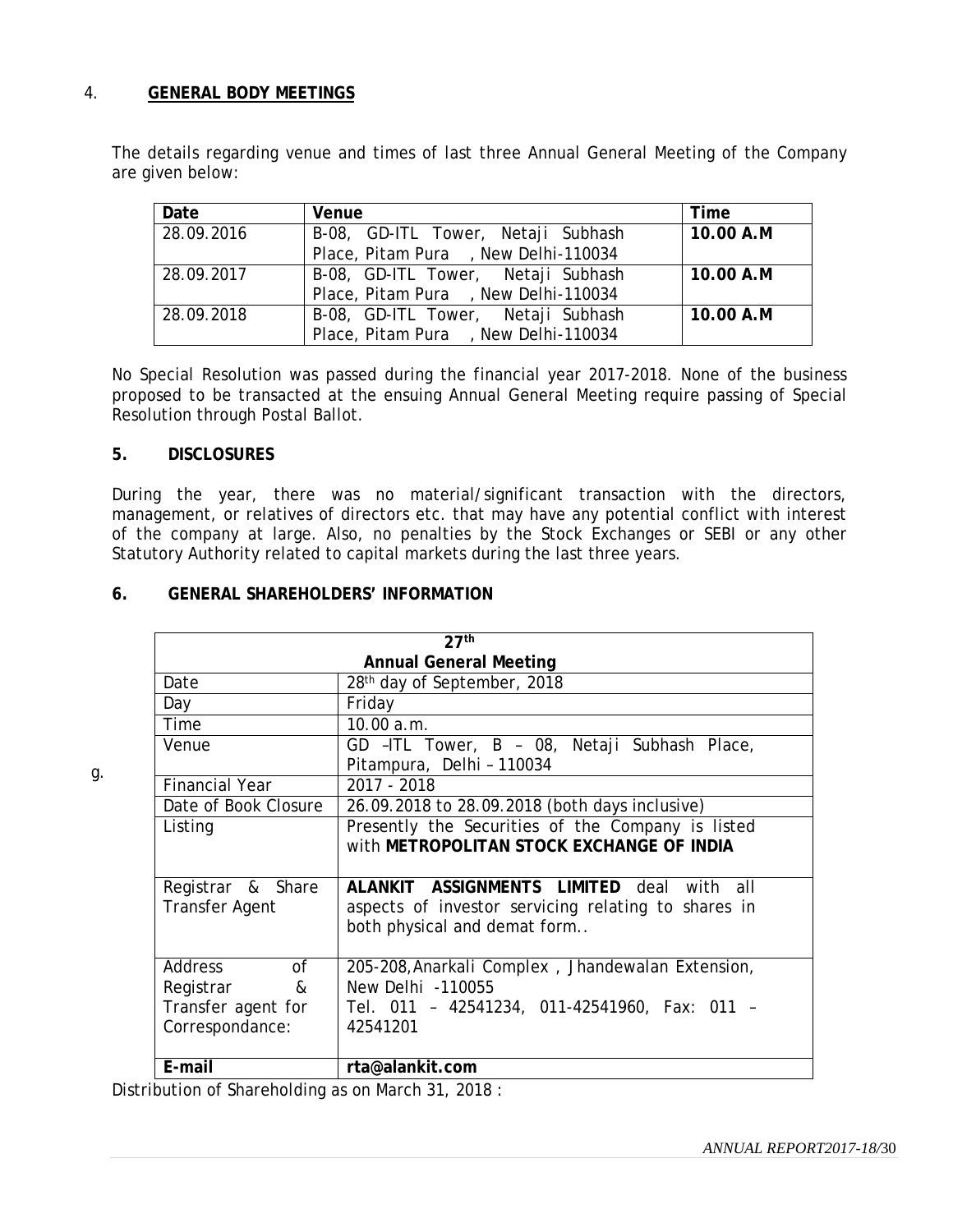4. **GENERAL BODY MEETINGS**

The details regarding venue and times of last three Annual General Meeting of the Company are given below:

| Date | Venue | Time |
|---|---|---|
| 28.09.2016 | B-08, GD-ITL Tower, Netaji Subhash Place, Pitam Pura , New Delhi-110034 | **10.00 A.M** |
| 28.09.2017 | B-08, GD-ITL Tower, Netaji Subhash Place, Pitam Pura , New Delhi-110034 | **10.00 A.M** |
| 28.09.2018 | B-08, GD-ITL Tower, Netaji Subhash Place, Pitam Pura , New Delhi-110034 | **10.00 A.M** |

No Special Resolution was passed during the financial year 2017-2018. None of the business proposed to be transacted at the ensuing Annual General Meeting require passing of Special Resolution through Postal Ballot.

**5. DISCLOSURES**

During the year, there was no material/significant transaction with the directors, management, or relatives of directors etc. that may have any potential conflict with interest of the company at large. Also, no penalties by the Stock Exchanges or SEBI or any other Statutory Authority related to capital markets during the last three years.

**6. GENERAL SHAREHOLDERS' INFORMATION**

g.

| 27th Annual General Meeting | |
|---|---|
| Date | 28th day of September, 2018 |
| Day | Friday |
| Time | 10.00 a.m. |
| Venue | GD –ITL Tower, B – 08, Netaji Subhash Place, Pitampura, Delhi – 110034 |
| Financial Year | 2017 - 2018 |
| Date of Book Closure | 26.09.2018 to 28.09.2018 (both days inclusive) |
| Listing | Presently the Securities of the Company is listed with **METROPOLITAN STOCK EXCHANGE OF INDIA** |
| Registrar & Share Transfer Agent | **ALANKIT ASSIGNMENTS LIMITED** deal with all aspects of investor servicing relating to shares in both physical and demat form.. |
| Address of Registrar & Transfer agent for Correspondance: | 205-208,Anarkali Complex , Jhandewalan Extension, New Delhi -110055 Tel. 011 – 42541234, 011-42541960, Fax: 011 – 42541201 |
| **E-mail** | **rta@alankit.com** |

Distribution of Shareholding as on March 31, 2018 :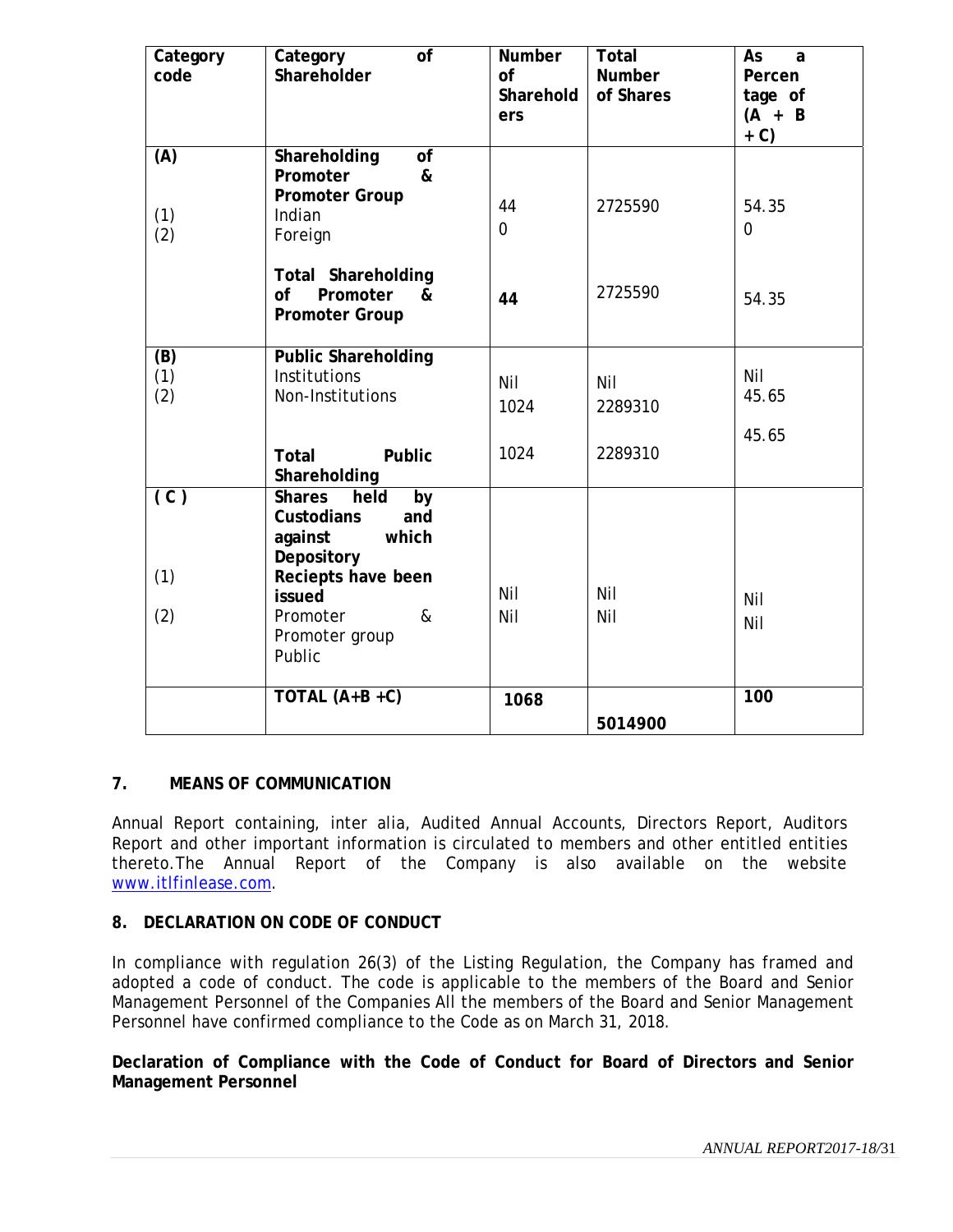| Category code | Category of Shareholder | Number of Shareholders | Total Number of Shares | As a Percentage of (A + B + C) |
|---|---|---|---|---|
| **(A)** | **Shareholding of Promoter & Promoter Group** | | | |
| (1) | Indian | 44 | 2725590 | 54.35 |
| (2) | Foreign | 0 | | 0 |
| | **Total Shareholding of Promoter & Promoter Group** | **44** | 2725590 | 54.35 |
| **(B)** | **Public Shareholding** | | | |
| (1) | Institutions | Nil | Nil | Nil |
| (2) | Non-Institutions | 1024 | 2289310 | 45.65 |
| | **Total Public Shareholding** | 1024 | 2289310 | 45.65 |
| **( C )** | **Shares held by Custodians and against which Depository Reciepts have been issued** | | | |
| (1) | Promoter & Promoter group | Nil | Nil | Nil |
| (2) | Public | Nil | Nil | Nil |
| | **TOTAL (A+B +C)** | **1068** | **5014900** | **100** |

**7. MEANS OF COMMUNICATION**

Annual Report containing, inter alia, Audited Annual Accounts, Directors Report, Auditors Report and other important information is circulated to members and other entitled entities thereto.The Annual Report of the Company is also available on the website www.itlfinlease.com.

**8. DECLARATION ON CODE OF CONDUCT**

In compliance with regulation 26(3) of the Listing Regulation, the Company has framed and adopted a code of conduct. The code is applicable to the members of the Board and Senior Management Personnel of the Companies All the members of the Board and Senior Management Personnel have confirmed compliance to the Code as on March 31, 2018.

**Declaration of Compliance with the Code of Conduct for Board of Directors and Senior Management Personnel**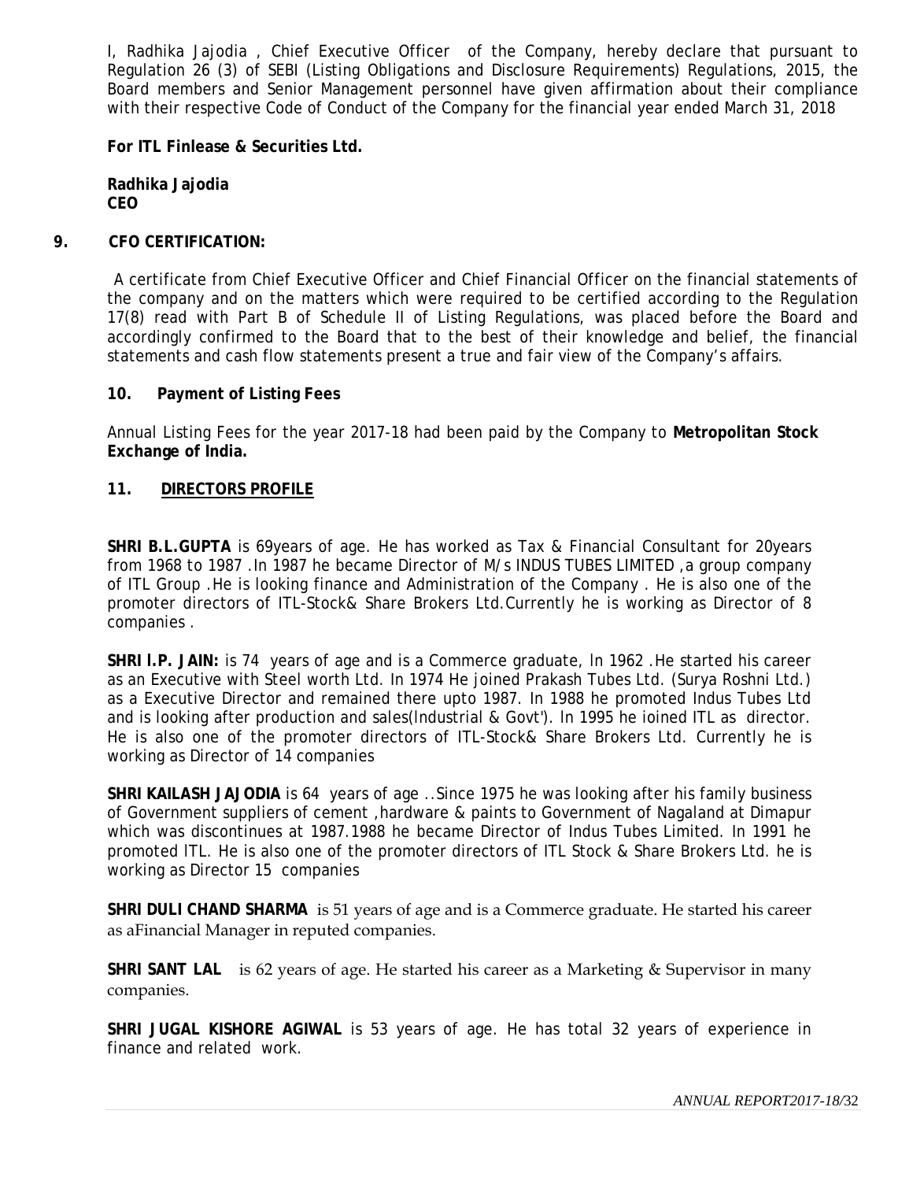I, Radhika Jajodia , Chief Executive Officer of the Company, hereby declare that pursuant to Regulation 26 (3) of SEBI (Listing Obligations and Disclosure Requirements) Regulations, 2015, the Board members and Senior Management personnel have given affirmation about their compliance with their respective Code of Conduct of the Company for the financial year ended March 31, 2018

**For ITL Finlease & Securities Ltd.**

**Radhika Jajodia**
**CEO**

## 9. CFO CERTIFICATION:

A certificate from Chief Executive Officer and Chief Financial Officer on the financial statements of the company and on the matters which were required to be certified according to the Regulation 17(8) read with Part B of Schedule II of Listing Regulations, was placed before the Board and accordingly confirmed to the Board that to the best of their knowledge and belief, the financial statements and cash flow statements present a true and fair view of the Company's affairs.

## 10. Payment of Listing Fees

Annual Listing Fees for the year 2017-18 had been paid by the Company to **Metropolitan Stock Exchange of India.**

## 11. DIRECTORS PROFILE

**SHRI B.L.GUPTA** is 69years of age. He has worked as Tax & Financial Consultant for 20years from 1968 to 1987 .In 1987 he became Director of M/s INDUS TUBES LIMITED ,a group company of ITL Group .He is looking finance and Administration of the Company . He is also one of the promoter directors of ITL-Stock& Share Brokers Ltd.Currently he is working as Director of 8 companies .

**SHRI I.P. JAIN:** is 74 years of age and is a Commerce graduate, In 1962 .He started his career as an Executive with Steel worth Ltd. In 1974 He joined Prakash Tubes Ltd. (Surya Roshni Ltd.) as a Executive Director and remained there upto 1987. In 1988 he promoted Indus Tubes Ltd and is looking after production and sales(Industrial & Govt'). In 1995 he ioined ITL as director. He is also one of the promoter directors of ITL-Stock& Share Brokers Ltd. Currently he is working as Director of 14 companies

**SHRI KAILASH JAJODIA** is 64 years of age ..Since 1975 he was looking after his family business of Government suppliers of cement ,hardware & paints to Government of Nagaland at Dimapur which was discontinues at 1987.1988 he became Director of Indus Tubes Limited. In 1991 he promoted ITL. He is also one of the promoter directors of ITL Stock & Share Brokers Ltd. he is working as Director 15 companies

**SHRI DULI CHAND SHARMA** is 51 years of age and is a Commerce graduate. He started his career as aFinancial Manager in reputed companies.

**SHRI SANT LAL** is 62 years of age. He started his career as a Marketing & Supervisor in many companies.

**SHRI JUGAL KISHORE AGIWAL** is 53 years of age. He has total 32 years of experience in finance and related work.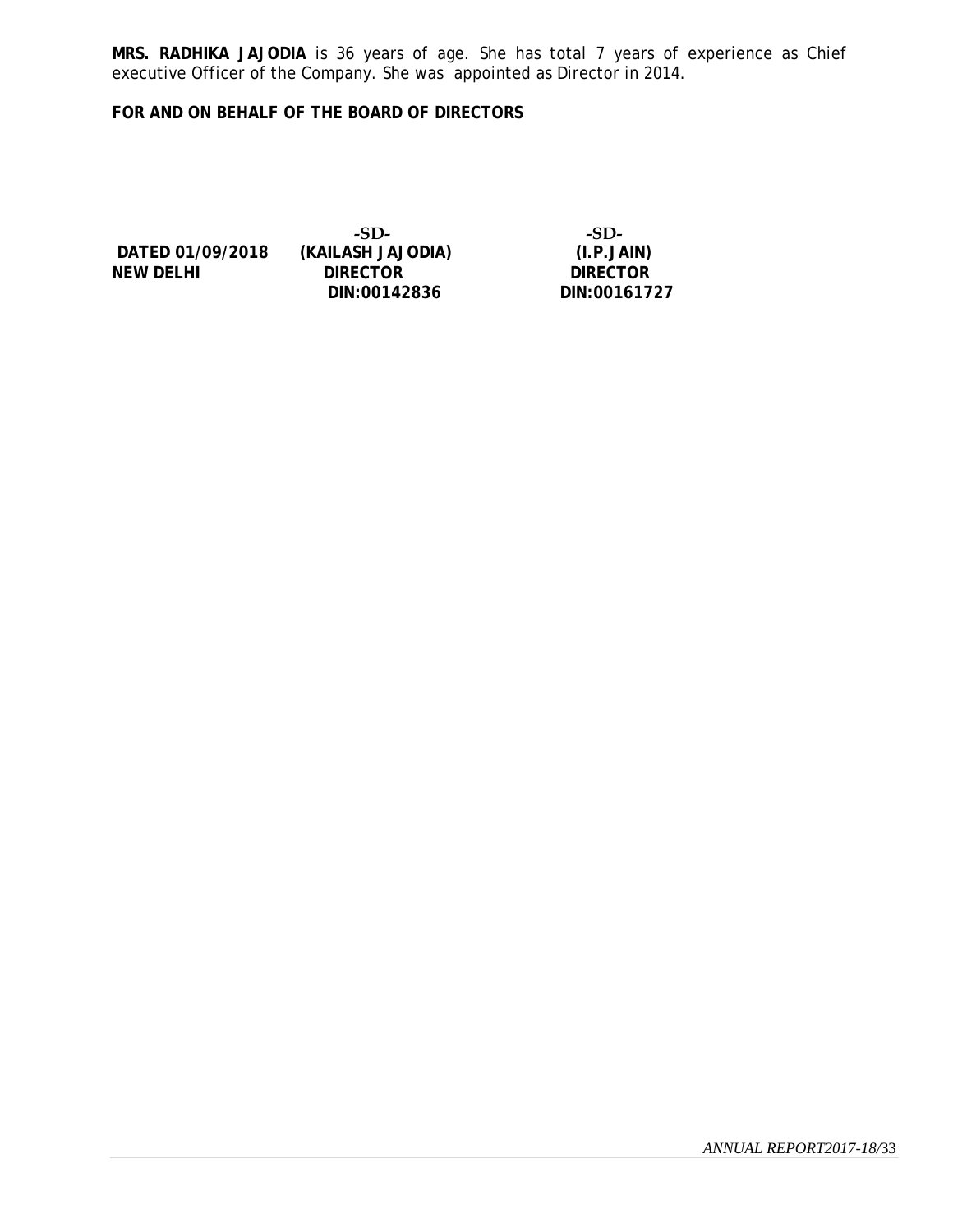**MRS. RADHIKA JAJODIA** is 36 years of age. She has total 7 years of experience as Chief executive Officer of the Company. She was appointed as Director in 2014.

**FOR AND ON BEHALF OF THE BOARD OF DIRECTORS**

| | -SD- | -SD- |
|---|---|---|
| **DATED 01/09/2018** | **(KAILASH JAJODIA)** | **(I.P.JAIN)** |
| **NEW DELHI** | **DIRECTOR** | **DIRECTOR** |
| | **DIN:00142836** | **DIN:00161727** |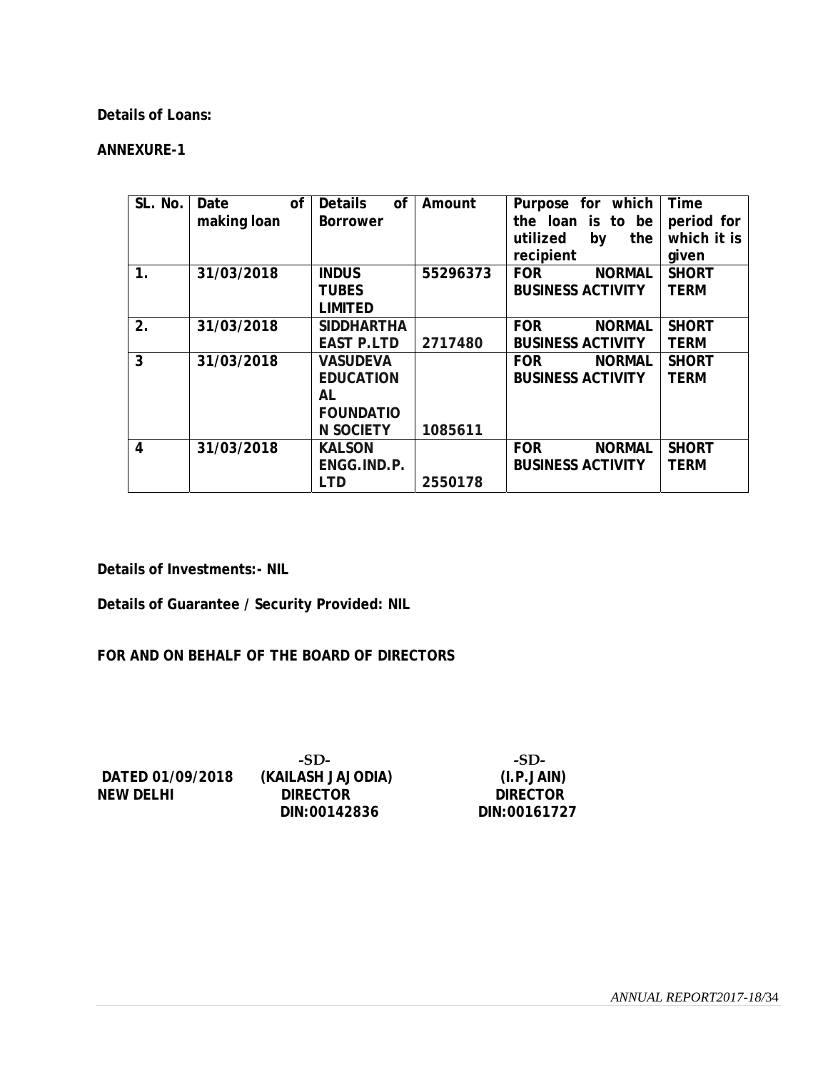**Details of Loans:**

**ANNEXURE-1**

| SL. No. | Date of making loan | Details of Borrower | Amount | Purpose for which the loan is to be utilized by the recipient | Time period for which it is given |
|---|---|---|---|---|---|
| 1. | 31/03/2018 | INDUS TUBES LIMITED | 55296373 | FOR NORMAL BUSINESS ACTIVITY | SHORT TERM |
| 2. | 31/03/2018 | SIDDHARTHA EAST P.LTD | 2717480 | FOR NORMAL BUSINESS ACTIVITY | SHORT TERM |
| 3 | 31/03/2018 | VASUDEVA EDUCATIONAL FOUNDATION SOCIETY | 1085611 | FOR NORMAL BUSINESS ACTIVITY | SHORT TERM |
| 4 | 31/03/2018 | KALSON ENGG.IND.P.LTD | 2550178 | FOR NORMAL BUSINESS ACTIVITY | SHORT TERM |

**Details of Investments:- NIL**

**Details of Guarantee / Security Provided: NIL**

**FOR AND ON BEHALF OF THE BOARD OF DIRECTORS**

| | | |
|---|---|---|
| | -SD- | -SD- |
| DATED 01/09/2018 | (KAILASH JAJODIA) | (I.P.JAIN) |
| NEW DELHI | DIRECTOR | DIRECTOR |
| | DIN:00142836 | DIN:00161727 |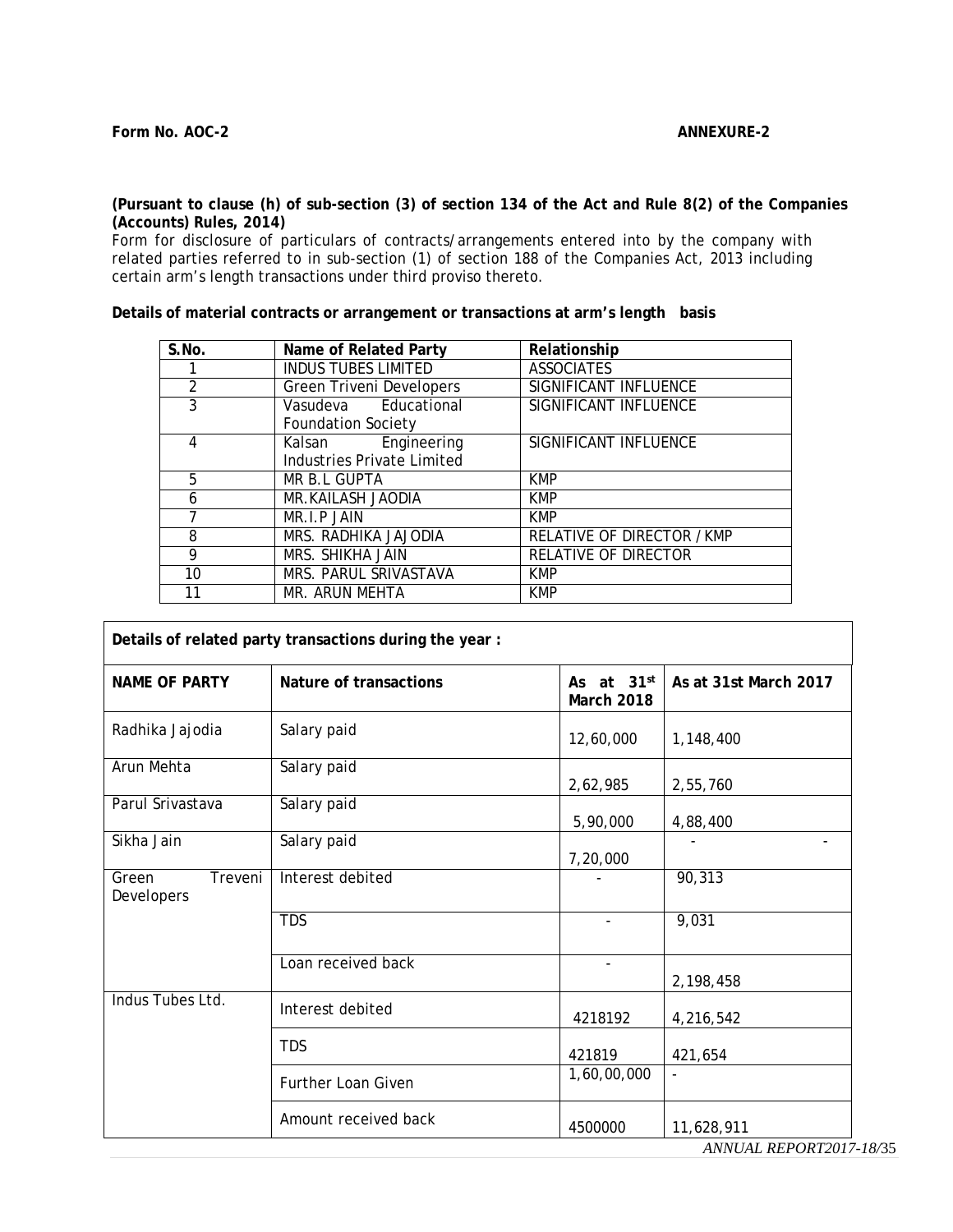**Form No. AOC-2** **ANNEXURE-2**

**(Pursuant to clause (h) of sub-section (3) of section 134 of the Act and Rule 8(2) of the Companies (Accounts) Rules, 2014)**

Form for disclosure of particulars of contracts/arrangements entered into by the company with related parties referred to in sub-section (1) of section 188 of the Companies Act, 2013 including certain arm's length transactions under third proviso thereto.

**Details of material contracts or arrangement or transactions at arm's length basis**

| S.No. | Name of Related Party | Relationship |
|---|---|---|
| 1 | INDUS TUBES LIMITED | ASSOCIATES |
| 2 | Green Triveni Developers | SIGNIFICANT INFLUENCE |
| 3 | Vasudeva Educational Foundation Society | SIGNIFICANT INFLUENCE |
| 4 | Kalsan Engineering Industries Private Limited | SIGNIFICANT INFLUENCE |
| 5 | MR B.L GUPTA | KMP |
| 6 | MR.KAILASH JAODIA | KMP |
| 7 | MR.I.P JAIN | KMP |
| 8 | MRS. RADHIKA JAJODIA | RELATIVE OF DIRECTOR / KMP |
| 9 | MRS. SHIKHA JAIN | RELATIVE OF DIRECTOR |
| 10 | MRS. PARUL SRIVASTAVA | KMP |
| 11 | MR. ARUN MEHTA | KMP |

**Details of related party transactions during the year :**

| NAME OF PARTY | Nature of transactions | As at 31st March 2018 | As at 31st March 2017 |
|---|---|---|---|
| Radhika Jajodia | Salary paid | 12,60,000 | 1,148,400 |
| Arun Mehta | Salary paid | 2,62,985 | 2,55,760 |
| Parul Srivastava | Salary paid | 5,90,000 | 4,88,400 |
| Sikha Jain | Salary paid | 7,20,000 | - - |
| Green Treveni Developers | Interest debited | - | 90,313 |
| | TDS | - | 9,031 |
| | Loan received back | - | 2,198,458 |
| Indus Tubes Ltd. | Interest debited | 4218192 | 4,216,542 |
| | TDS | 421819 | 421,654 |
| | Further Loan Given | 1,60,00,000 | - |
| | Amount received back | 4500000 | 11,628,911 |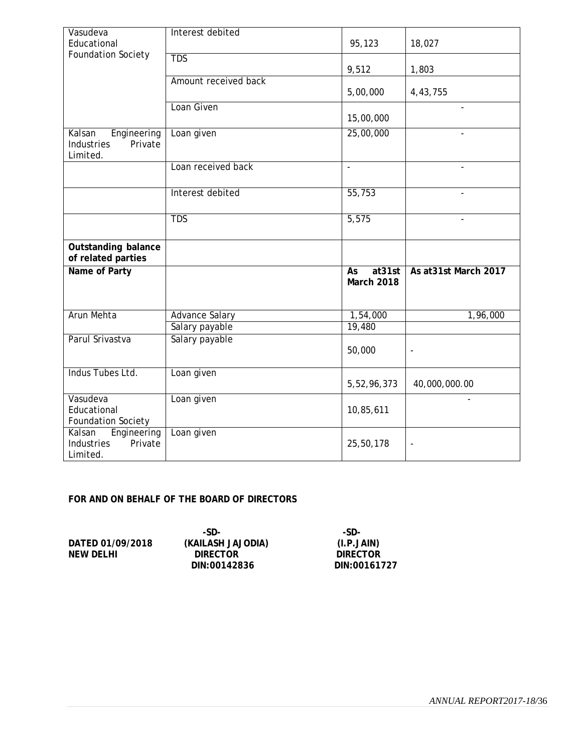| | | | |
|---|---|---|---|
| Vasudeva Educational Foundation Society | Interest debited | 95,123 | 18,027 |
| | TDS | 9,512 | 1,803 |
| | Amount received back | 5,00,000 | 4,43,755 |
| | Loan Given | 15,00,000 | - |
| Kalsan Engineering Industries Private Limited. | Loan given | 25,00,000 | - |
| | Loan received back | - | - |
| | Interest debited | 55,753 | - |
| | TDS | 5,575 | - |
| **Outstanding balance of related parties** | | | |
| **Name of Party** | | **As at31st March 2018** | **As at31st March 2017** |
| Arun Mehta | Advance Salary | 1,54,000 | 1,96,000 |
| | Salary payable | 19,480 | |
| Parul Srivastva | Salary payable | 50,000 | - |
| Indus Tubes Ltd. | Loan given | 5,52,96,373 | 40,000,000.00 |
| Vasudeva Educational Foundation Society | Loan given | 10,85,611 | - |
| Kalsan Engineering Industries Private Limited. | Loan given | 25,50,178 | - |

**FOR AND ON BEHALF OF THE BOARD OF DIRECTORS**

| | | |
|---|---|---|
| | **-SD-** | **-SD-** |
| **DATED 01/09/2018** | **(KAILASH JAJODIA)** | **(I.P.JAIN)** |
| **NEW DELHI** | **DIRECTOR** | **DIRECTOR** |
| | **DIN:00142836** | **DIN:00161727** |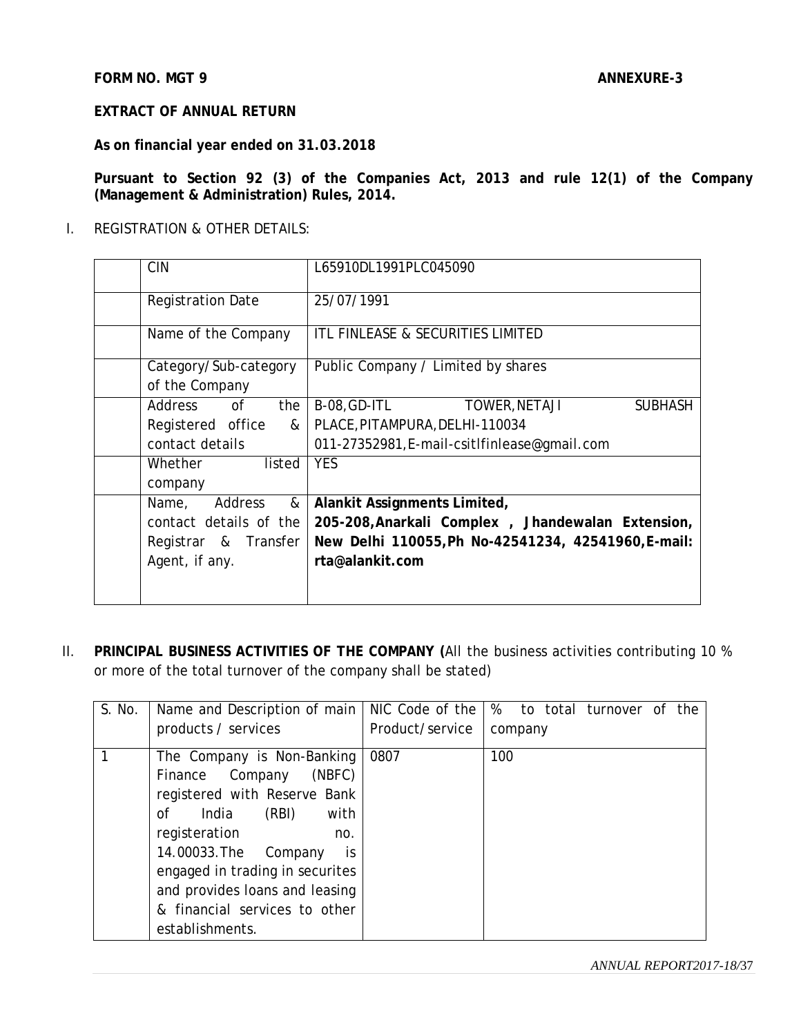**FORM NO. MGT 9** **ANNEXURE-3**

**EXTRACT OF ANNUAL RETURN**

**As on financial year ended on 31.03.2018**

**Pursuant to Section 92 (3) of the Companies Act, 2013 and rule 12(1) of the Company (Management & Administration) Rules, 2014.**

I. REGISTRATION & OTHER DETAILS:

| | | |
|---|---|---|
| | CIN | L65910DL1991PLC045090 |
| | Registration Date | 25/07/1991 |
| | Name of the Company | ITL FINLEASE & SECURITIES LIMITED |
| | Category/Sub-category of the Company | Public Company / Limited by shares |
| | Address of the Registered office & contact details | B-08,GD-ITL TOWER,NETAJI SUBHASH PLACE,PITAMPURA,DELHI-110034 011-27352981,E-mail-csitlfinlease@gmail.com |
| | Whether listed company | YES |
| | Name, Address & contact details of the Registrar & Transfer Agent, if any. | **Alankit Assignments Limited, 205-208,Anarkali Complex , Jhandewalan Extension, New Delhi 110055,Ph No-42541234, 42541960,E-mail: rta@alankit.com** |

II. **PRINCIPAL BUSINESS ACTIVITIES OF THE COMPANY (**All the business activities contributing 10 % or more of the total turnover of the company shall be stated)

| S. No. | Name and Description of main products / services | NIC Code of the Product/service | % to total turnover of the company |
|---|---|---|---|
| 1 | The Company is Non-Banking Finance Company (NBFC) registered with Reserve Bank of India (RBI) with registeration no. 14.00033.The Company is engaged in trading in securites and provides loans and leasing & financial services to other establishments. | 0807 | 100 |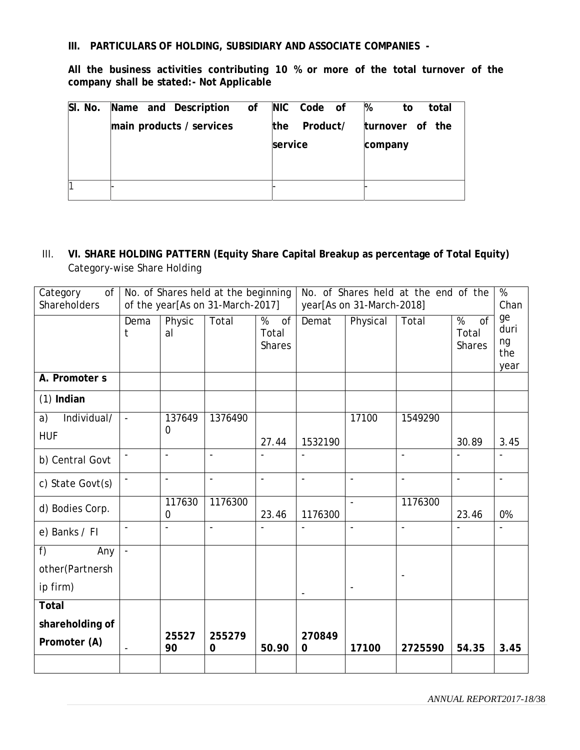## III. PARTICULARS OF HOLDING, SUBSIDIARY AND ASSOCIATE COMPANIES -

**All the business activities contributing 10 % or more of the total turnover of the company shall be stated:- Not Applicable**

| Sl. No. | Name and Description of main products / services | NIC Code of the Product/ service | % to total turnover of the company |
|---|---|---|---|
| 1 | - | - | - |

III. **VI. SHARE HOLDING PATTERN (Equity Share Capital Breakup as percentage of Total Equity)**
Category-wise Share Holding

| Category of Shareholders | No. of Shares held at the beginning of the year[As on 31-March-2017] | | | | No. of Shares held at the end of the year[As on 31-March-2018] | | | | % Change during the year |
|---|---|---|---|---|---|---|---|---|---|
| | Demat | Physical | Total | % of Total Shares | Demat | Physical | Total | % of Total Shares | |
| **A. Promoter s** | | | | | | | | | |
| (1) **Indian** | | | | | | | | | |
| a) Individual/ HUF | - | 1376490 | 1376490 | 27.44 | 1532190 | 17100 | 1549290 | 30.89 | 3.45 |
| b) Central Govt | - | - | - | - | - | | - | - | - |
| c) State Govt(s) | - | - | - | - | - | - | - | - | - |
| d) Bodies Corp. | | 1176300 | 1176300 | 23.46 | 1176300 | - | 1176300 | 23.46 | 0% |
| e) Banks / FI | - | - | - | - | - | - | - | - | - |
| f) Any other(Partnership firm) | - | | | | - | - | - | | |
| **Total shareholding of Promoter (A)** | - | **2552790** | **2552790** | **50.90** | **2708490** | **17100** | **2725590** | **54.35** | **3.45** |
| | | | | | | | | | |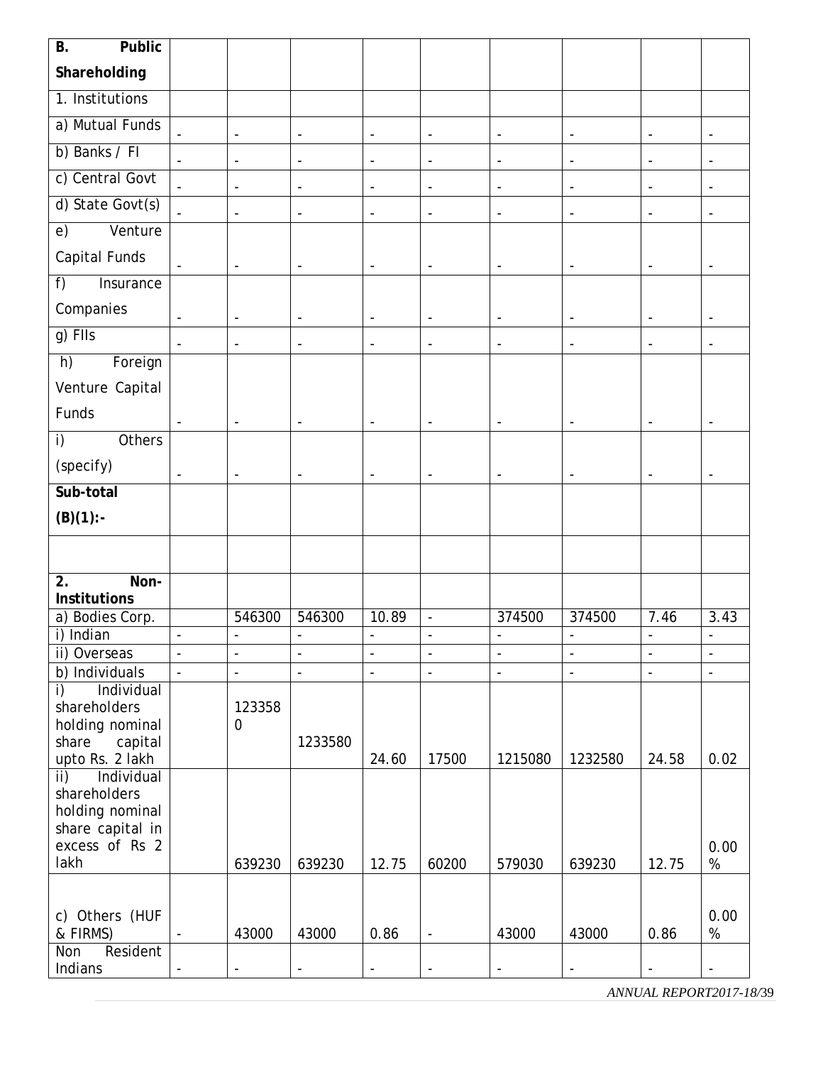| B. Public Shareholding | | | | | | | | | |
|---|---|---|---|---|---|---|---|---|---|
| 1. Institutions | | | | | | | | | |
| a) Mutual Funds | - | - | - | - | - | - | - | - | - |
| b) Banks / FI | - | - | - | - | - | - | - | - | - |
| c) Central Govt | - | - | - | - | - | - | - | - | - |
| d) State Govt(s) | - | - | - | - | - | - | - | - | - |
| e) Venture Capital Funds | - | - | - | - | - | - | - | - | - |
| f) Insurance Companies | - | - | - | - | - | - | - | - | - |
| g) FIIs | - | - | - | - | - | - | - | - | - |
| h) Foreign Venture Capital Funds | - | - | - | - | - | - | - | - | - |
| i) Others (specify) | - | - | - | - | - | - | - | - | - |
| **Sub-total (B)(1):-** | | | | | | | | | |
| | | | | | | | | | |
| **2. Non-Institutions** | | | | | | | | | |
| a) Bodies Corp. | | 546300 | 546300 | 10.89 | - | 374500 | 374500 | 7.46 | 3.43 |
| i) Indian | - | - | - | - | - | - | - | - | - |
| ii) Overseas | - | - | - | - | - | - | - | - | - |
| b) Individuals | - | - | - | - | - | - | - | - | - |
| i) Individual shareholders holding nominal share capital upto Rs. 2 lakh | | 1233580 | 1233580 | 24.60 | 17500 | 1215080 | 1232580 | 24.58 | 0.02 |
| ii) Individual shareholders holding nominal share capital in excess of Rs 2 lakh | | 639230 | 639230 | 12.75 | 60200 | 579030 | 639230 | 12.75 | 0.00 % |
| c) Others (HUF & FIRMS) | - | 43000 | 43000 | 0.86 | - | 43000 | 43000 | 0.86 | 0.00 % |
| Non Resident Indians | - | - | - | - | - | - | - | - | - |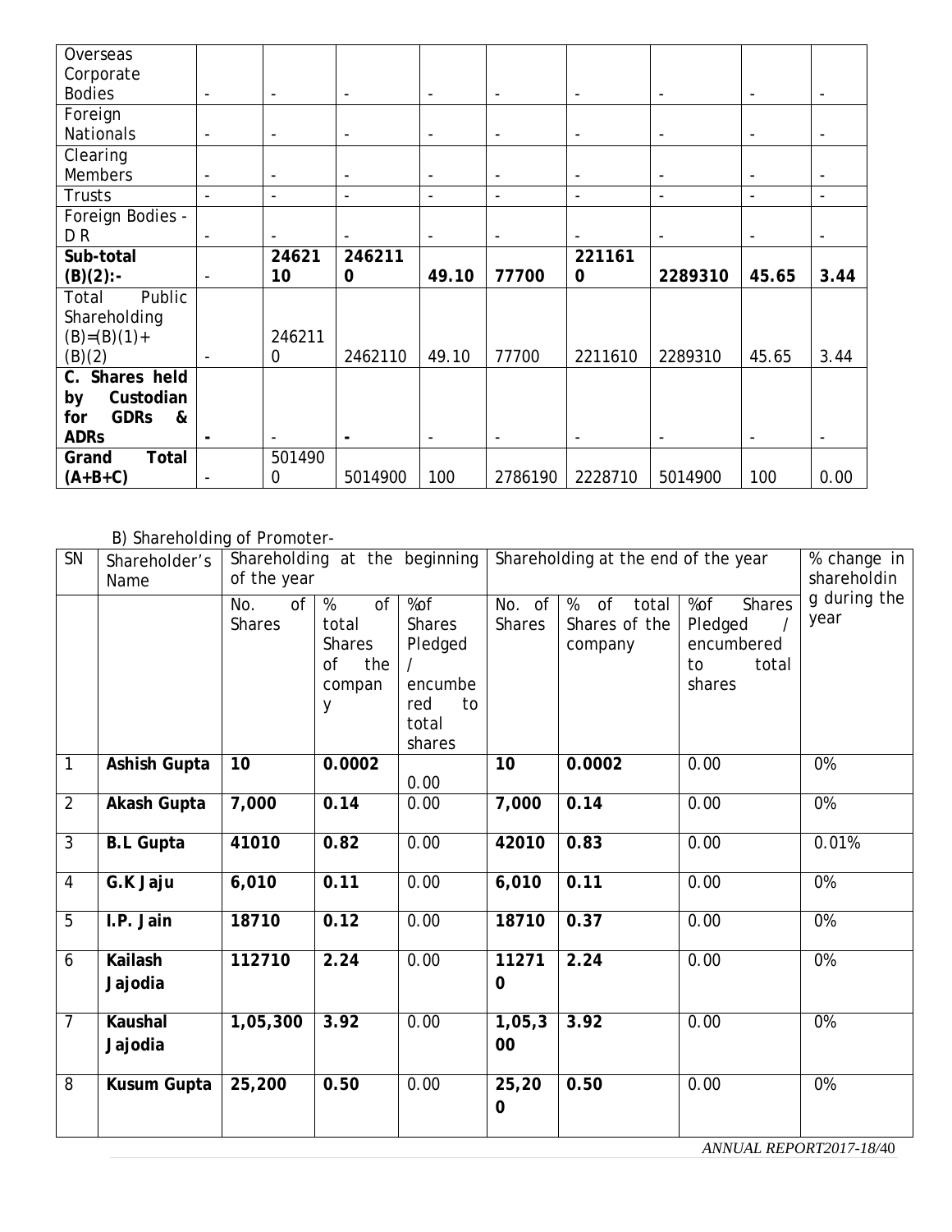| Overseas Corporate Bodies | - | - | - | - | - | - | - | - | - |
|---|---|---|---|---|---|---|---|---|---|
| Foreign Nationals | - | - | - | - | - | - | - | - | - |
| Clearing Members | - | - | - | - | - | - | - | - | - |
| Trusts | - | - | - | - | - | - | - | - | - |
| Foreign Bodies - D R | - | - | - | - | - | - | - | - | - |
| **Sub-total (B)(2):-** | - | **2462110** | **2462110** | **49.10** | **77700** | **2211610** | **2289310** | **45.65** | **3.44** |
| Total Public Shareholding (B)=(B)(1)+ (B)(2) | - | 2462110 | 2462110 | 49.10 | 77700 | 2211610 | 2289310 | 45.65 | 3.44 |
| **C. Shares held by Custodian for GDRs & ADRs** | **-** | - | **-** | - | - | - | - | - | - |
| **Grand Total (A+B+C)** | - | 5014900 | 5014900 | 100 | 2786190 | 2228710 | 5014900 | 100 | 0.00 |

B) Shareholding of Promoter-

| SN | Shareholder's Name | Shareholding at the beginning of the year | | | Shareholding at the end of the year | | | % change in shareholding during the year |
|---|---|---|---|---|---|---|---|---|
| | | No. of Shares | % of total Shares of the company | %of Shares Pledged / encumbered to total shares | No. of Shares | % of total Shares of the company | %of Shares Pledged / encumbered to total shares | |
| 1 | **Ashish Gupta** | **10** | **0.0002** | 0.00 | **10** | **0.0002** | 0.00 | 0% |
| 2 | **Akash Gupta** | **7,000** | **0.14** | 0.00 | **7,000** | **0.14** | 0.00 | 0% |
| 3 | **B.L Gupta** | **41010** | **0.82** | 0.00 | **42010** | **0.83** | 0.00 | 0.01% |
| 4 | **G.K Jaju** | **6,010** | **0.11** | 0.00 | **6,010** | **0.11** | 0.00 | 0% |
| 5 | **I.P. Jain** | **18710** | **0.12** | 0.00 | **18710** | **0.37** | 0.00 | 0% |
| 6 | **Kailash Jajodia** | **112710** | **2.24** | 0.00 | **112710** | **2.24** | 0.00 | 0% |
| 7 | **Kaushal Jajodia** | **1,05,300** | **3.92** | 0.00 | **1,05,300** | **3.92** | 0.00 | 0% |
| 8 | **Kusum Gupta** | **25,200** | **0.50** | 0.00 | **25,200** | **0.50** | 0.00 | 0% |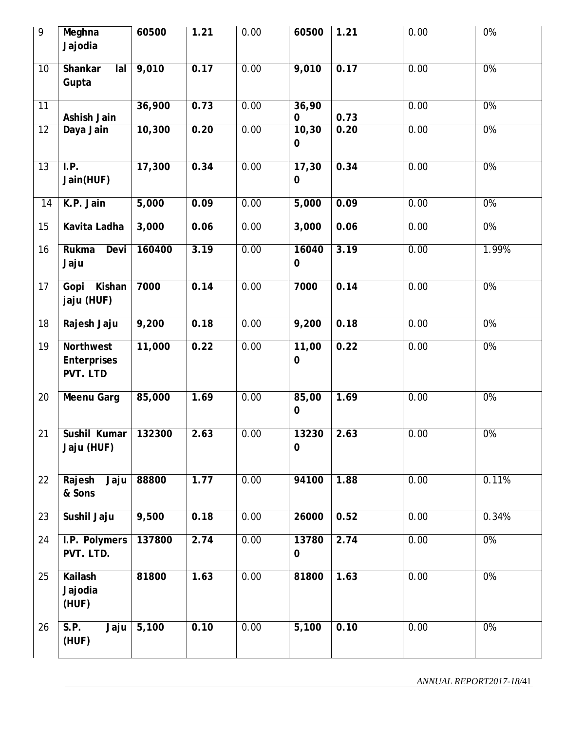| 9 | Meghna Jajodia | 60500 | 1.21 | 0.00 | 60500 | 1.21 | 0.00 | 0% |
|---|---|---|---|---|---|---|---|---|
| 10 | Shankar lal Gupta | 9,010 | 0.17 | 0.00 | 9,010 | 0.17 | 0.00 | 0% |
| 11 | Ashish Jain | 36,900 | 0.73 | 0.00 | 36,900 | 0.73 | 0.00 | 0% |
| 12 | Daya Jain | 10,300 | 0.20 | 0.00 | 10,300 | 0.20 | 0.00 | 0% |
| 13 | I.P. Jain(HUF) | 17,300 | 0.34 | 0.00 | 17,300 | 0.34 | 0.00 | 0% |
| 14 | K.P. Jain | 5,000 | 0.09 | 0.00 | 5,000 | 0.09 | 0.00 | 0% |
| 15 | Kavita Ladha | 3,000 | 0.06 | 0.00 | 3,000 | 0.06 | 0.00 | 0% |
| 16 | Rukma Devi Jaju | 160400 | 3.19 | 0.00 | 160400 | 3.19 | 0.00 | 1.99% |
| 17 | Gopi Kishan jaju (HUF) | 7000 | 0.14 | 0.00 | 7000 | 0.14 | 0.00 | 0% |
| 18 | Rajesh Jaju | 9,200 | 0.18 | 0.00 | 9,200 | 0.18 | 0.00 | 0% |
| 19 | Northwest Enterprises PVT. LTD | 11,000 | 0.22 | 0.00 | 11,000 | 0.22 | 0.00 | 0% |
| 20 | Meenu Garg | 85,000 | 1.69 | 0.00 | 85,000 | 1.69 | 0.00 | 0% |
| 21 | Sushil Kumar Jaju (HUF) | 132300 | 2.63 | 0.00 | 132300 | 2.63 | 0.00 | 0% |
| 22 | Rajesh Jaju & Sons | 88800 | 1.77 | 0.00 | 94100 | 1.88 | 0.00 | 0.11% |
| 23 | Sushil Jaju | 9,500 | 0.18 | 0.00 | 26000 | 0.52 | 0.00 | 0.34% |
| 24 | I.P. Polymers PVT. LTD. | 137800 | 2.74 | 0.00 | 137800 | 2.74 | 0.00 | 0% |
| 25 | Kailash Jajodia (HUF) | 81800 | 1.63 | 0.00 | 81800 | 1.63 | 0.00 | 0% |
| 26 | S.P. Jaju (HUF) | 5,100 | 0.10 | 0.00 | 5,100 | 0.10 | 0.00 | 0% |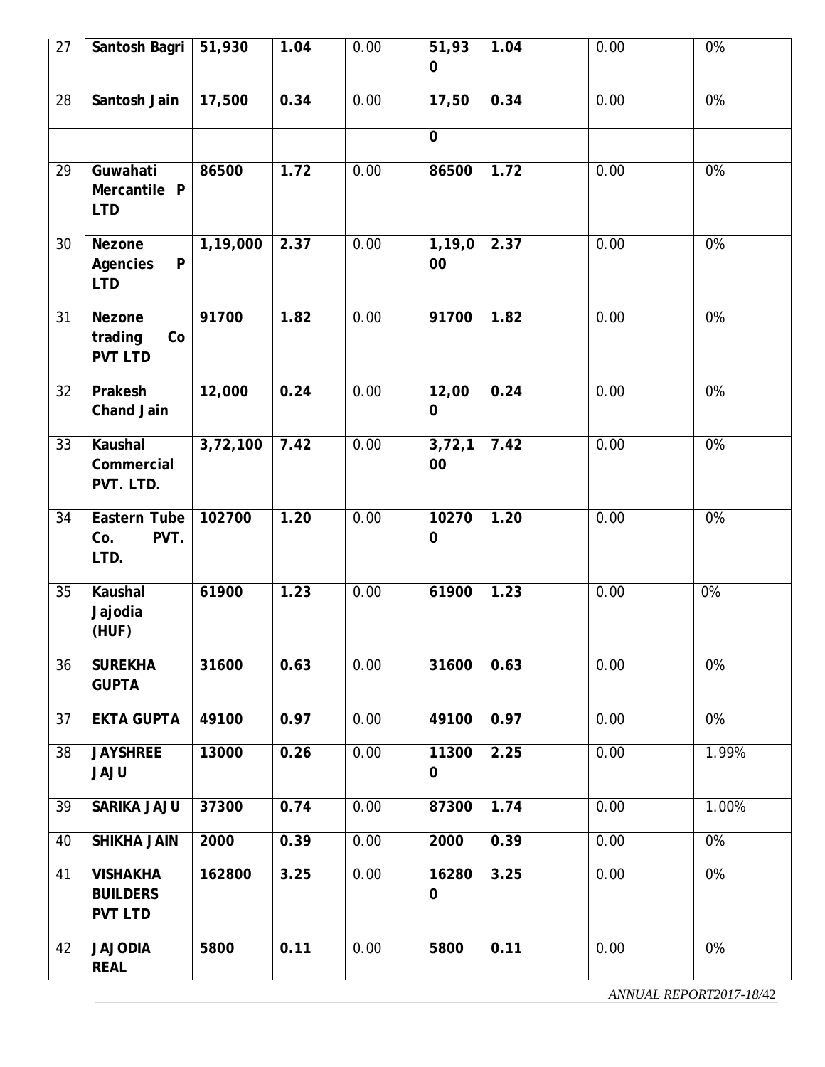| 27 | Santosh Bagri | 51,930 | 1.04 | 0.00 | 51,930 | 1.04 | 0.00 | 0% |
|---|---|---|---|---|---|---|---|---|
| 28 | Santosh Jain | 17,500 | 0.34 | 0.00 | 17,500 | 0.34 | 0.00 | 0% |
| 29 | Guwahati Mercantile P LTD | 86500 | 1.72 | 0.00 | 86500 | 1.72 | 0.00 | 0% |
| 30 | Nezone Agencies P LTD | 1,19,000 | 2.37 | 0.00 | 1,19,000 | 2.37 | 0.00 | 0% |
| 31 | Nezone trading Co PVT LTD | 91700 | 1.82 | 0.00 | 91700 | 1.82 | 0.00 | 0% |
| 32 | Prakesh Chand Jain | 12,000 | 0.24 | 0.00 | 12,000 | 0.24 | 0.00 | 0% |
| 33 | Kaushal Commercial PVT. LTD. | 3,72,100 | 7.42 | 0.00 | 3,72,100 | 7.42 | 0.00 | 0% |
| 34 | Eastern Tube Co. PVT. LTD. | 102700 | 1.20 | 0.00 | 102700 | 1.20 | 0.00 | 0% |
| 35 | Kaushal Jajodia (HUF) | 61900 | 1.23 | 0.00 | 61900 | 1.23 | 0.00 | 0% |
| 36 | SUREKHA GUPTA | 31600 | 0.63 | 0.00 | 31600 | 0.63 | 0.00 | 0% |
| 37 | EKTA GUPTA | 49100 | 0.97 | 0.00 | 49100 | 0.97 | 0.00 | 0% |
| 38 | JAYSHREE JAJU | 13000 | 0.26 | 0.00 | 113000 | 2.25 | 0.00 | 1.99% |
| 39 | SARIKA JAJU | 37300 | 0.74 | 0.00 | 87300 | 1.74 | 0.00 | 1.00% |
| 40 | SHIKHA JAIN | 2000 | 0.39 | 0.00 | 2000 | 0.39 | 0.00 | 0% |
| 41 | VISHAKHA BUILDERS PVT LTD | 162800 | 3.25 | 0.00 | 162800 | 3.25 | 0.00 | 0% |
| 42 | JAJODIA REAL | 5800 | 0.11 | 0.00 | 5800 | 0.11 | 0.00 | 0% |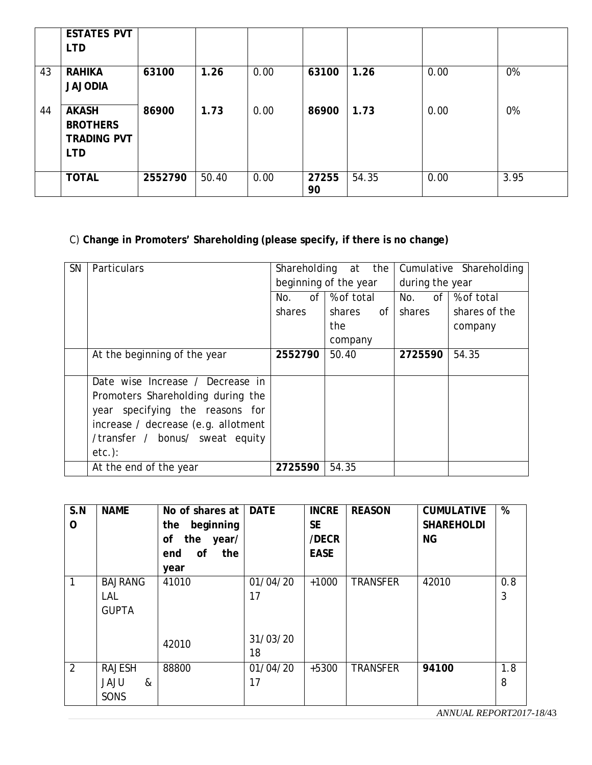| | ESTATES PVT LTD | | | | | | | |
|---|---|---|---|---|---|---|---|---|
| 43 | **RAHIKA JAJODIA** | **63100** | **1.26** | 0.00 | **63100** | **1.26** | 0.00 | 0% |
| 44 | **AKASH BROTHERS TRADING PVT LTD** | **86900** | **1.73** | 0.00 | **86900** | **1.73** | 0.00 | 0% |
| | **TOTAL** | **2552790** | 50.40 | 0.00 | **2725590** | 54.35 | 0.00 | 3.95 |

C) **Change in Promoters' Shareholding (please specify, if there is no change)**

| SN | Particulars | Shareholding at the beginning of the year | | Cumulative Shareholding during the year | |
|---|---|---|---|---|---|
| | | No. of shares | % of total shares of the company | No. of shares | % of total shares of the company |
| | At the beginning of the year | **2552790** | 50.40 | **2725590** | 54.35 |
| | Date wise Increase / Decrease in Promoters Shareholding during the year specifying the reasons for increase / decrease (e.g. allotment /transfer / bonus/ sweat equity etc.): | | | | |
| | At the end of the year | **2725590** | 54.35 | | |

| S.NO | NAME | No of shares at the beginning of the year/ end of the year | DATE | INCREASE /DECREASE | REASON | CUMULATIVE SHAREHOLDING | % |
|---|---|---|---|---|---|---|---|
| 1 | BAJRANG LAL GUPTA | 41010 | 01/04/2017 | +1000 | TRANSFER | 42010 | 0.83 |
| | | 42010 | 31/03/2018 | | | | |
| 2 | RAJESH JAJU & SONS | 88800 | 01/04/2017 | +5300 | TRANSFER | **94100** | 1.88 |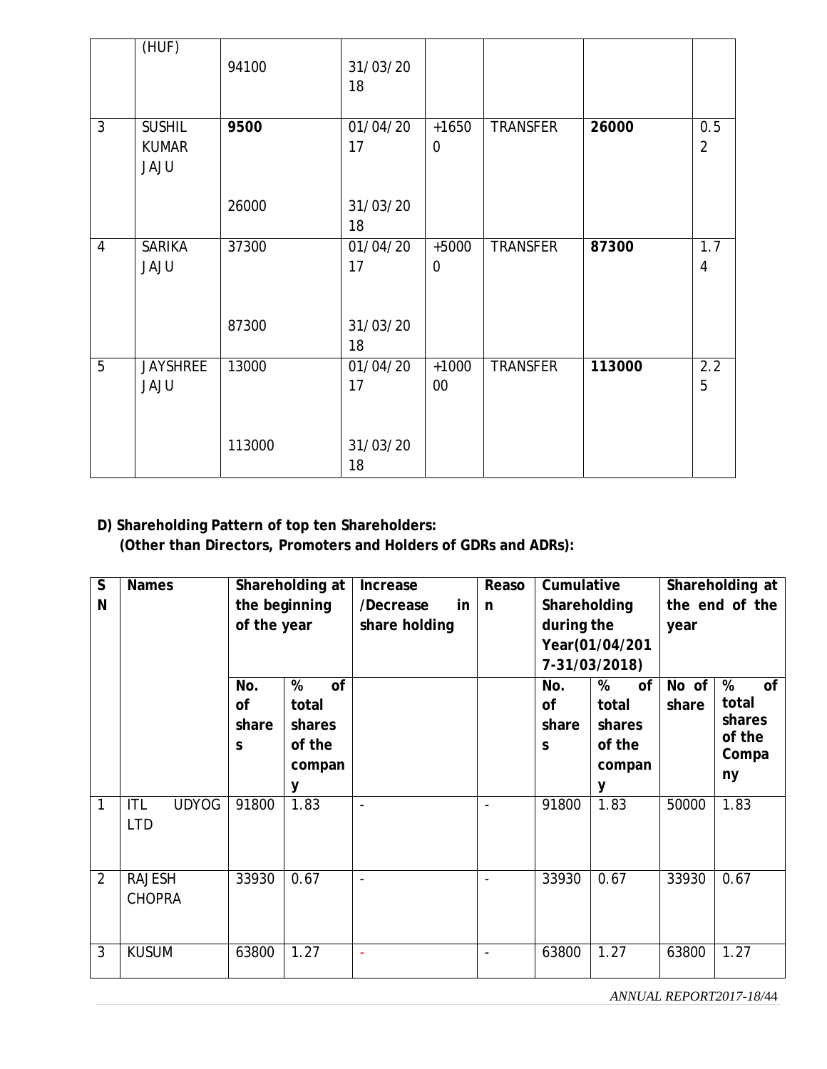| | (HUF) | 94100 | 31/03/2018 | | | | |
|---|---|---|---|---|---|---|---|
| 3 | SUSHIL KUMAR JAJU | **9500** | 01/04/2017 | +16500 | TRANSFER | **26000** | 0.52 |
| | | 26000 | 31/03/2018 | | | | |
| 4 | SARIKA JAJU | 37300 | 01/04/2017 | +50000 | TRANSFER | **87300** | 1.74 |
| | | 87300 | 31/03/2018 | | | | |
| 5 | JAYSHREE JAJU | 13000 | 01/04/2017 | +100000 | TRANSFER | **113000** | 2.25 |
| | | 113000 | 31/03/2018 | | | | |

**D) Shareholding Pattern of top ten Shareholders:**
**(Other than Directors, Promoters and Holders of GDRs and ADRs):**

| SN | Names | Shareholding at the beginning of the year | | Increase /Decrease in share holding | Reason | Cumulative Shareholding during the Year(01/04/2017-31/03/2018) | | Shareholding at the end of the year | |
|---|---|---|---|---|---|---|---|---|---|
| | | No. of shares | % of total shares of the company | | | No. of shares | % of total shares of the company | No of share | % of total shares of the Company |
| 1 | ITL UDYOG LTD | 91800 | 1.83 | - | - | 91800 | 1.83 | 50000 | 1.83 |
| 2 | RAJESH CHOPRA | 33930 | 0.67 | - | - | 33930 | 0.67 | 33930 | 0.67 |
| 3 | KUSUM | 63800 | 1.27 | - | - | 63800 | 1.27 | 63800 | 1.27 |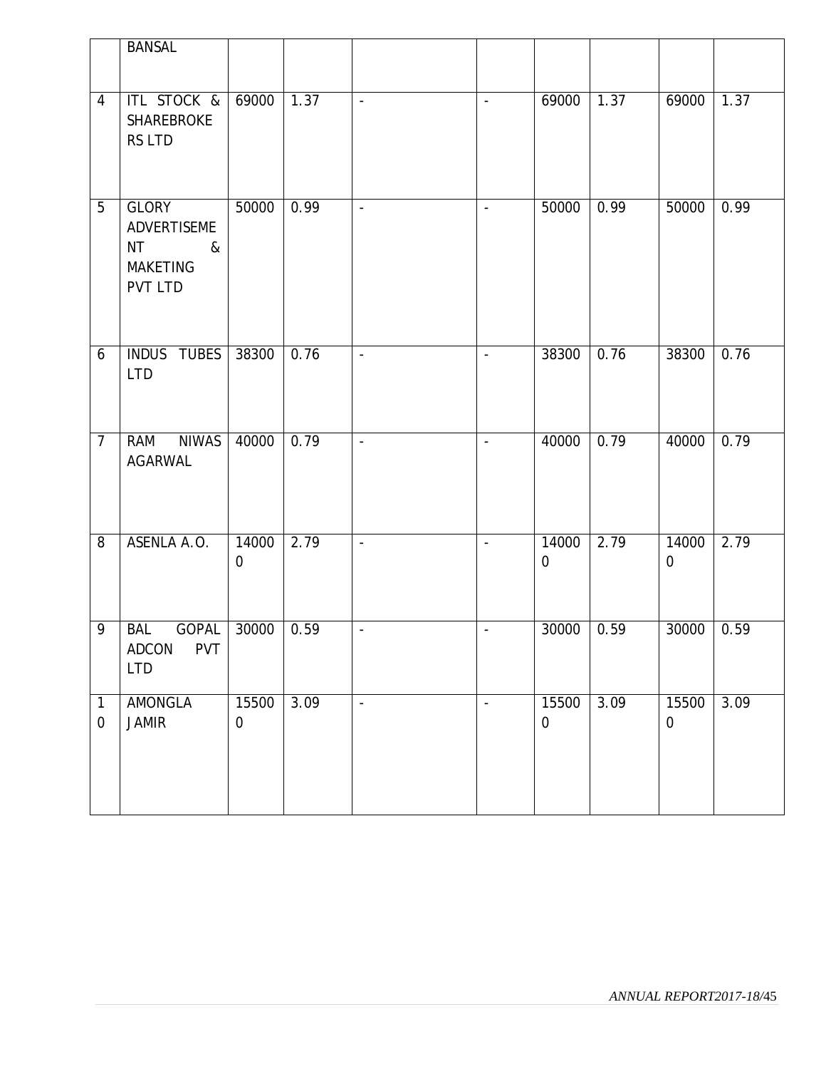|  |  |  |  |  |  |  |  |  |  |
|---|---|---|---|---|---|---|---|---|---|
|  | BANSAL |  |  |  |  |  |  |  |  |
| 4 | ITL STOCK & SHAREBROKERS LTD | 69000 | 1.37 | - | - | 69000 | 1.37 | 69000 | 1.37 |
| 5 | GLORY ADVERTISEMENT & MAKETING PVT LTD | 50000 | 0.99 | - | - | 50000 | 0.99 | 50000 | 0.99 |
| 6 | INDUS TUBES LTD | 38300 | 0.76 | - | - | 38300 | 0.76 | 38300 | 0.76 |
| 7 | RAM NIWAS AGARWAL | 40000 | 0.79 | - | - | 40000 | 0.79 | 40000 | 0.79 |
| 8 | ASENLA A.O. | 140000 | 2.79 | - | - | 140000 | 2.79 | 140000 | 2.79 |
| 9 | BAL GOPAL ADCON PVT LTD | 30000 | 0.59 | - | - | 30000 | 0.59 | 30000 | 0.59 |
| 10 | AMONGLA JAMIR | 155000 | 3.09 | - | - | 155000 | 3.09 | 155000 | 3.09 |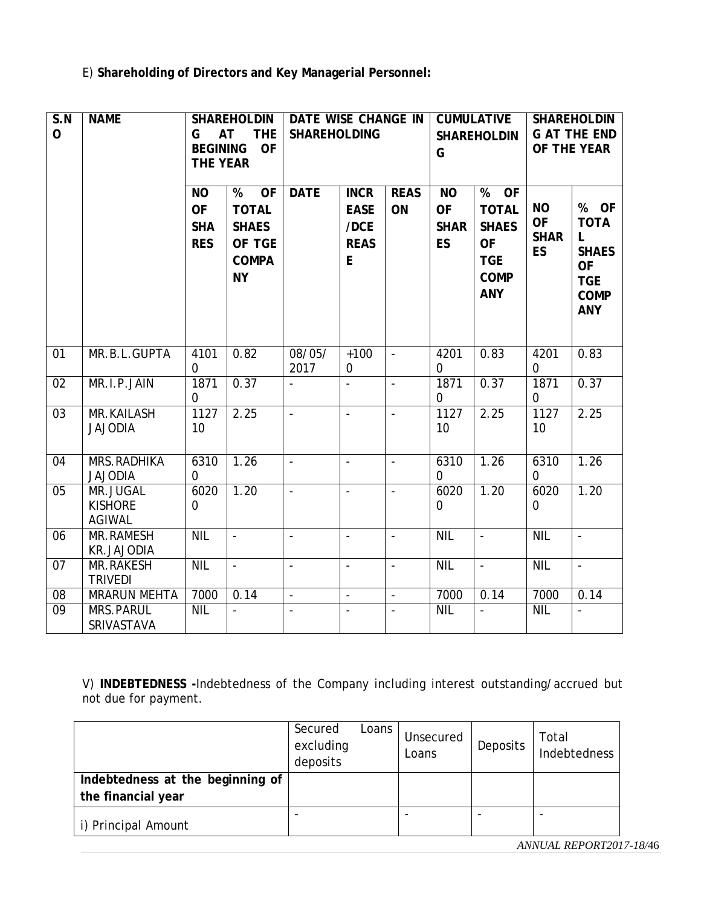E) **Shareholding of Directors and Key Managerial Personnel:**

| S.NO | NAME | SHAREHOLDING AT THE BEGINING OF THE YEAR | | DATE WISE CHANGE IN SHAREHOLDING | | | CUMULATIVE SHAREHOLDING | | SHAREHOLDING AT THE END OF THE YEAR | |
|---|---|---|---|---|---|---|---|---|---|---|
| | | NO OF SHARES | % OF TOTAL SHAES OF TGE COMPANY | DATE | INCREASE /DCREASE | REASON | NO OF SHARES | % OF TOTAL SHAES OF TGE COMPANY | NO OF SHARES | % OF TOTAL SHAES OF TGE COMPANY |
| 01 | MR.B.L.GUPTA | 41010 | 0.82 | 08/05/2017 | +1000 | - | 42010 | 0.83 | 42010 | 0.83 |
| 02 | MR.I.P.JAIN | 18710 | 0.37 | - | - | - | 18710 | 0.37 | 18710 | 0.37 |
| 03 | MR.KAILASH JAJODIA | 112710 | 2.25 | - | - | - | 112710 | 2.25 | 112710 | 2.25 |
| 04 | MRS.RADHIKA JAJODIA | 63100 | 1.26 | - | - | - | 63100 | 1.26 | 63100 | 1.26 |
| 05 | MR.JUGAL KISHORE AGIWAL | 60200 | 1.20 | - | - | - | 60200 | 1.20 | 60200 | 1.20 |
| 06 | MR.RAMESH KR.JAJODIA | NIL | - | - | - | - | NIL | - | NIL | - |
| 07 | MR.RAKESH TRIVEDI | NIL | - | - | - | - | NIL | - | NIL | - |
| 08 | MRARUN MEHTA | 7000 | 0.14 | - | - | - | 7000 | 0.14 | 7000 | 0.14 |
| 09 | MRS.PARUL SRIVASTAVA | NIL | - | - | - | - | NIL | - | NIL | - |

V) **INDEBTEDNESS -**Indebtedness of the Company including interest outstanding/accrued but not due for payment.

| | Secured Loans excluding deposits | Unsecured Loans | Deposits | Total Indebtedness |
|---|---|---|---|---|
| **Indebtedness at the beginning of the financial year** | | | | |
| i) Principal Amount | - | - | - | - |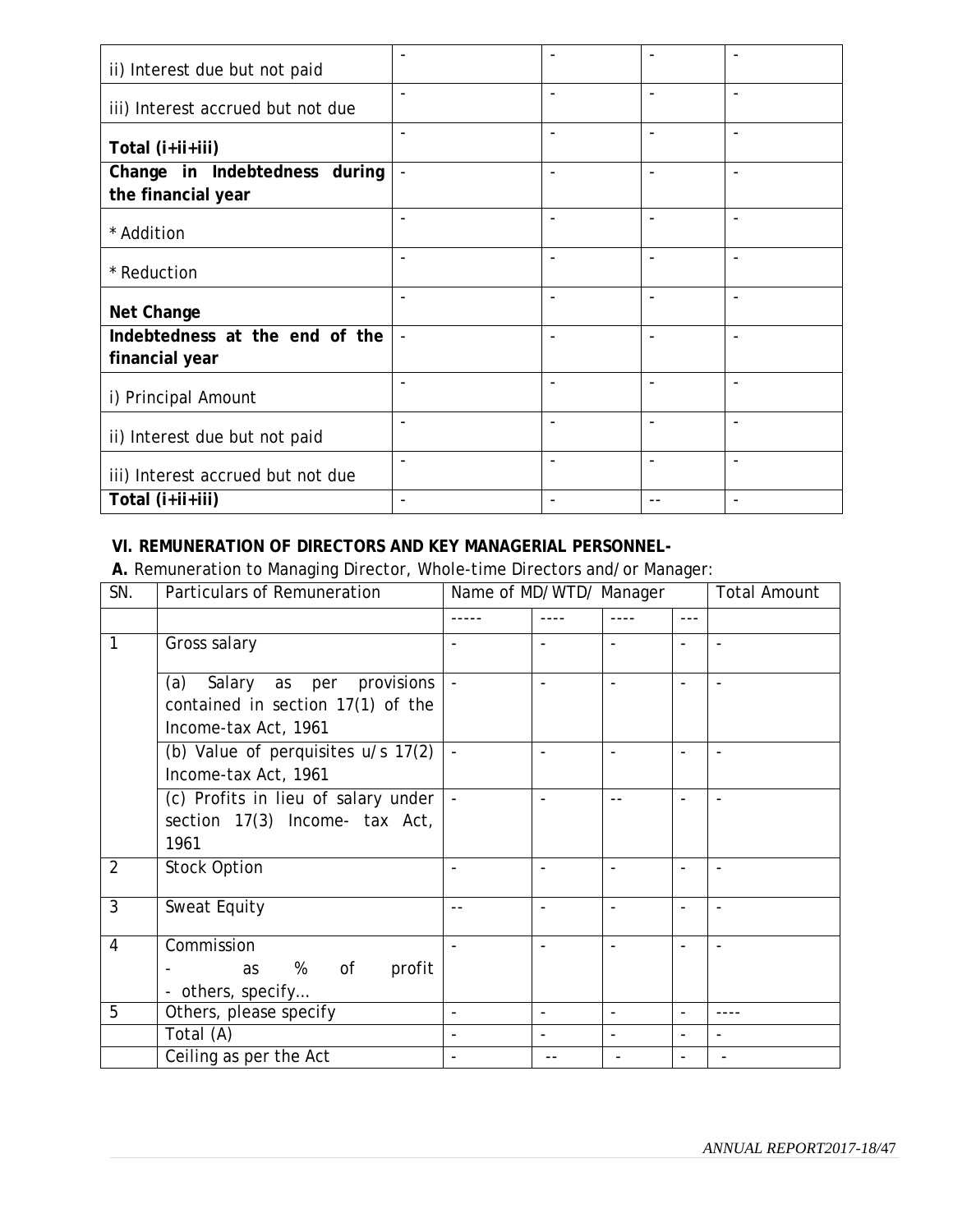| | | | | |
|---|---|---|---|---|
| ii) Interest due but not paid | - | - | - | - |
| iii) Interest accrued but not due | - | - | - | - |
| **Total (i+ii+iii)** | - | - | - | - |
| **Change in Indebtedness during the financial year** | - | - | - | - |
| * Addition | - | - | - | - |
| * Reduction | - | - | - | - |
| **Net Change** | - | - | - | - |
| **Indebtedness at the end of the financial year** | - | - | - | - |
| i) Principal Amount | - | - | - | - |
| ii) Interest due but not paid | - | - | - | - |
| iii) Interest accrued but not due | - | - | - | - |
| **Total (i+ii+iii)** | - | - | -- | - |

**VI. REMUNERATION OF DIRECTORS AND KEY MANAGERIAL PERSONNEL-**

**A.** Remuneration to Managing Director, Whole-time Directors and/or Manager:

| SN. | Particulars of Remuneration | Name of MD/WTD/ Manager | | | | Total Amount |
|---|---|---|---|---|---|---|
| | | ----- | ---- | ---- | --- | |
| 1 | Gross salary | - | - | - | - | - |
| | (a) Salary as per provisions contained in section 17(1) of the Income-tax Act, 1961 | - | - | - | - | - |
| | (b) Value of perquisites u/s 17(2) Income-tax Act, 1961 | - | - | - | - | - |
| | (c) Profits in lieu of salary under section 17(3) Income- tax Act, 1961 | - | - | -- | - | - |
| 2 | Stock Option | - | - | - | - | - |
| 3 | Sweat Equity | -- | - | - | - | - |
| 4 | Commission<br>- as % of profit<br>- others, specify… | - | - | - | - | - |
| 5 | Others, please specify | - | - | - | - | ---- |
| | Total (A) | - | - | - | - | - |
| | Ceiling as per the Act | - | -- | - | - | - |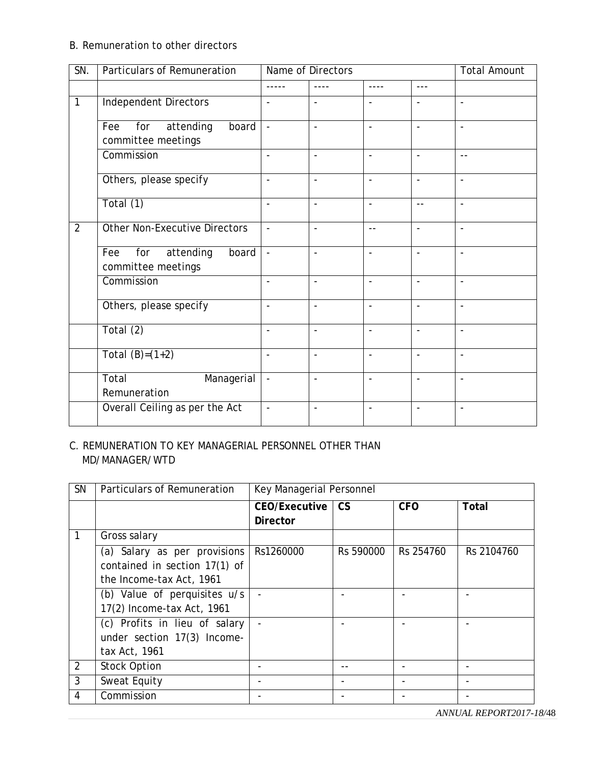B. Remuneration to other directors

| SN. | Particulars of Remuneration | Name of Directors | | | | Total Amount |
|---|---|---|---|---|---|---|
| | | ----- | ---- | ---- | --- | |
| 1 | Independent Directors | - | - | - | - | - |
| | Fee for attending board committee meetings | - | - | - | - | - |
| | Commission | - | - | - | - | -- |
| | Others, please specify | - | - | - | - | - |
| | Total (1) | - | - | - | -- | - |
| 2 | Other Non-Executive Directors | - | - | -- | - | - |
| | Fee for attending board committee meetings | - | - | - | - | - |
| | Commission | - | - | - | - | - |
| | Others, please specify | - | - | - | - | - |
| | Total (2) | - | - | - | - | - |
| | Total (B)=(1+2) | - | - | - | - | - |
| | Total Managerial Remuneration | - | - | - | - | - |
| | Overall Ceiling as per the Act | - | - | - | - | - |

C. REMUNERATION TO KEY MANAGERIAL PERSONNEL OTHER THAN MD/MANAGER/WTD

| SN | Particulars of Remuneration | Key Managerial Personnel | | | |
|---|---|---|---|---|---|
| | | **CEO/Executive Director** | **CS** | **CFO** | **Total** |
| 1 | Gross salary | | | | |
| | (a) Salary as per provisions contained in section 17(1) of the Income-tax Act, 1961 | Rs1260000 | Rs 590000 | Rs 254760 | Rs 2104760 |
| | (b) Value of perquisites u/s 17(2) Income-tax Act, 1961 | - | - | - | - |
| | (c) Profits in lieu of salary under section 17(3) Income-tax Act, 1961 | - | - | - | - |
| 2 | Stock Option | - | -- | - | - |
| 3 | Sweat Equity | - | - | - | - |
| 4 | Commission | - | - | - | - |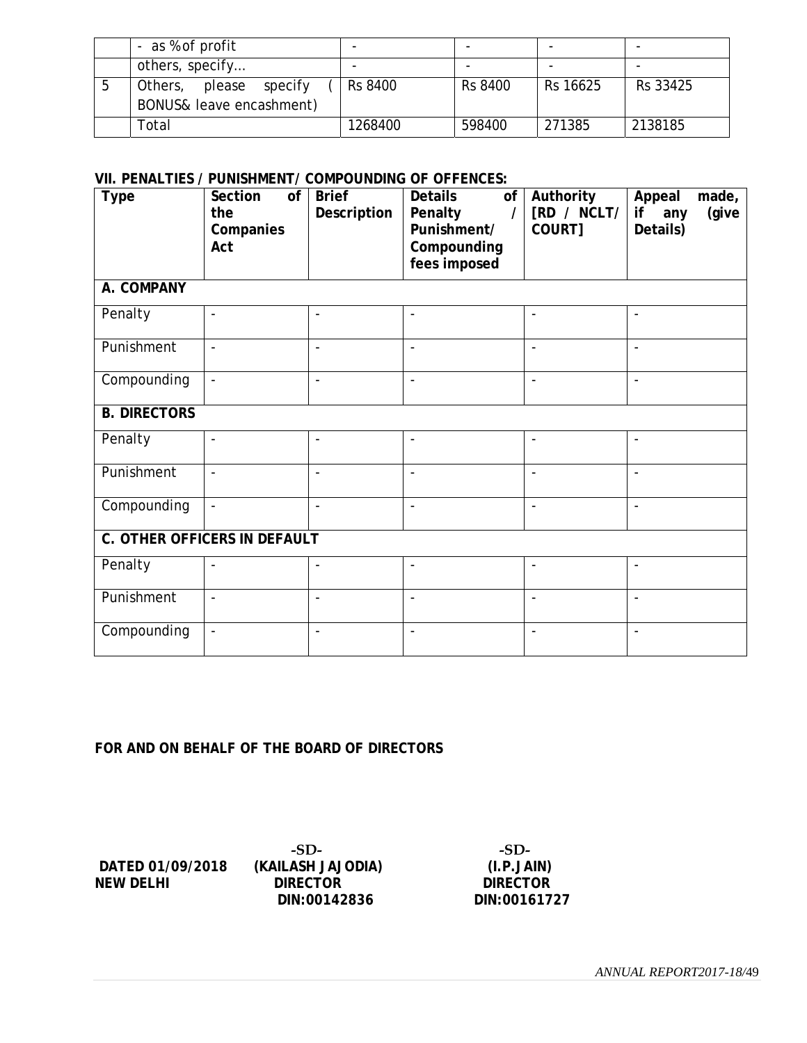|   | - as % of profit | - | - | - | - |
|---|---|---|---|---|---|
|   | others, specify… | - | - | - | - |
| 5 | Others, please specify ( BONUS& leave encashment) | Rs 8400 | Rs 8400 | Rs 16625 | Rs 33425 |
|   | Total | 1268400 | 598400 | 271385 | 2138185 |

**VII. PENALTIES / PUNISHMENT/ COMPOUNDING OF OFFENCES:**

| Type | Section of the Companies Act | Brief Description | Details of Penalty / Punishment/ Compounding fees imposed | Authority [RD / NCLT/ COURT] | Appeal made, if any (give Details) |
|---|---|---|---|---|---|
| **A. COMPANY** | | | | | |
| Penalty | - | - | - | - | - |
| Punishment | - | - | - | - | - |
| Compounding | - | - | - | - | - |
| **B. DIRECTORS** | | | | | |
| Penalty | - | - | - | - | - |
| Punishment | - | - | - | - | - |
| Compounding | - | - | - | - | - |
| **C. OTHER OFFICERS IN DEFAULT** | | | | | |
| Penalty | - | - | - | - | - |
| Punishment | - | - | - | - | - |
| Compounding | - | - | - | - | - |

**FOR AND ON BEHALF OF THE BOARD OF DIRECTORS**

| | -SD- | -SD- |
|---|---|---|
| **DATED 01/09/2018** | **(KAILASH JAJODIA)** | **(I.P.JAIN)** |
| **NEW DELHI** | **DIRECTOR** | **DIRECTOR** |
| | **DIN:00142836** | **DIN:00161727** |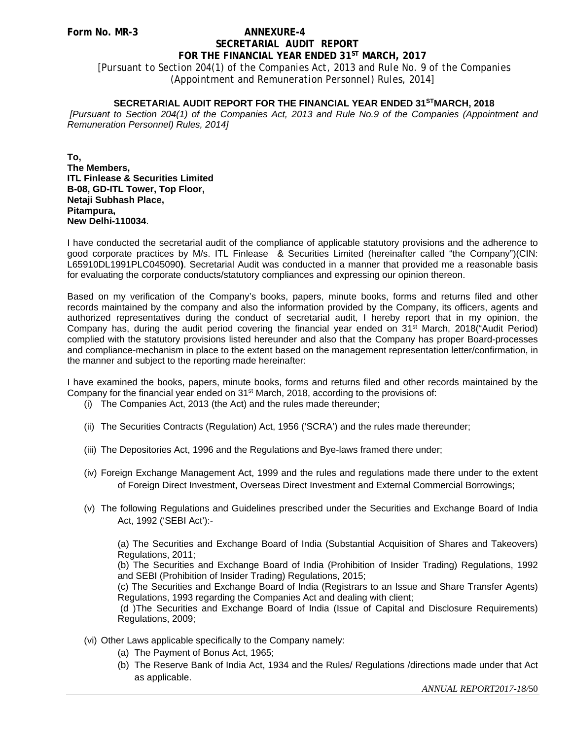**Form No. MR-3**

# ANNEXURE-4

## SECRETARIAL AUDIT REPORT

## FOR THE FINANCIAL YEAR ENDED 31ST MARCH, 2017

*[Pursuant to Section 204(1) of the Companies Act, 2013 and Rule No. 9 of the Companies (Appointment and Remuneration Personnel) Rules, 2014]*

## SECRETARIAL AUDIT REPORT FOR THE FINANCIAL YEAR ENDED 31STMARCH, 2018

*[Pursuant to Section 204(1) of the Companies Act, 2013 and Rule No.9 of the Companies (Appointment and Remuneration Personnel) Rules, 2014]*

**To,**
**The Members,**
**ITL Finlease & Securities Limited**
**B-08, GD-ITL Tower, Top Floor,**
**Netaji Subhash Place,**
**Pitampura,**
**New Delhi-110034**.

I have conducted the secretarial audit of the compliance of applicable statutory provisions and the adherence to good corporate practices by M/s. ITL Finlease & Securities Limited (hereinafter called "the Company")(CIN: L65910DL1991PLC045090**)**. Secretarial Audit was conducted in a manner that provided me a reasonable basis for evaluating the corporate conducts/statutory compliances and expressing our opinion thereon.

Based on my verification of the Company's books, papers, minute books, forms and returns filed and other records maintained by the company and also the information provided by the Company, its officers, agents and authorized representatives during the conduct of secretarial audit, I hereby report that in my opinion, the Company has, during the audit period covering the financial year ended on 31st March, 2018("Audit Period) complied with the statutory provisions listed hereunder and also that the Company has proper Board-processes and compliance-mechanism in place to the extent based on the management representation letter/confirmation, in the manner and subject to the reporting made hereinafter:

I have examined the books, papers, minute books, forms and returns filed and other records maintained by the Company for the financial year ended on 31st March, 2018, according to the provisions of:

(i) The Companies Act, 2013 (the Act) and the rules made thereunder;

(ii) The Securities Contracts (Regulation) Act, 1956 ('SCRA') and the rules made thereunder;

(iii) The Depositories Act, 1996 and the Regulations and Bye-laws framed there under;

(iv) Foreign Exchange Management Act, 1999 and the rules and regulations made there under to the extent of Foreign Direct Investment, Overseas Direct Investment and External Commercial Borrowings;

(v) The following Regulations and Guidelines prescribed under the Securities and Exchange Board of India Act, 1992 ('SEBI Act'):-

(a) The Securities and Exchange Board of India (Substantial Acquisition of Shares and Takeovers) Regulations, 2011;
(b) The Securities and Exchange Board of India (Prohibition of Insider Trading) Regulations, 1992 and SEBI (Prohibition of Insider Trading) Regulations, 2015;
(c) The Securities and Exchange Board of India (Registrars to an Issue and Share Transfer Agents) Regulations, 1993 regarding the Companies Act and dealing with client;
(d )The Securities and Exchange Board of India (Issue of Capital and Disclosure Requirements) Regulations, 2009;

(vi) Other Laws applicable specifically to the Company namely:

(a) The Payment of Bonus Act, 1965;
(b) The Reserve Bank of India Act, 1934 and the Rules/ Regulations /directions made under that Act as applicable.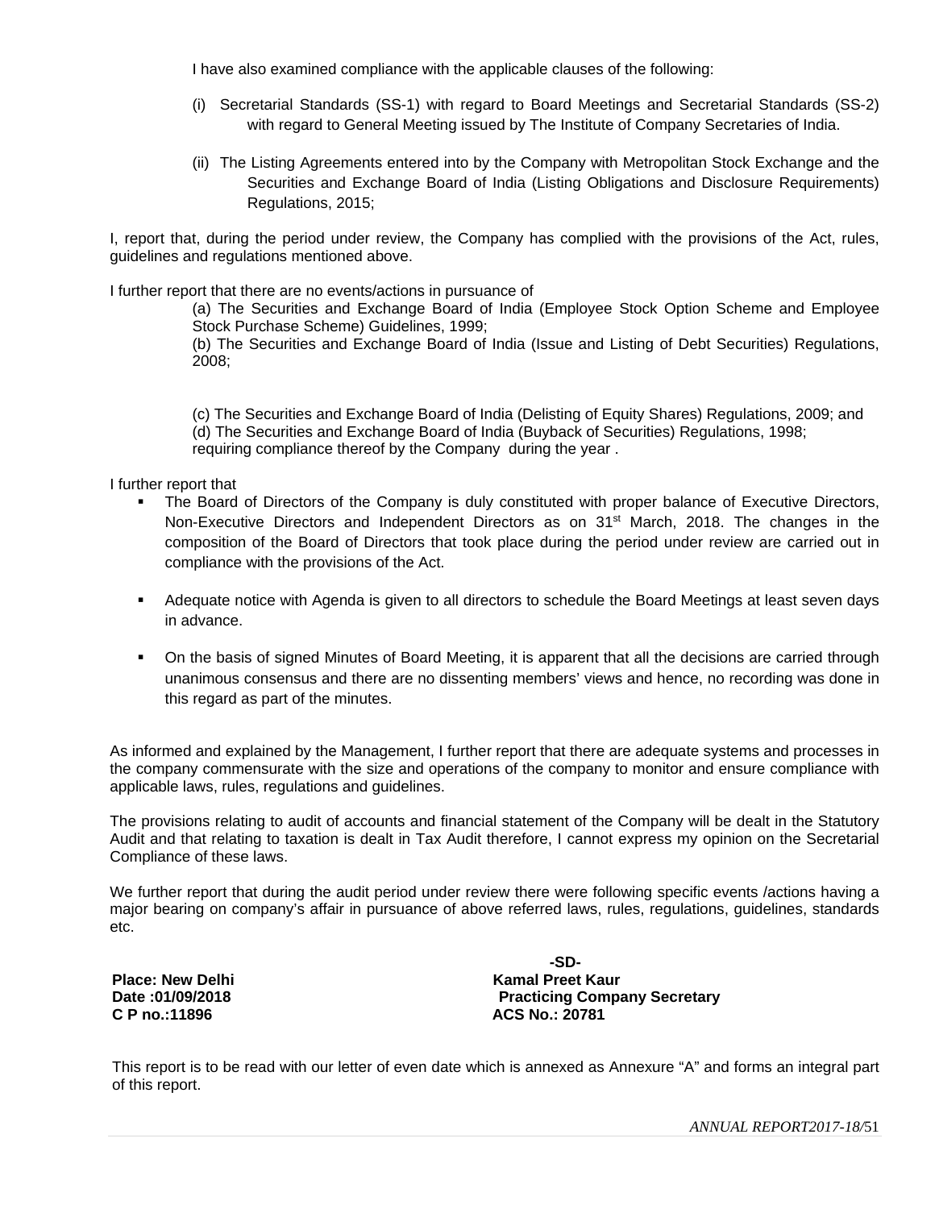I have also examined compliance with the applicable clauses of the following:

(i) Secretarial Standards (SS-1) with regard to Board Meetings and Secretarial Standards (SS-2) with regard to General Meeting issued by The Institute of Company Secretaries of India.

(ii) The Listing Agreements entered into by the Company with Metropolitan Stock Exchange and the Securities and Exchange Board of India (Listing Obligations and Disclosure Requirements) Regulations, 2015;

I, report that, during the period under review, the Company has complied with the provisions of the Act, rules, guidelines and regulations mentioned above.

I further report that there are no events/actions in pursuance of

(a) The Securities and Exchange Board of India (Employee Stock Option Scheme and Employee Stock Purchase Scheme) Guidelines, 1999;
(b) The Securities and Exchange Board of India (Issue and Listing of Debt Securities) Regulations, 2008;

(c) The Securities and Exchange Board of India (Delisting of Equity Shares) Regulations, 2009; and
(d) The Securities and Exchange Board of India (Buyback of Securities) Regulations, 1998;
requiring compliance thereof by the Company during the year .

I further report that

- The Board of Directors of the Company is duly constituted with proper balance of Executive Directors, Non-Executive Directors and Independent Directors as on 31st March, 2018. The changes in the composition of the Board of Directors that took place during the period under review are carried out in compliance with the provisions of the Act.

- Adequate notice with Agenda is given to all directors to schedule the Board Meetings at least seven days in advance.

- On the basis of signed Minutes of Board Meeting, it is apparent that all the decisions are carried through unanimous consensus and there are no dissenting members' views and hence, no recording was done in this regard as part of the minutes.

As informed and explained by the Management, I further report that there are adequate systems and processes in the company commensurate with the size and operations of the company to monitor and ensure compliance with applicable laws, rules, regulations and guidelines.

The provisions relating to audit of accounts and financial statement of the Company will be dealt in the Statutory Audit and that relating to taxation is dealt in Tax Audit therefore, I cannot express my opinion on the Secretarial Compliance of these laws.

We further report that during the audit period under review there were following specific events /actions having a major bearing on company's affair in pursuance of above referred laws, rules, regulations, guidelines, standards etc.

**-SD-**

**Place: New Delhi** — **Kamal Preet Kaur**
**Date :01/09/2018** — **Practicing Company Secretary**
**C P no.:11896** — **ACS No.: 20781**

This report is to be read with our letter of even date which is annexed as Annexure "A" and forms an integral part of this report.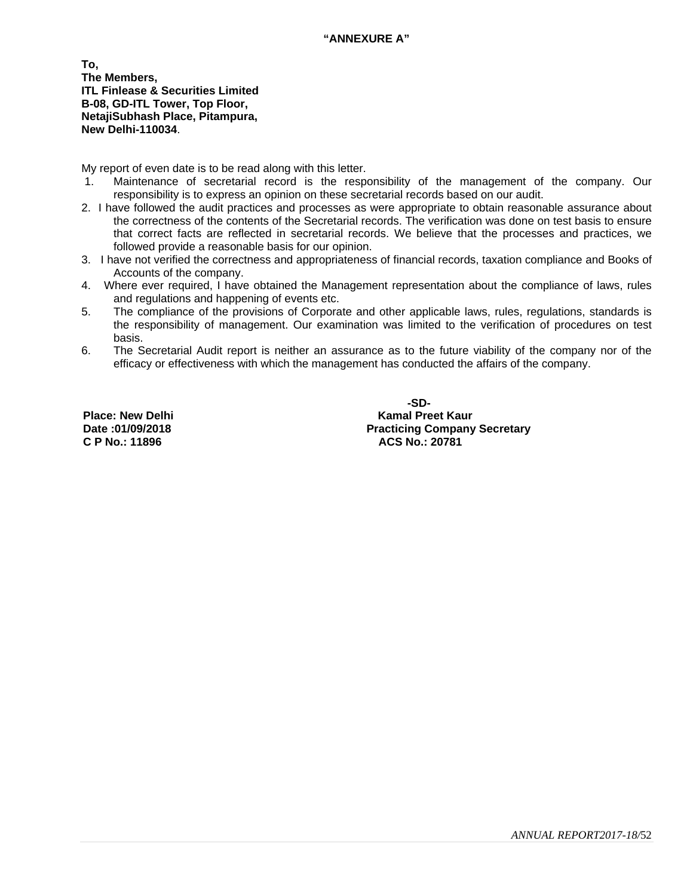**"ANNEXURE A"**

**To,**
**The Members,**
**ITL Finlease & Securities Limited**
**B-08, GD-ITL Tower, Top Floor,**
**NetajiSubhash Place, Pitampura,**
**New Delhi-110034**.

My report of even date is to be read along with this letter.

1. Maintenance of secretarial record is the responsibility of the management of the company. Our responsibility is to express an opinion on these secretarial records based on our audit.
2. I have followed the audit practices and processes as were appropriate to obtain reasonable assurance about the correctness of the contents of the Secretarial records. The verification was done on test basis to ensure that correct facts are reflected in secretarial records. We believe that the processes and practices, we followed provide a reasonable basis for our opinion.
3. I have not verified the correctness and appropriateness of financial records, taxation compliance and Books of Accounts of the company.
4. Where ever required, I have obtained the Management representation about the compliance of laws, rules and regulations and happening of events etc.
5. The compliance of the provisions of Corporate and other applicable laws, rules, regulations, standards is the responsibility of management. Our examination was limited to the verification of procedures on test basis.
6. The Secretarial Audit report is neither an assurance as to the future viability of the company nor of the efficacy or effectiveness with which the management has conducted the affairs of the company.

**-SD-**
**Kamal Preet Kaur**
**Practicing Company Secretary**
**ACS No.: 20781**

**Place: New Delhi**
**Date :01/09/2018**
**C P No.: 11896**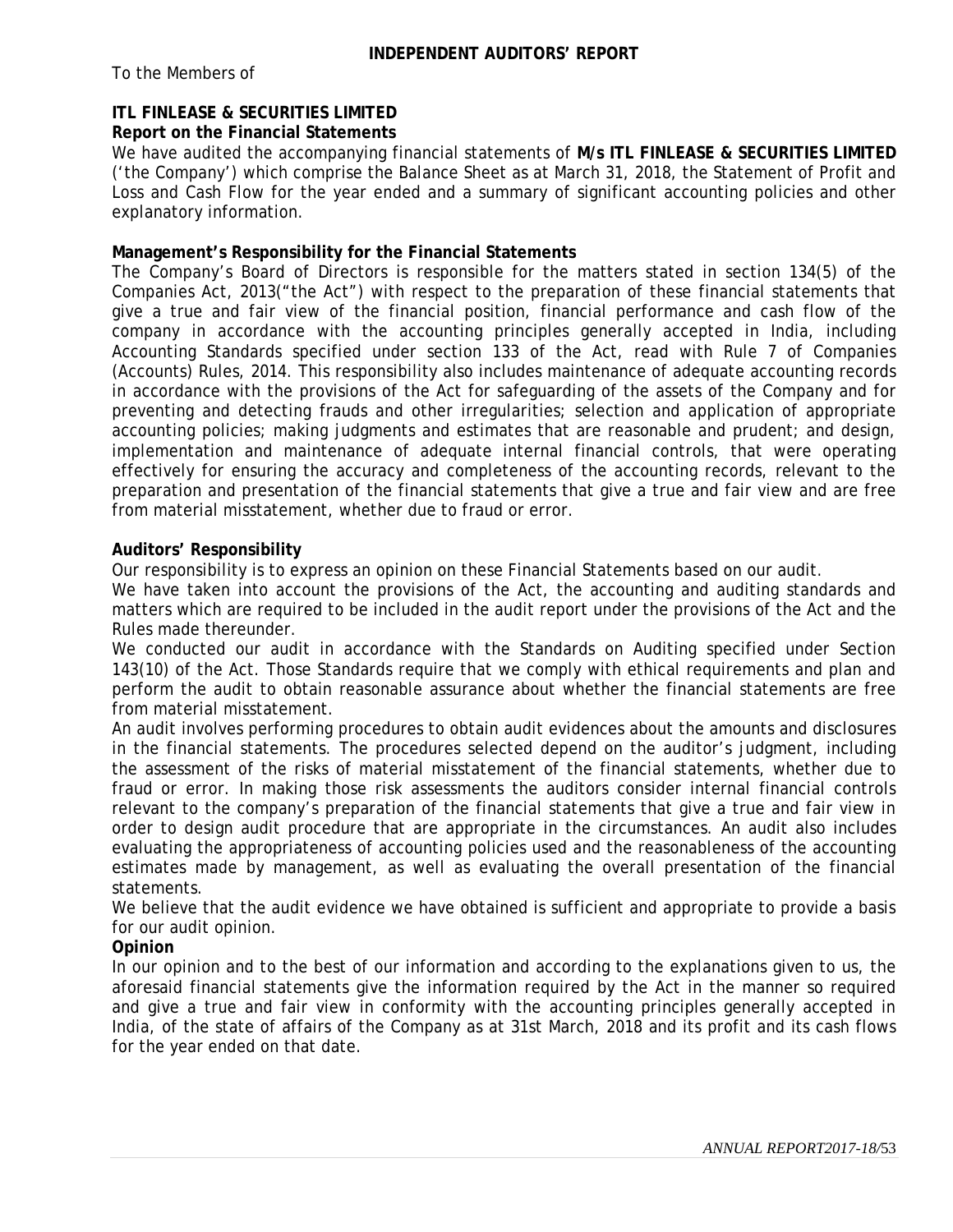## INDEPENDENT AUDITORS' REPORT

To the Members of

**ITL FINLEASE & SECURITIES LIMITED**

**Report on the Financial Statements**

We have audited the accompanying financial statements of **M/s ITL FINLEASE & SECURITIES LIMITED** ('the Company') which comprise the Balance Sheet as at March 31, 2018, the Statement of Profit and Loss and Cash Flow for the year ended and a summary of significant accounting policies and other explanatory information.

**Management's Responsibility for the Financial Statements**

The Company's Board of Directors is responsible for the matters stated in section 134(5) of the Companies Act, 2013("the Act") with respect to the preparation of these financial statements that give a true and fair view of the financial position, financial performance and cash flow of the company in accordance with the accounting principles generally accepted in India, including Accounting Standards specified under section 133 of the Act, read with Rule 7 of Companies (Accounts) Rules, 2014. This responsibility also includes maintenance of adequate accounting records in accordance with the provisions of the Act for safeguarding of the assets of the Company and for preventing and detecting frauds and other irregularities; selection and application of appropriate accounting policies; making judgments and estimates that are reasonable and prudent; and design, implementation and maintenance of adequate internal financial controls, that were operating effectively for ensuring the accuracy and completeness of the accounting records, relevant to the preparation and presentation of the financial statements that give a true and fair view and are free from material misstatement, whether due to fraud or error.

**Auditors' Responsibility**

Our responsibility is to express an opinion on these Financial Statements based on our audit.

We have taken into account the provisions of the Act, the accounting and auditing standards and matters which are required to be included in the audit report under the provisions of the Act and the Rules made thereunder.

We conducted our audit in accordance with the Standards on Auditing specified under Section 143(10) of the Act. Those Standards require that we comply with ethical requirements and plan and perform the audit to obtain reasonable assurance about whether the financial statements are free from material misstatement.

An audit involves performing procedures to obtain audit evidences about the amounts and disclosures in the financial statements. The procedures selected depend on the auditor's judgment, including the assessment of the risks of material misstatement of the financial statements, whether due to fraud or error. In making those risk assessments the auditors consider internal financial controls relevant to the company's preparation of the financial statements that give a true and fair view in order to design audit procedure that are appropriate in the circumstances. An audit also includes evaluating the appropriateness of accounting policies used and the reasonableness of the accounting estimates made by management, as well as evaluating the overall presentation of the financial statements.

We believe that the audit evidence we have obtained is sufficient and appropriate to provide a basis for our audit opinion.

**Opinion**

In our opinion and to the best of our information and according to the explanations given to us, the aforesaid financial statements give the information required by the Act in the manner so required and give a true and fair view in conformity with the accounting principles generally accepted in India, of the state of affairs of the Company as at 31st March, 2018 and its profit and its cash flows for the year ended on that date.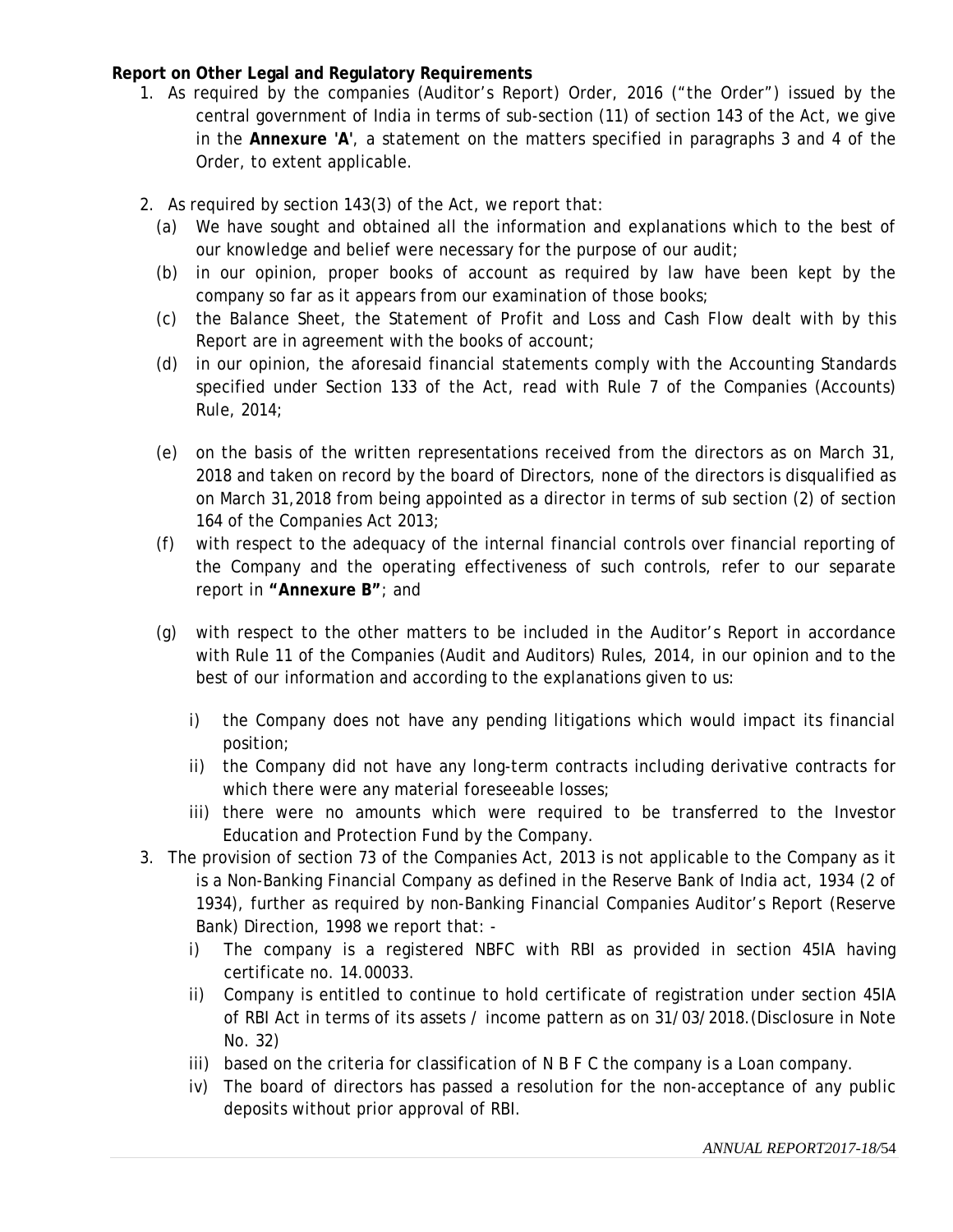**Report on Other Legal and Regulatory Requirements**

1. As required by the companies (Auditor's Report) Order, 2016 ("the Order") issued by the central government of India in terms of sub-section (11) of section 143 of the Act, we give in the **Annexure 'A'**, a statement on the matters specified in paragraphs 3 and 4 of the Order, to extent applicable.

2. As required by section 143(3) of the Act, we report that:
   - (a) We have sought and obtained all the information and explanations which to the best of our knowledge and belief were necessary for the purpose of our audit;
   - (b) in our opinion, proper books of account as required by law have been kept by the company so far as it appears from our examination of those books;
   - (c) the Balance Sheet, the Statement of Profit and Loss and Cash Flow dealt with by this Report are in agreement with the books of account;
   - (d) in our opinion, the aforesaid financial statements comply with the Accounting Standards specified under Section 133 of the Act, read with Rule 7 of the Companies (Accounts) Rule, 2014;
   - (e) on the basis of the written representations received from the directors as on March 31, 2018 and taken on record by the board of Directors, none of the directors is disqualified as on March 31,2018 from being appointed as a director in terms of sub section (2) of section 164 of the Companies Act 2013;
   - (f) with respect to the adequacy of the internal financial controls over financial reporting of the Company and the operating effectiveness of such controls, refer to our separate report in **"Annexure B"**; and
   - (g) with respect to the other matters to be included in the Auditor's Report in accordance with Rule 11 of the Companies (Audit and Auditors) Rules, 2014, in our opinion and to the best of our information and according to the explanations given to us:
     - i) the Company does not have any pending litigations which would impact its financial position;
     - ii) the Company did not have any long-term contracts including derivative contracts for which there were any material foreseeable losses;
     - iii) there were no amounts which were required to be transferred to the Investor Education and Protection Fund by the Company.

3. The provision of section 73 of the Companies Act, 2013 is not applicable to the Company as it is a Non-Banking Financial Company as defined in the Reserve Bank of India act, 1934 (2 of 1934), further as required by non-Banking Financial Companies Auditor's Report (Reserve Bank) Direction, 1998 we report that: -
   - i) The company is a registered NBFC with RBI as provided in section 45IA having certificate no. 14.00033.
   - ii) Company is entitled to continue to hold certificate of registration under section 45IA of RBI Act in terms of its assets / income pattern as on 31/03/2018.(Disclosure in Note No. 32)
   - iii) based on the criteria for classification of N B F C the company is a Loan company.
   - iv) The board of directors has passed a resolution for the non-acceptance of any public deposits without prior approval of RBI.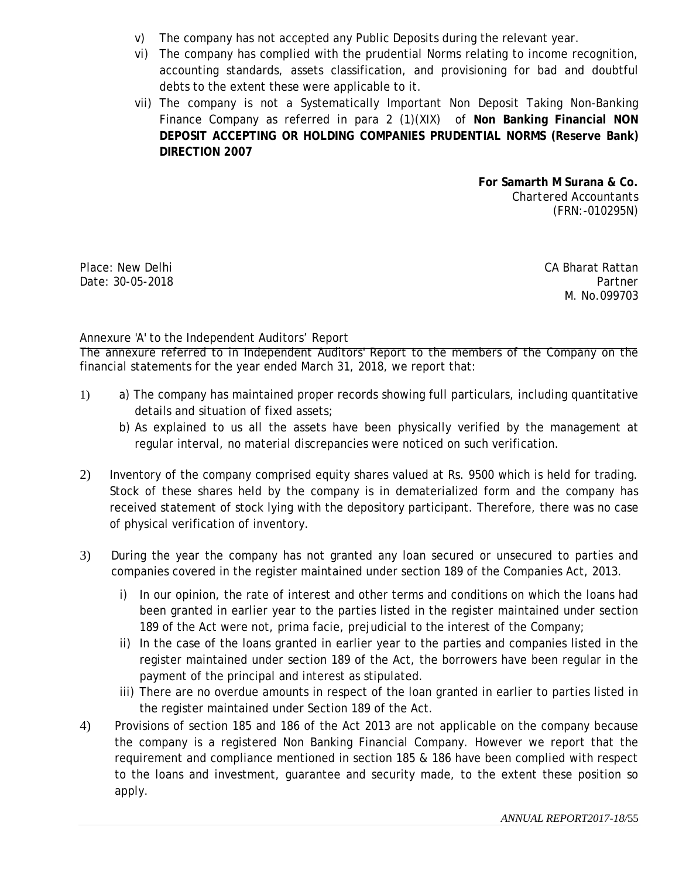v) The company has not accepted any Public Deposits during the relevant year.

vi) The company has complied with the prudential Norms relating to income recognition, accounting standards, assets classification, and provisioning for bad and doubtful debts to the extent these were applicable to it.

vii) The company is not a Systematically Important Non Deposit Taking Non-Banking Finance Company as referred in para 2 (1)(XIX) of **Non Banking Financial NON DEPOSIT ACCEPTING OR HOLDING COMPANIES PRUDENTIAL NORMS (Reserve Bank) DIRECTION 2007**

**For Samarth M Surana & Co.**
Chartered Accountants
(FRN:-010295N)

Place: New Delhi
Date: 30-05-2018

CA Bharat Rattan
Partner
M. No.099703

Annexure 'A' to the Independent Auditors' Report

The annexure referred to in Independent Auditors' Report to the members of the Company on the financial statements for the year ended March 31, 2018, we report that:

1) a) The company has maintained proper records showing full particulars, including quantitative details and situation of fixed assets;

   b) As explained to us all the assets have been physically verified by the management at regular interval, no material discrepancies were noticed on such verification.

2) Inventory of the company comprised equity shares valued at Rs. 9500 which is held for trading. Stock of these shares held by the company is in dematerialized form and the company has received statement of stock lying with the depository participant. Therefore, there was no case of physical verification of inventory.

3) During the year the company has not granted any loan secured or unsecured to parties and companies covered in the register maintained under section 189 of the Companies Act, 2013.

   i) In our opinion, the rate of interest and other terms and conditions on which the loans had been granted in earlier year to the parties listed in the register maintained under section 189 of the Act were not, prima facie, prejudicial to the interest of the Company;

   ii) In the case of the loans granted in earlier year to the parties and companies listed in the register maintained under section 189 of the Act, the borrowers have been regular in the payment of the principal and interest as stipulated.

   iii) There are no overdue amounts in respect of the loan granted in earlier to parties listed in the register maintained under Section 189 of the Act.

4) Provisions of section 185 and 186 of the Act 2013 are not applicable on the company because the company is a registered Non Banking Financial Company. However we report that the requirement and compliance mentioned in section 185 & 186 have been complied with respect to the loans and investment, guarantee and security made, to the extent these position so apply.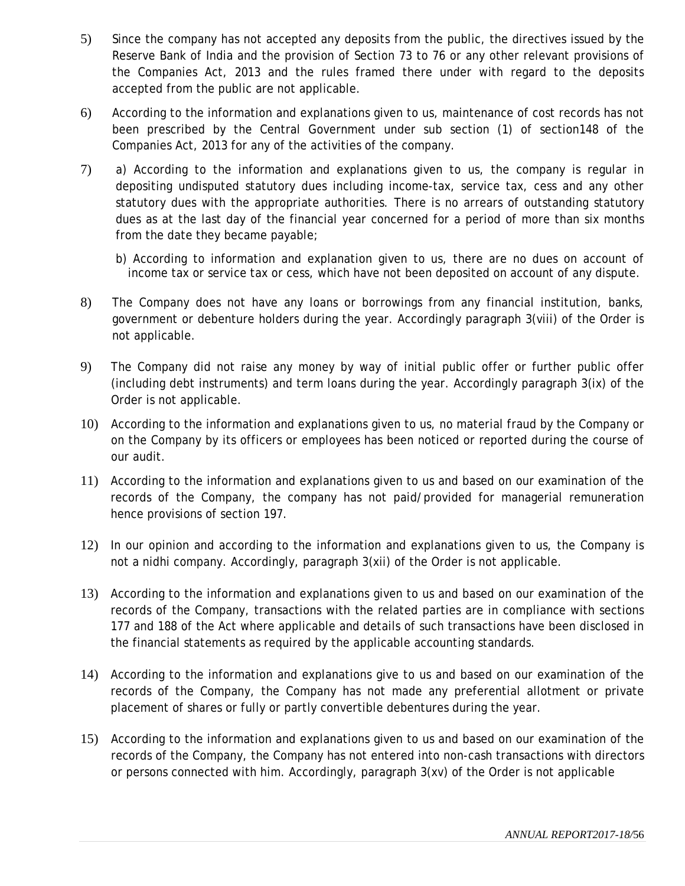5) Since the company has not accepted any deposits from the public, the directives issued by the Reserve Bank of India and the provision of Section 73 to 76 or any other relevant provisions of the Companies Act, 2013 and the rules framed there under with regard to the deposits accepted from the public are not applicable.

6) According to the information and explanations given to us, maintenance of cost records has not been prescribed by the Central Government under sub section (1) of section148 of the Companies Act, 2013 for any of the activities of the company.

7) a) According to the information and explanations given to us, the company is regular in depositing undisputed statutory dues including income-tax, service tax, cess and any other statutory dues with the appropriate authorities. There is no arrears of outstanding statutory dues as at the last day of the financial year concerned for a period of more than six months from the date they became payable;

   b) According to information and explanation given to us, there are no dues on account of income tax or service tax or cess, which have not been deposited on account of any dispute.

8) The Company does not have any loans or borrowings from any financial institution, banks, government or debenture holders during the year. Accordingly paragraph 3(viii) of the Order is not applicable.

9) The Company did not raise any money by way of initial public offer or further public offer (including debt instruments) and term loans during the year. Accordingly paragraph 3(ix) of the Order is not applicable.

10) According to the information and explanations given to us, no material fraud by the Company or on the Company by its officers or employees has been noticed or reported during the course of our audit.

11) According to the information and explanations given to us and based on our examination of the records of the Company, the company has not paid/provided for managerial remuneration hence provisions of section 197.

12) In our opinion and according to the information and explanations given to us, the Company is not a nidhi company. Accordingly, paragraph 3(xii) of the Order is not applicable.

13) According to the information and explanations given to us and based on our examination of the records of the Company, transactions with the related parties are in compliance with sections 177 and 188 of the Act where applicable and details of such transactions have been disclosed in the financial statements as required by the applicable accounting standards.

14) According to the information and explanations give to us and based on our examination of the records of the Company, the Company has not made any preferential allotment or private placement of shares or fully or partly convertible debentures during the year.

15) According to the information and explanations given to us and based on our examination of the records of the Company, the Company has not entered into non-cash transactions with directors or persons connected with him. Accordingly, paragraph 3(xv) of the Order is not applicable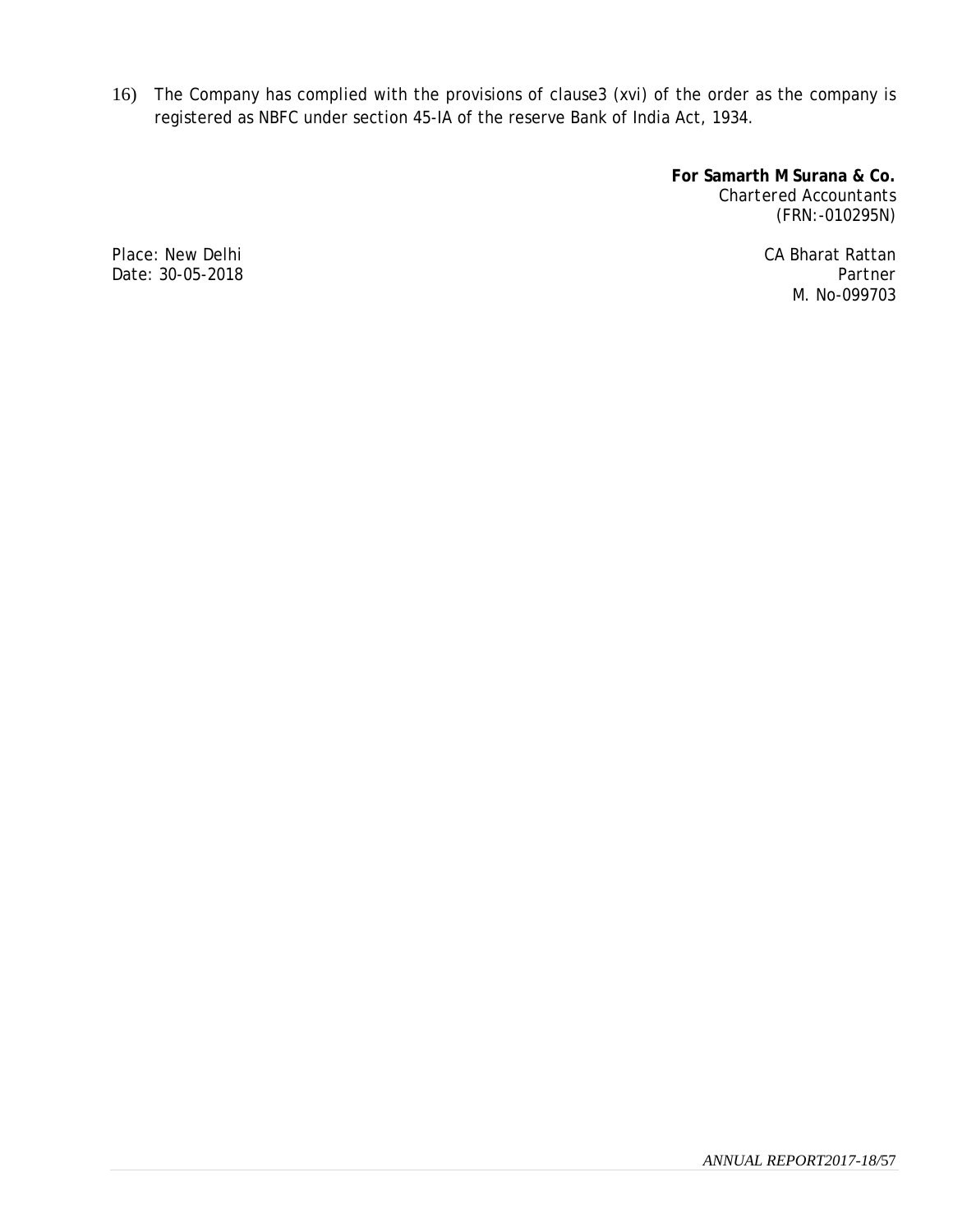16) The Company has complied with the provisions of clause3 (xvi) of the order as the company is registered as NBFC under section 45-IA of the reserve Bank of India Act, 1934.

**For Samarth M Surana & Co.**
Chartered Accountants
(FRN:-010295N)

Place: New Delhi
Date: 30-05-2018

CA Bharat Rattan
Partner
M. No-099703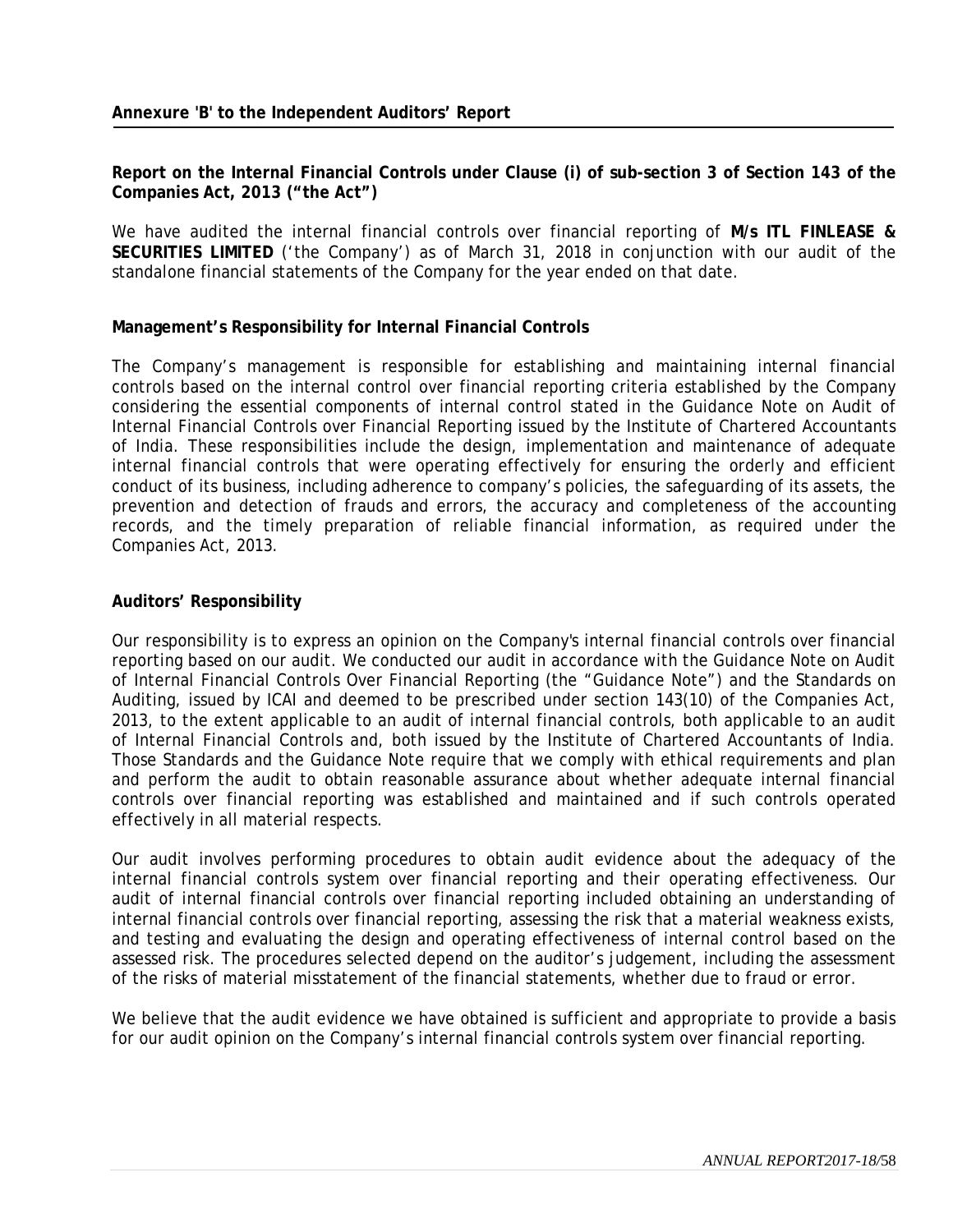## Annexure 'B' to the Independent Auditors' Report

**Report on the Internal Financial Controls under Clause (i) of sub-section 3 of Section 143 of the Companies Act, 2013 ("the Act")**

We have audited the internal financial controls over financial reporting of **M/s ITL FINLEASE & SECURITIES LIMITED** ('the Company') as of March 31, 2018 in conjunction with our audit of the standalone financial statements of the Company for the year ended on that date.

**Management's Responsibility for Internal Financial Controls**

The Company's management is responsible for establishing and maintaining internal financial controls based on the internal control over financial reporting criteria established by the Company considering the essential components of internal control stated in the Guidance Note on Audit of Internal Financial Controls over Financial Reporting issued by the Institute of Chartered Accountants of India. These responsibilities include the design, implementation and maintenance of adequate internal financial controls that were operating effectively for ensuring the orderly and efficient conduct of its business, including adherence to company's policies, the safeguarding of its assets, the prevention and detection of frauds and errors, the accuracy and completeness of the accounting records, and the timely preparation of reliable financial information, as required under the Companies Act, 2013.

**Auditors' Responsibility**

Our responsibility is to express an opinion on the Company's internal financial controls over financial reporting based on our audit. We conducted our audit in accordance with the Guidance Note on Audit of Internal Financial Controls Over Financial Reporting (the "Guidance Note") and the Standards on Auditing, issued by ICAI and deemed to be prescribed under section 143(10) of the Companies Act, 2013, to the extent applicable to an audit of internal financial controls, both applicable to an audit of Internal Financial Controls and, both issued by the Institute of Chartered Accountants of India. Those Standards and the Guidance Note require that we comply with ethical requirements and plan and perform the audit to obtain reasonable assurance about whether adequate internal financial controls over financial reporting was established and maintained and if such controls operated effectively in all material respects.

Our audit involves performing procedures to obtain audit evidence about the adequacy of the internal financial controls system over financial reporting and their operating effectiveness. Our audit of internal financial controls over financial reporting included obtaining an understanding of internal financial controls over financial reporting, assessing the risk that a material weakness exists, and testing and evaluating the design and operating effectiveness of internal control based on the assessed risk. The procedures selected depend on the auditor's judgement, including the assessment of the risks of material misstatement of the financial statements, whether due to fraud or error.

We believe that the audit evidence we have obtained is sufficient and appropriate to provide a basis for our audit opinion on the Company's internal financial controls system over financial reporting.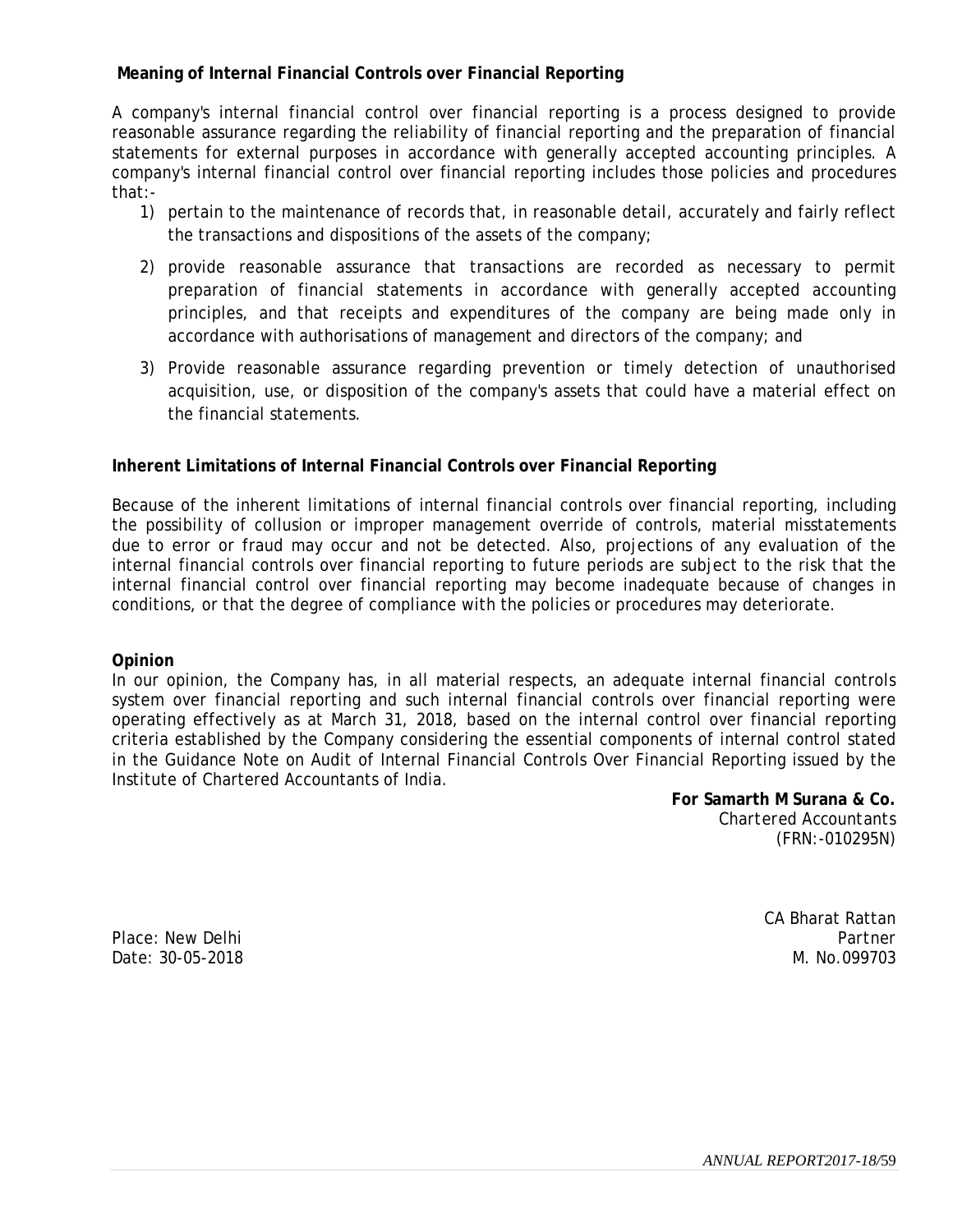**Meaning of Internal Financial Controls over Financial Reporting**

A company's internal financial control over financial reporting is a process designed to provide reasonable assurance regarding the reliability of financial reporting and the preparation of financial statements for external purposes in accordance with generally accepted accounting principles. A company's internal financial control over financial reporting includes those policies and procedures that:-

1) pertain to the maintenance of records that, in reasonable detail, accurately and fairly reflect the transactions and dispositions of the assets of the company;
2) provide reasonable assurance that transactions are recorded as necessary to permit preparation of financial statements in accordance with generally accepted accounting principles, and that receipts and expenditures of the company are being made only in accordance with authorisations of management and directors of the company; and
3) Provide reasonable assurance regarding prevention or timely detection of unauthorised acquisition, use, or disposition of the company's assets that could have a material effect on the financial statements.

**Inherent Limitations of Internal Financial Controls over Financial Reporting**

Because of the inherent limitations of internal financial controls over financial reporting, including the possibility of collusion or improper management override of controls, material misstatements due to error or fraud may occur and not be detected. Also, projections of any evaluation of the internal financial controls over financial reporting to future periods are subject to the risk that the internal financial control over financial reporting may become inadequate because of changes in conditions, or that the degree of compliance with the policies or procedures may deteriorate.

**Opinion**

In our opinion, the Company has, in all material respects, an adequate internal financial controls system over financial reporting and such internal financial controls over financial reporting were operating effectively as at March 31, 2018, based on the internal control over financial reporting criteria established by the Company considering the essential components of internal control stated in the Guidance Note on Audit of Internal Financial Controls Over Financial Reporting issued by the Institute of Chartered Accountants of India.

**For Samarth M Surana & Co.**
Chartered Accountants
(FRN:-010295N)

CA Bharat Rattan
Partner
M. No.099703

Place: New Delhi
Date: 30-05-2018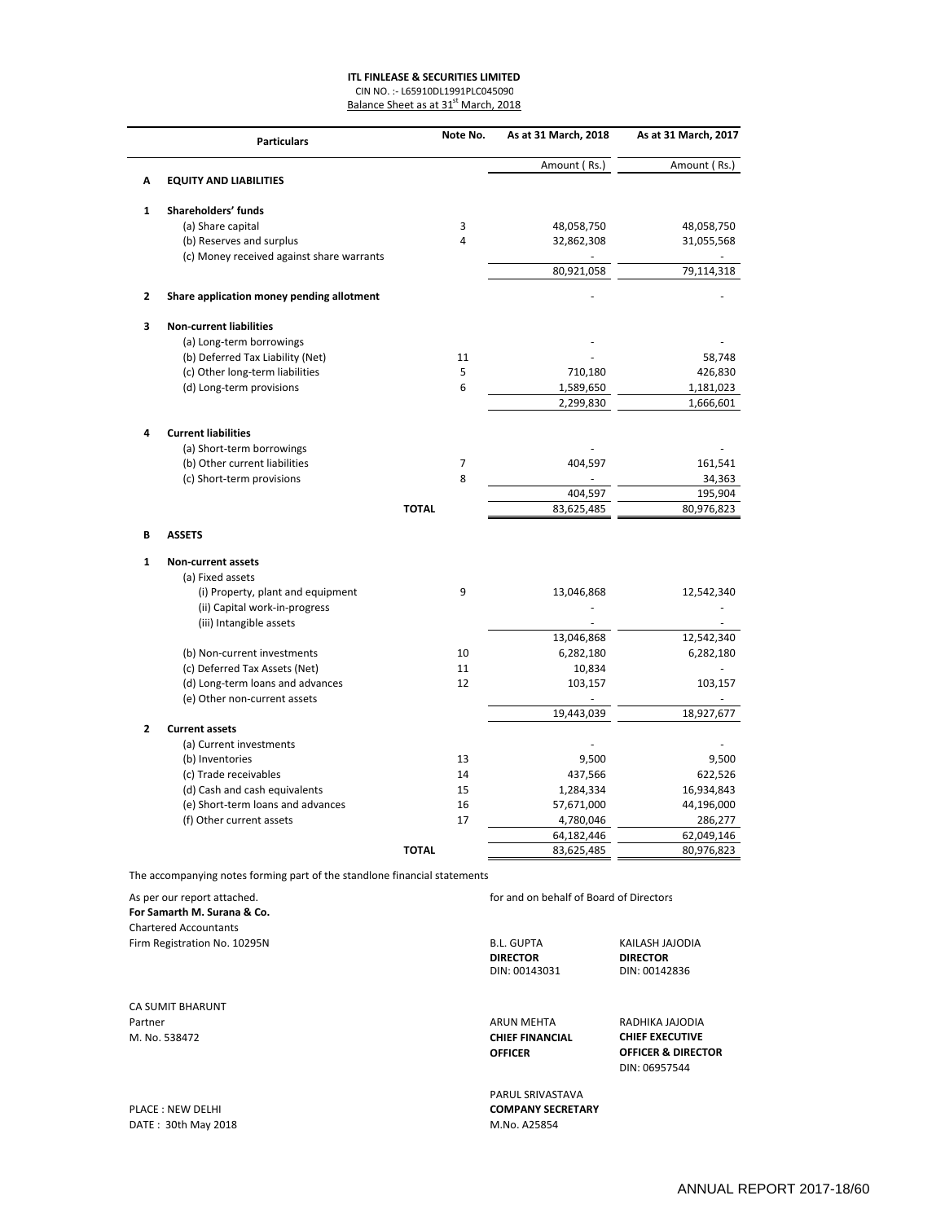**ITL FINLEASE & SECURITIES LIMITED**
CIN NO. :- L65910DL1991PLC045090
Balance Sheet as at 31st March, 2018

| | Particulars | Note No. | As at 31 March, 2018 | As at 31 March, 2017 |
|---|---|---|---|---|
| | | | Amount ( Rs.) | Amount ( Rs.) |
| **A** | **EQUITY AND LIABILITIES** | | | |
| **1** | **Shareholders' funds** | | | |
| | (a) Share capital | 3 | 48,058,750 | 48,058,750 |
| | (b) Reserves and surplus | 4 | 32,862,308 | 31,055,568 |
| | (c) Money received against share warrants | | - | - |
| | | | 80,921,058 | 79,114,318 |
| **2** | **Share application money pending allotment** | | - | - |
| **3** | **Non-current liabilities** | | | |
| | (a) Long-term borrowings | | - | - |
| | (b) Deferred Tax Liability (Net) | 11 | - | 58,748 |
| | (c) Other long-term liabilities | 5 | 710,180 | 426,830 |
| | (d) Long-term provisions | 6 | 1,589,650 | 1,181,023 |
| | | | 2,299,830 | 1,666,601 |
| **4** | **Current liabilities** | | | |
| | (a) Short-term borrowings | | - | - |
| | (b) Other current liabilities | 7 | 404,597 | 161,541 |
| | (c) Short-term provisions | 8 | - | 34,363 |
| | | | 404,597 | 195,904 |
| | **TOTAL** | | 83,625,485 | 80,976,823 |
| **B** | **ASSETS** | | | |
| **1** | **Non-current assets** | | | |
| | (a) Fixed assets | | | |
| | (i) Property, plant and equipment | 9 | 13,046,868 | 12,542,340 |
| | (ii) Capital work-in-progress | | - | - |
| | (iii) Intangible assets | | - | - |
| | | | 13,046,868 | 12,542,340 |
| | (b) Non-current investments | 10 | 6,282,180 | 6,282,180 |
| | (c) Deferred Tax Assets (Net) | 11 | 10,834 | - |
| | (d) Long-term loans and advances | 12 | 103,157 | 103,157 |
| | (e) Other non-current assets | | - | - |
| | | | 19,443,039 | 18,927,677 |
| **2** | **Current assets** | | | |
| | (a) Current investments | | - | - |
| | (b) Inventories | 13 | 9,500 | 9,500 |
| | (c) Trade receivables | 14 | 437,566 | 622,526 |
| | (d) Cash and cash equivalents | 15 | 1,284,334 | 16,934,843 |
| | (e) Short-term loans and advances | 16 | 57,671,000 | 44,196,000 |
| | (f) Other current assets | 17 | 4,780,046 | 286,277 |
| | | | 64,182,446 | 62,049,146 |
| | **TOTAL** | | 83,625,485 | 80,976,823 |

The accompanying notes forming part of the standlone financial statements

As per our report attached.
**For Samarth M. Surana & Co.**
Chartered Accountants
Firm Registration No. 10295N

CA SUMIT BHARUNT
Partner
M. No. 538472

PLACE : NEW DELHI
DATE : 30th May 2018

for and on behalf of Board of Directors

B.L. GUPTA
**DIRECTOR**
DIN: 00143031

KAILASH JAJODIA
**DIRECTOR**
DIN: 00142836

ARUN MEHTA
**CHIEF FINANCIAL OFFICER**

RADHIKA JAJODIA
**CHIEF EXECUTIVE OFFICER & DIRECTOR**
DIN: 06957544

PARUL SRIVASTAVA
**COMPANY SECRETARY**
M.No. A25854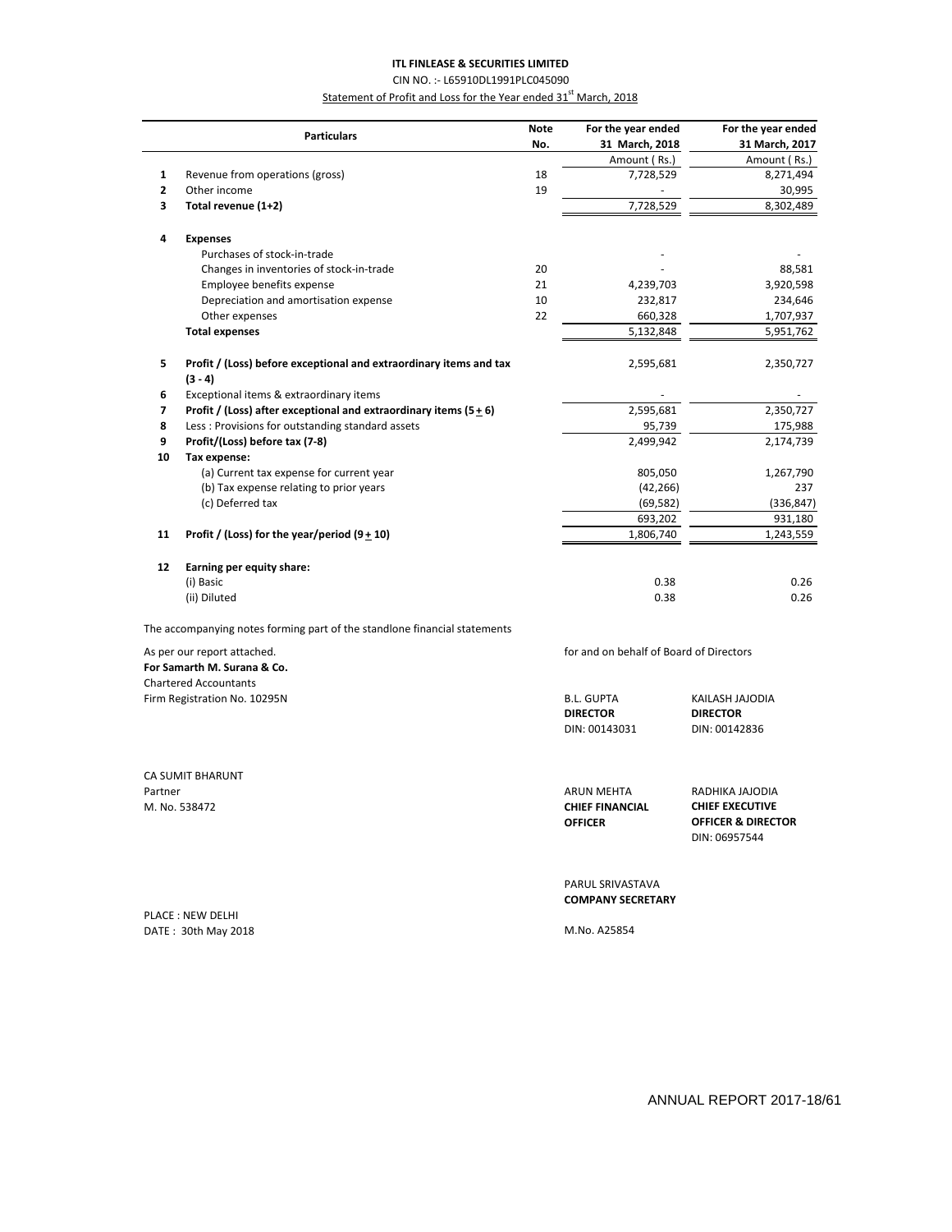**ITL FINLEASE & SECURITIES LIMITED**

CIN NO. :- L65910DL1991PLC045090

Statement of Profit and Loss for the Year ended 31st March, 2018

| | Particulars | Note No. | For the year ended 31 March, 2018 | For the year ended 31 March, 2017 |
|---|---|---|---|---|
| | | | Amount ( Rs.) | Amount ( Rs.) |
| 1 | Revenue from operations (gross) | 18 | 7,728,529 | 8,271,494 |
| 2 | Other income | 19 | - | 30,995 |
| 3 | **Total revenue (1+2)** | | 7,728,529 | 8,302,489 |
| 4 | **Expenses** | | | |
| | Purchases of stock-in-trade | | - | - |
| | Changes in inventories of stock-in-trade | 20 | - | 88,581 |
| | Employee benefits expense | 21 | 4,239,703 | 3,920,598 |
| | Depreciation and amortisation expense | 10 | 232,817 | 234,646 |
| | Other expenses | 22 | 660,328 | 1,707,937 |
| | **Total expenses** | | 5,132,848 | 5,951,762 |
| 5 | **Profit / (Loss) before exceptional and extraordinary items and tax (3 - 4)** | | 2,595,681 | 2,350,727 |
| 6 | Exceptional items & extraordinary items | | - | - |
| 7 | **Profit / (Loss) after exceptional and extraordinary items (5 + 6)** | | 2,595,681 | 2,350,727 |
| 8 | Less : Provisions for outstanding standard assets | | 95,739 | 175,988 |
| 9 | **Profit/(Loss) before tax (7-8)** | | 2,499,942 | 2,174,739 |
| 10 | **Tax expense:** | | | |
| | (a) Current tax expense for current year | | 805,050 | 1,267,790 |
| | (b) Tax expense relating to prior years | | (42,266) | 237 |
| | (c) Deferred tax | | (69,582) | (336,847) |
| | | | 693,202 | 931,180 |
| 11 | **Profit / (Loss) for the year/period (9 + 10)** | | 1,806,740 | 1,243,559 |
| 12 | **Earning per equity share:** | | | |
| | (i) Basic | | 0.38 | 0.26 |
| | (ii) Diluted | | 0.38 | 0.26 |

The accompanying notes forming part of the standlone financial statements

As per our report attached.
**For Samarth M. Surana & Co.**
Chartered Accountants
Firm Registration No. 10295N

CA SUMIT BHARUNT
Partner
M. No. 538472

for and on behalf of Board of Directors

B.L. GUPTA
**DIRECTOR**
DIN: 00143031

KAILASH JAJODIA
**DIRECTOR**
DIN: 00142836

ARUN MEHTA
**CHIEF FINANCIAL OFFICER**

RADHIKA JAJODIA
**CHIEF EXECUTIVE OFFICER & DIRECTOR**
DIN: 06957544

PARUL SRIVASTAVA
**COMPANY SECRETARY**
M.No. A25854

PLACE : NEW DELHI
DATE : 30th May 2018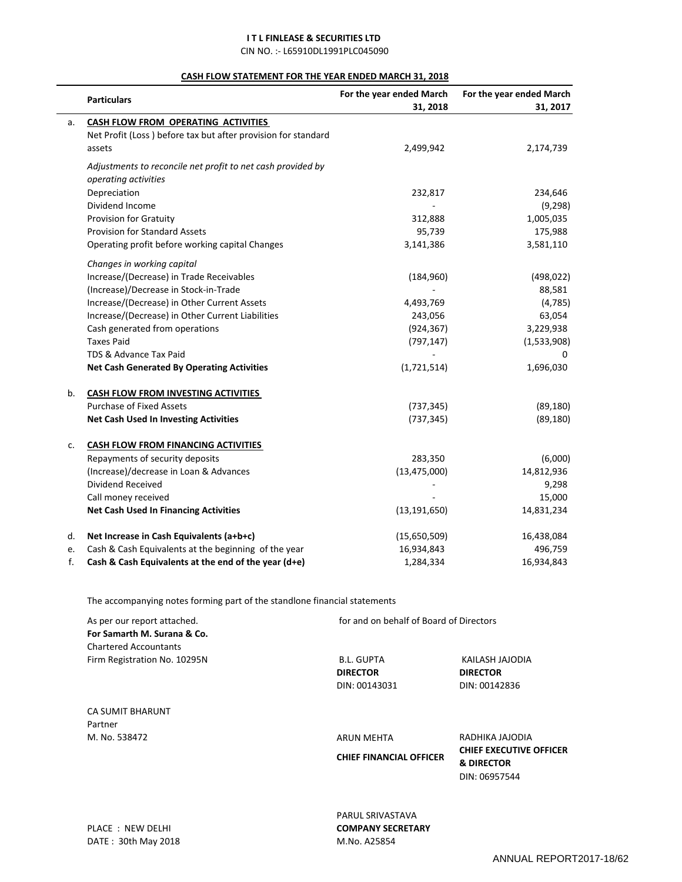**I T L FINLEASE & SECURITIES LTD**

CIN NO. :- L65910DL1991PLC045090

**CASH FLOW STATEMENT FOR THE YEAR ENDED MARCH 31, 2018**

| | Particulars | For the year ended March 31, 2018 | For the year ended March 31, 2017 |
|---|---|---|---|
| a. | **CASH FLOW FROM OPERATING ACTIVITIES** | | |
| | Net Profit (Loss ) before tax but after provision for standard assets | 2,499,942 | 2,174,739 |
| | *Adjustments to reconcile net profit to net cash provided by operating activities* | | |
| | Depreciation | 232,817 | 234,646 |
| | Dividend Income | - | (9,298) |
| | Provision for Gratuity | 312,888 | 1,005,035 |
| | Provision for Standard Assets | 95,739 | 175,988 |
| | Operating profit before working capital Changes | 3,141,386 | 3,581,110 |
| | *Changes in working capital* | | |
| | Increase/(Decrease) in Trade Receivables | (184,960) | (498,022) |
| | (Increase)/Decrease in Stock-in-Trade | - | 88,581 |
| | Increase/(Decrease) in Other Current Assets | 4,493,769 | (4,785) |
| | Increase/(Decrease) in Other Current Liabilities | 243,056 | 63,054 |
| | Cash generated from operations | (924,367) | 3,229,938 |
| | Taxes Paid | (797,147) | (1,533,908) |
| | TDS & Advance Tax Paid | - | 0 |
| | **Net Cash Generated By Operating Activities** | (1,721,514) | 1,696,030 |
| b. | **CASH FLOW FROM INVESTING ACTIVITIES** | | |
| | Purchase of Fixed Assets | (737,345) | (89,180) |
| | **Net Cash Used In Investing Activities** | (737,345) | (89,180) |
| c. | **CASH FLOW FROM FINANCING ACTIVITIES** | | |
| | Repayments of security deposits | 283,350 | (6,000) |
| | (Increase)/decrease in Loan & Advances | (13,475,000) | 14,812,936 |
| | Dividend Received | - | 9,298 |
| | Call money received | - | 15,000 |
| | **Net Cash Used In Financing Activities** | (13,191,650) | 14,831,234 |
| d. | **Net Increase in Cash Equivalents (a+b+c)** | (15,650,509) | 16,438,084 |
| e. | Cash & Cash Equivalents at the beginning of the year | 16,934,843 | 496,759 |
| f. | **Cash & Cash Equivalents at the end of the year (d+e)** | 1,284,334 | 16,934,843 |

The accompanying notes forming part of the standlone financial statements

As per our report attached.
**For Samarth M. Surana & Co.**
Chartered Accountants
Firm Registration No. 10295N

CA SUMIT BHARUNT
Partner
M. No. 538472

PLACE : NEW DELHI
DATE : 30th May 2018

for and on behalf of Board of Directors

B.L. GUPTA
**DIRECTOR**
DIN: 00143031

KAILASH JAJODIA
**DIRECTOR**
DIN: 00142836

ARUN MEHTA
**CHIEF FINANCIAL OFFICER**

RADHIKA JAJODIA
**CHIEF EXECUTIVE OFFICER & DIRECTOR**
DIN: 06957544

PARUL SRIVASTAVA
**COMPANY SECRETARY**
M.No. A25854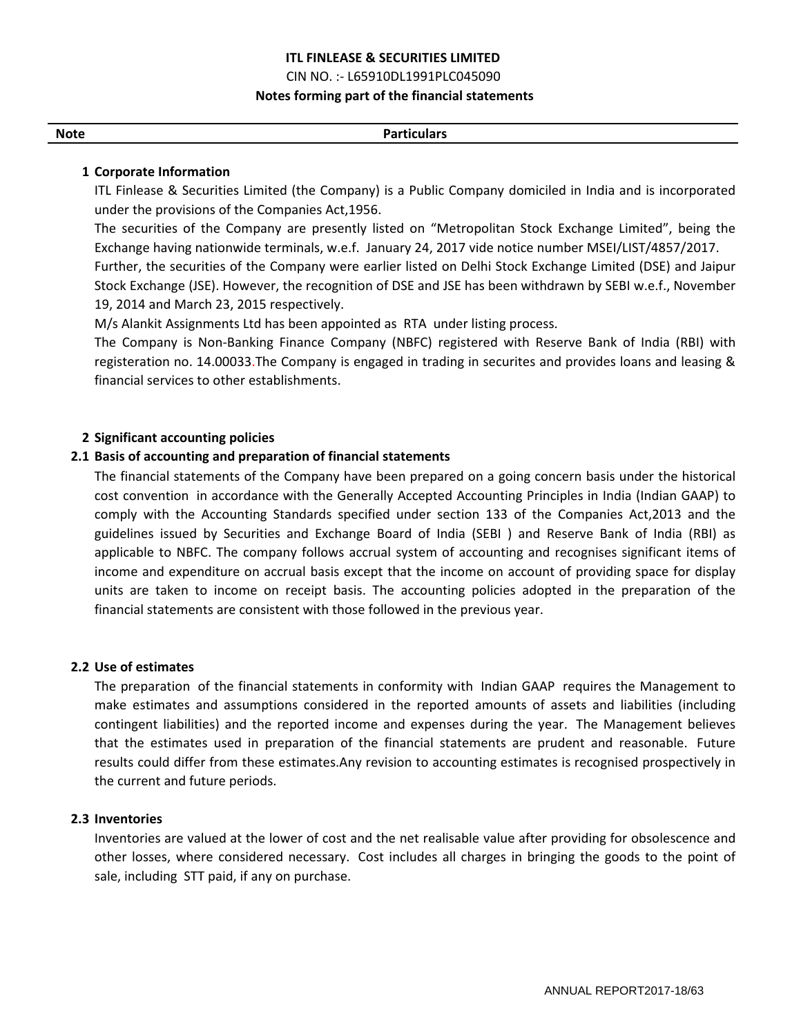# ITL FINLEASE & SECURITIES LIMITED

CIN NO. :- L65910DL1991PLC045090

**Notes forming part of the financial statements**

| Note | Particulars |
|---|---|

## 1 Corporate Information

ITL Finlease & Securities Limited (the Company) is a Public Company domiciled in India and is incorporated under the provisions of the Companies Act,1956.

The securities of the Company are presently listed on "Metropolitan Stock Exchange Limited", being the Exchange having nationwide terminals, w.e.f. January 24, 2017 vide notice number MSEI/LIST/4857/2017.

Further, the securities of the Company were earlier listed on Delhi Stock Exchange Limited (DSE) and Jaipur Stock Exchange (JSE). However, the recognition of DSE and JSE has been withdrawn by SEBI w.e.f., November 19, 2014 and March 23, 2015 respectively.

M/s Alankit Assignments Ltd has been appointed as RTA under listing process.

The Company is Non-Banking Finance Company (NBFC) registered with Reserve Bank of India (RBI) with registeration no. 14.00033.The Company is engaged in trading in securites and provides loans and leasing & financial services to other establishments.

## 2 Significant accounting policies

### 2.1 Basis of accounting and preparation of financial statements

The financial statements of the Company have been prepared on a going concern basis under the historical cost convention in accordance with the Generally Accepted Accounting Principles in India (Indian GAAP) to comply with the Accounting Standards specified under section 133 of the Companies Act,2013 and the guidelines issued by Securities and Exchange Board of India (SEBI ) and Reserve Bank of India (RBI) as applicable to NBFC. The company follows accrual system of accounting and recognises significant items of income and expenditure on accrual basis except that the income on account of providing space for display units are taken to income on receipt basis. The accounting policies adopted in the preparation of the financial statements are consistent with those followed in the previous year.

### 2.2 Use of estimates

The preparation of the financial statements in conformity with Indian GAAP requires the Management to make estimates and assumptions considered in the reported amounts of assets and liabilities (including contingent liabilities) and the reported income and expenses during the year. The Management believes that the estimates used in preparation of the financial statements are prudent and reasonable. Future results could differ from these estimates.Any revision to accounting estimates is recognised prospectively in the current and future periods.

### 2.3 Inventories

Inventories are valued at the lower of cost and the net realisable value after providing for obsolescence and other losses, where considered necessary. Cost includes all charges in bringing the goods to the point of sale, including STT paid, if any on purchase.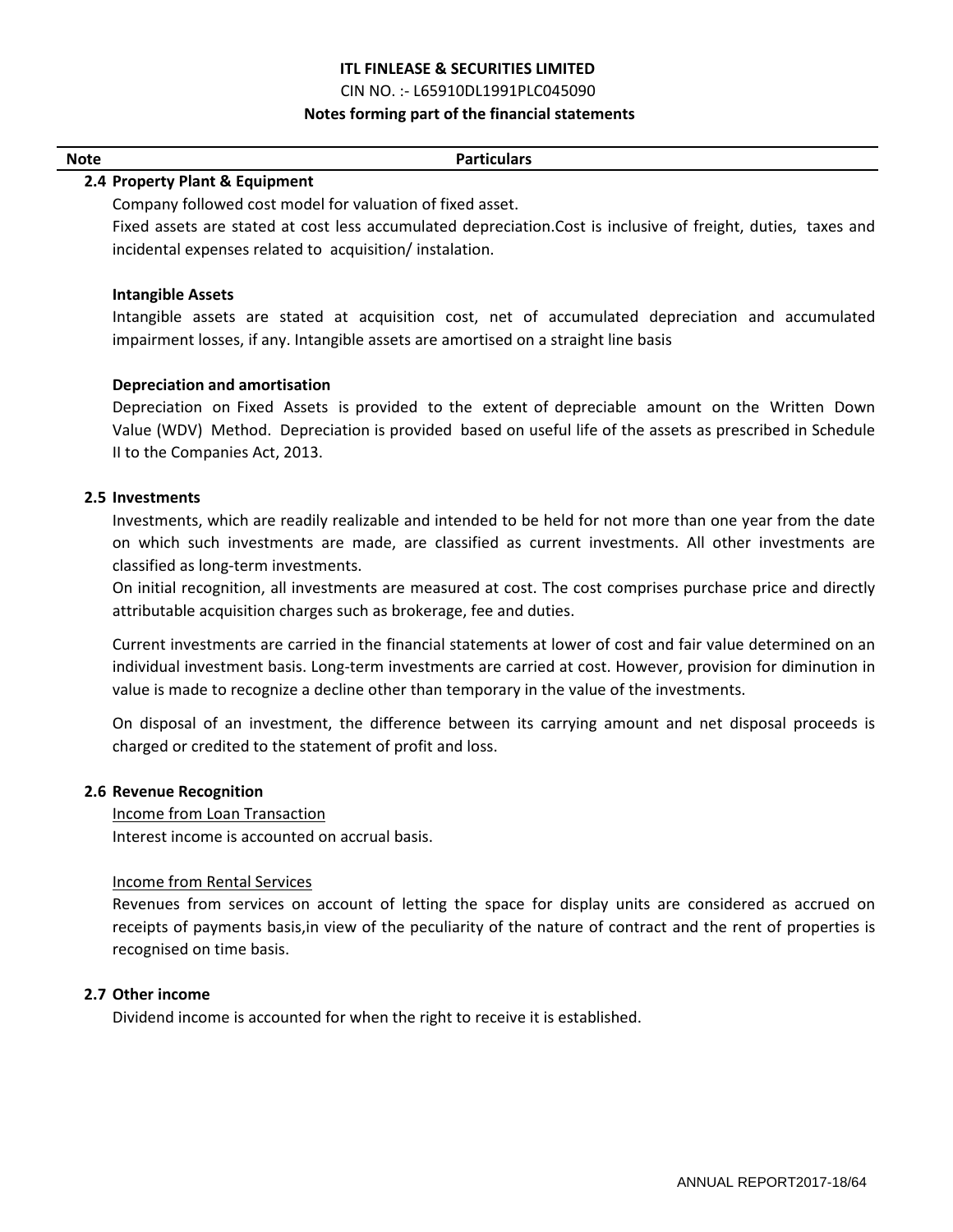**ITL FINLEASE & SECURITIES LIMITED**

CIN NO. :- L65910DL1991PLC045090

**Notes forming part of the financial statements**

| Note | Particulars |
|---|---|

**2.4 Property Plant & Equipment**

Company followed cost model for valuation of fixed asset.

Fixed assets are stated at cost less accumulated depreciation.Cost is inclusive of freight, duties, taxes and incidental expenses related to acquisition/ instalation.

**Intangible Assets**

Intangible assets are stated at acquisition cost, net of accumulated depreciation and accumulated impairment losses, if any. Intangible assets are amortised on a straight line basis

**Depreciation and amortisation**

Depreciation on Fixed Assets is provided to the extent of depreciable amount on the Written Down Value (WDV) Method. Depreciation is provided based on useful life of the assets as prescribed in Schedule II to the Companies Act, 2013.

**2.5 Investments**

Investments, which are readily realizable and intended to be held for not more than one year from the date on which such investments are made, are classified as current investments. All other investments are classified as long-term investments.

On initial recognition, all investments are measured at cost. The cost comprises purchase price and directly attributable acquisition charges such as brokerage, fee and duties.

Current investments are carried in the financial statements at lower of cost and fair value determined on an individual investment basis. Long-term investments are carried at cost. However, provision for diminution in value is made to recognize a decline other than temporary in the value of the investments.

On disposal of an investment, the difference between its carrying amount and net disposal proceeds is charged or credited to the statement of profit and loss.

**2.6 Revenue Recognition**

Income from Loan Transaction

Interest income is accounted on accrual basis.

Income from Rental Services

Revenues from services on account of letting the space for display units are considered as accrued on receipts of payments basis,in view of the peculiarity of the nature of contract and the rent of properties is recognised on time basis.

**2.7 Other income**

Dividend income is accounted for when the right to receive it is established.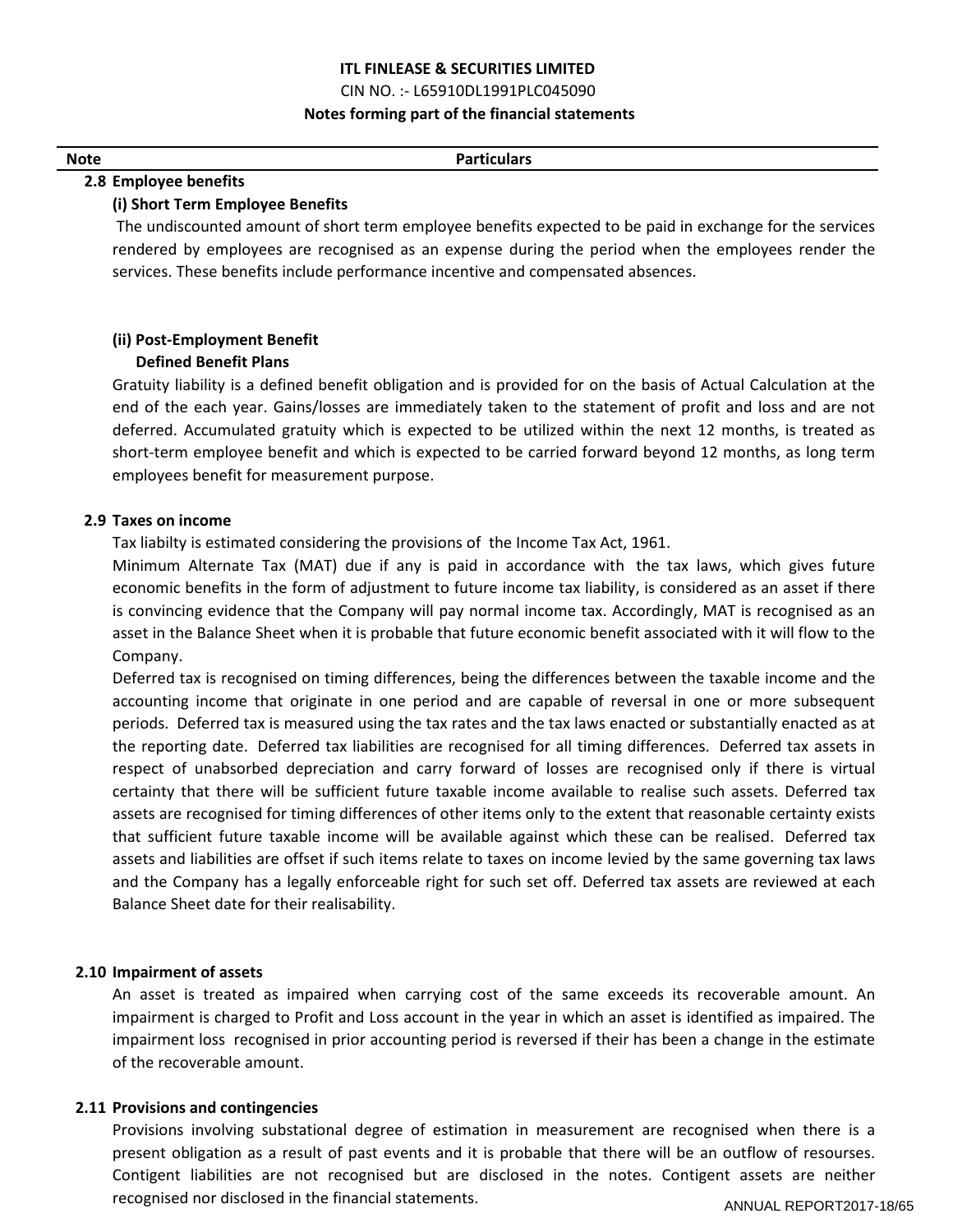**ITL FINLEASE & SECURITIES LIMITED**

CIN NO. :- L65910DL1991PLC045090

**Notes forming part of the financial statements**

| Note | Particulars |
|---|---|

**2.8 Employee benefits**

**(i) Short Term Employee Benefits**

The undiscounted amount of short term employee benefits expected to be paid in exchange for the services rendered by employees are recognised as an expense during the period when the employees render the services. These benefits include performance incentive and compensated absences.

**(ii) Post-Employment Benefit**

**Defined Benefit Plans**

Gratuity liability is a defined benefit obligation and is provided for on the basis of Actual Calculation at the end of the each year. Gains/losses are immediately taken to the statement of profit and loss and are not deferred. Accumulated gratuity which is expected to be utilized within the next 12 months, is treated as short-term employee benefit and which is expected to be carried forward beyond 12 months, as long term employees benefit for measurement purpose.

**2.9 Taxes on income**

Tax liabilty is estimated considering the provisions of the Income Tax Act, 1961.

Minimum Alternate Tax (MAT) due if any is paid in accordance with the tax laws, which gives future economic benefits in the form of adjustment to future income tax liability, is considered as an asset if there is convincing evidence that the Company will pay normal income tax. Accordingly, MAT is recognised as an asset in the Balance Sheet when it is probable that future economic benefit associated with it will flow to the Company.

Deferred tax is recognised on timing differences, being the differences between the taxable income and the accounting income that originate in one period and are capable of reversal in one or more subsequent periods. Deferred tax is measured using the tax rates and the tax laws enacted or substantially enacted as at the reporting date. Deferred tax liabilities are recognised for all timing differences. Deferred tax assets in respect of unabsorbed depreciation and carry forward of losses are recognised only if there is virtual certainty that there will be sufficient future taxable income available to realise such assets. Deferred tax assets are recognised for timing differences of other items only to the extent that reasonable certainty exists that sufficient future taxable income will be available against which these can be realised. Deferred tax assets and liabilities are offset if such items relate to taxes on income levied by the same governing tax laws and the Company has a legally enforceable right for such set off. Deferred tax assets are reviewed at each Balance Sheet date for their realisability.

**2.10 Impairment of assets**

An asset is treated as impaired when carrying cost of the same exceeds its recoverable amount. An impairment is charged to Profit and Loss account in the year in which an asset is identified as impaired. The impairment loss recognised in prior accounting period is reversed if their has been a change in the estimate of the recoverable amount.

**2.11 Provisions and contingencies**

Provisions involving substational degree of estimation in measurement are recognised when there is a present obligation as a result of past events and it is probable that there will be an outflow of resourses. Contigent liabilities are not recognised but are disclosed in the notes. Contigent assets are neither recognised nor disclosed in the financial statements.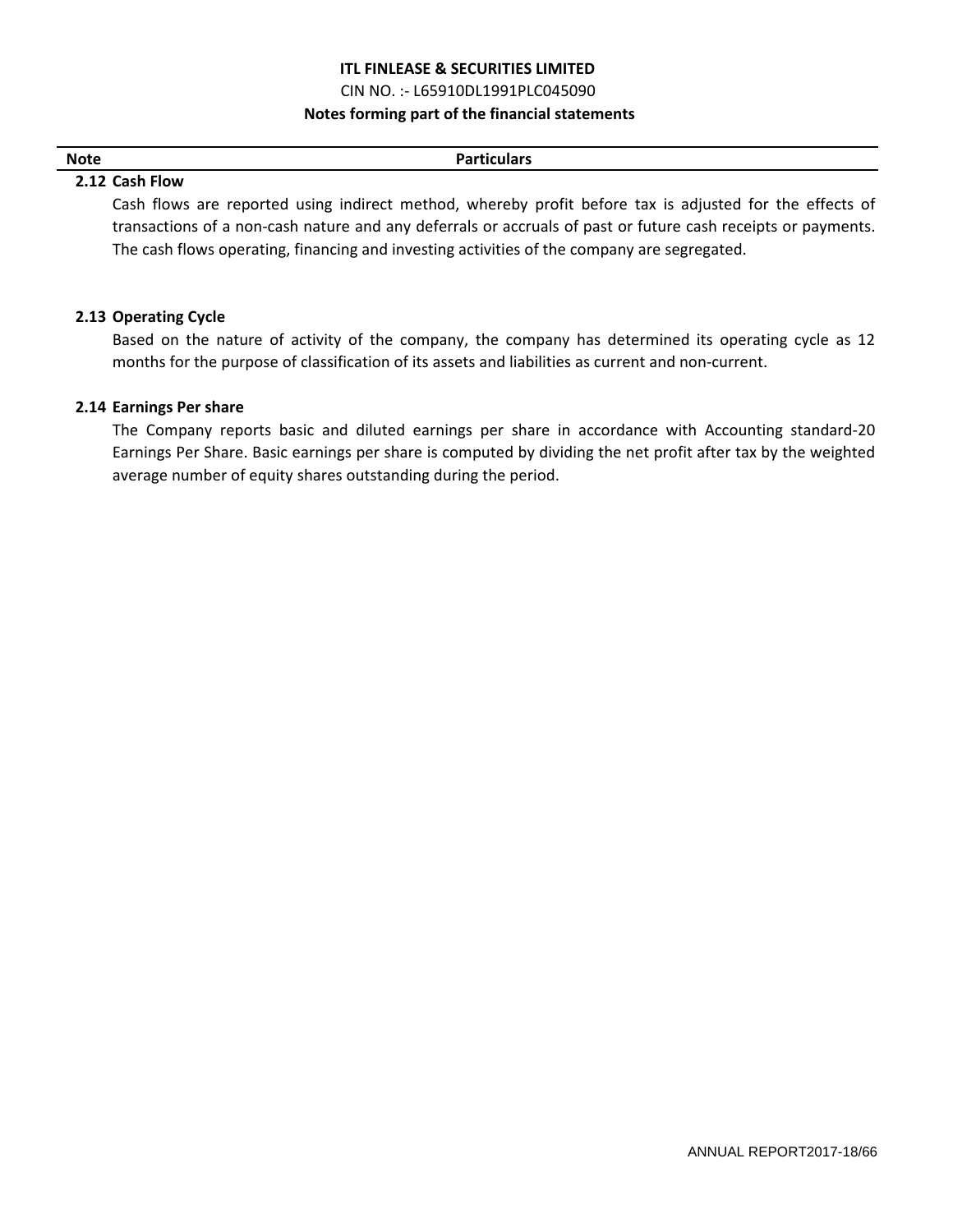**ITL FINLEASE & SECURITIES LIMITED**

CIN NO. :- L65910DL1991PLC045090

**Notes forming part of the financial statements**

| Note | Particulars |
|---|---|

### 2.12 Cash Flow

Cash flows are reported using indirect method, whereby profit before tax is adjusted for the effects of transactions of a non-cash nature and any deferrals or accruals of past or future cash receipts or payments. The cash flows operating, financing and investing activities of the company are segregated.

### 2.13 Operating Cycle

Based on the nature of activity of the company, the company has determined its operating cycle as 12 months for the purpose of classification of its assets and liabilities as current and non-current.

### 2.14 Earnings Per share

The Company reports basic and diluted earnings per share in accordance with Accounting standard-20 Earnings Per Share. Basic earnings per share is computed by dividing the net profit after tax by the weighted average number of equity shares outstanding during the period.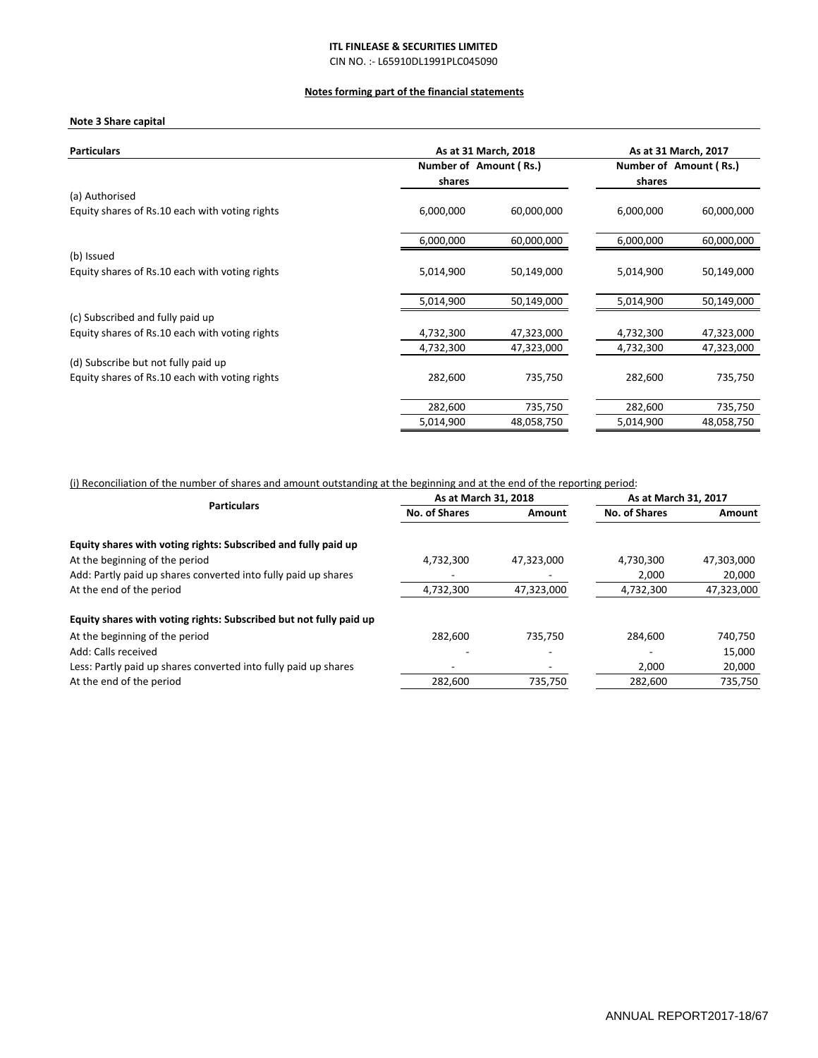**ITL FINLEASE & SECURITIES LIMITED**

CIN NO. :- L65910DL1991PLC045090

**Notes forming part of the financial statements**

**Note 3 Share capital**

| Particulars | As at 31 March, 2018 | | As at 31 March, 2017 | |
|---|---|---|---|---|
| | Number of shares | Amount ( Rs.) | Number of shares | Amount ( Rs.) |
| (a) Authorised | | | | |
| Equity shares of Rs.10 each with voting rights | 6,000,000 | 60,000,000 | 6,000,000 | 60,000,000 |
| | 6,000,000 | 60,000,000 | 6,000,000 | 60,000,000 |
| (b) Issued | | | | |
| Equity shares of Rs.10 each with voting rights | 5,014,900 | 50,149,000 | 5,014,900 | 50,149,000 |
| | 5,014,900 | 50,149,000 | 5,014,900 | 50,149,000 |
| (c) Subscribed and fully paid up | | | | |
| Equity shares of Rs.10 each with voting rights | 4,732,300 | 47,323,000 | 4,732,300 | 47,323,000 |
| | 4,732,300 | 47,323,000 | 4,732,300 | 47,323,000 |
| (d) Subscribe but not fully paid up | | | | |
| Equity shares of Rs.10 each with voting rights | 282,600 | 735,750 | 282,600 | 735,750 |
| | 282,600 | 735,750 | 282,600 | 735,750 |
| | 5,014,900 | 48,058,750 | 5,014,900 | 48,058,750 |

(i) Reconciliation of the number of shares and amount outstanding at the beginning and at the end of the reporting period:

| Particulars | As at March 31, 2018 | | As at March 31, 2017 | |
|---|---|---|---|---|
| | No. of Shares | Amount | No. of Shares | Amount |
| **Equity shares with voting rights: Subscribed and fully paid up** | | | | |
| At the beginning of the period | 4,732,300 | 47,323,000 | 4,730,300 | 47,303,000 |
| Add: Partly paid up shares converted into fully paid up shares | - | - | 2,000 | 20,000 |
| At the end of the period | 4,732,300 | 47,323,000 | 4,732,300 | 47,323,000 |
| **Equity shares with voting rights: Subscribed but not fully paid up** | | | | |
| At the beginning of the period | 282,600 | 735,750 | 284,600 | 740,750 |
| Add: Calls received | - | - | - | 15,000 |
| Less: Partly paid up shares converted into fully paid up shares | - | - | 2,000 | 20,000 |
| At the end of the period | 282,600 | 735,750 | 282,600 | 735,750 |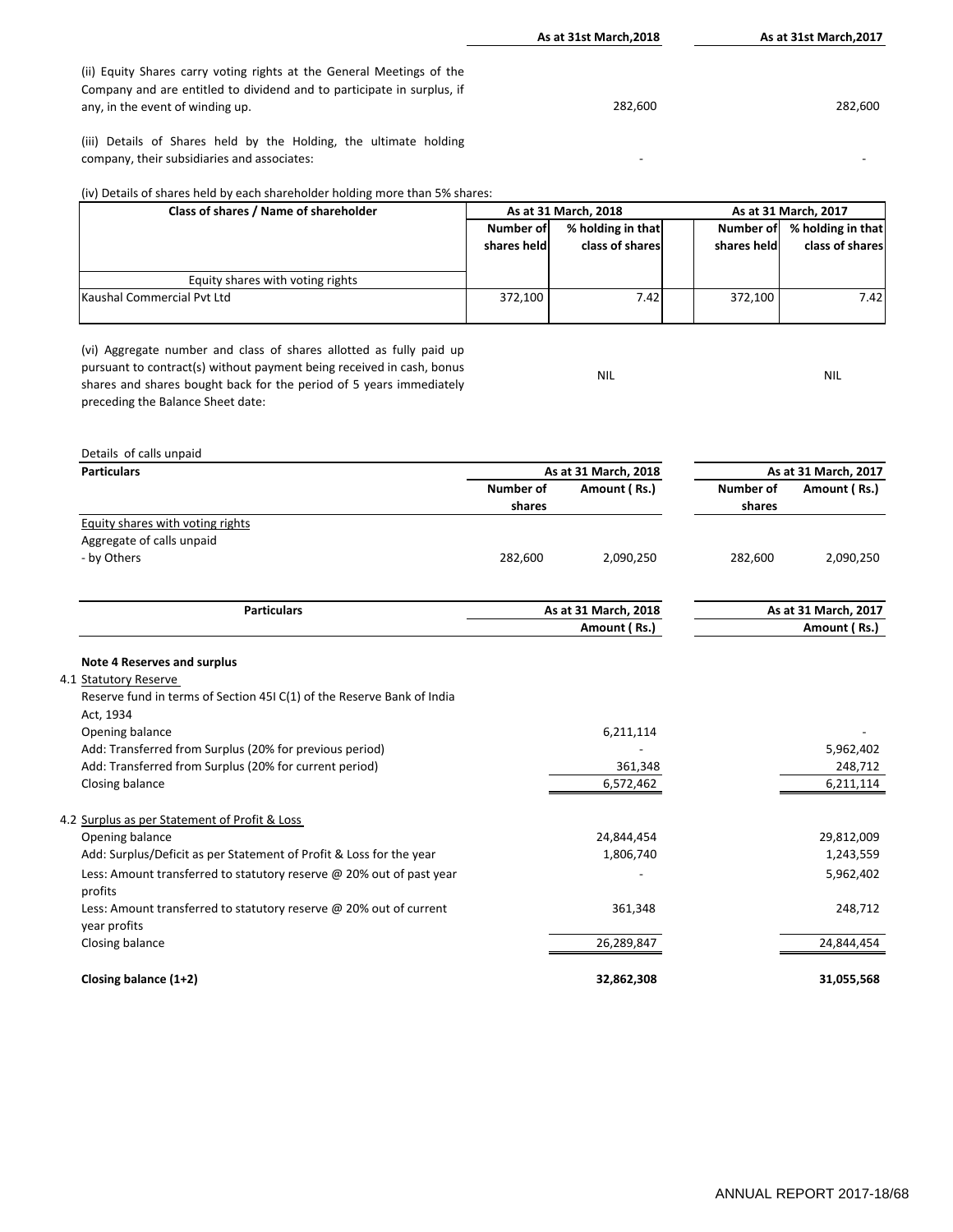| | As at 31st March,2018 | As at 31st March,2017 |
|---|---|---|
| (ii) Equity Shares carry voting rights at the General Meetings of the Company and are entitled to dividend and to participate in surplus, if any, in the event of winding up. | 282,600 | 282,600 |
| (iii) Details of Shares held by the Holding, the ultimate holding company, their subsidiaries and associates: | - | - |

(iv) Details of shares held by each shareholder holding more than 5% shares:

| Class of shares / Name of shareholder | As at 31 March, 2018 | | As at 31 March, 2017 | |
|---|---|---|---|---|
| | Number of shares held | % holding in that class of shares | Number of shares held | % holding in that class of shares |
| Equity shares with voting rights | | | | |
| Kaushal Commercial Pvt Ltd | 372,100 | 7.42 | 372,100 | 7.42 |

| | As at 31st March,2018 | As at 31st March,2017 |
|---|---|---|
| (vi) Aggregate number and class of shares allotted as fully paid up pursuant to contract(s) without payment being received in cash, bonus shares and shares bought back for the period of 5 years immediately preceding the Balance Sheet date: | NIL | NIL |

Details of calls unpaid

| Particulars | As at 31 March, 2018 | | As at 31 March, 2017 | |
|---|---|---|---|---|
| | Number of shares | Amount ( Rs.) | Number of shares | Amount ( Rs.) |
| Equity shares with voting rights | | | | |
| Aggregate of calls unpaid | | | | |
| - by Others | 282,600 | 2,090,250 | 282,600 | 2,090,250 |

| Particulars | As at 31 March, 2018 | As at 31 March, 2017 |
|---|---|---|
| | Amount ( Rs.) | Amount ( Rs.) |
| **Note 4 Reserves and surplus** | | |
| 4.1 Statutory Reserve | | |
| Reserve fund in terms of Section 45I C(1) of the Reserve Bank of India Act, 1934 | | |
| Opening balance | 6,211,114 | - |
| Add: Transferred from Surplus (20% for previous period) | - | 5,962,402 |
| Add: Transferred from Surplus (20% for current period) | 361,348 | 248,712 |
| Closing balance | 6,572,462 | 6,211,114 |
| 4.2 Surplus as per Statement of Profit & Loss | | |
| Opening balance | 24,844,454 | 29,812,009 |
| Add: Surplus/Deficit as per Statement of Profit & Loss for the year | 1,806,740 | 1,243,559 |
| Less: Amount transferred to statutory reserve @ 20% out of past year profits | - | 5,962,402 |
| Less: Amount transferred to statutory reserve @ 20% out of current year profits | 361,348 | 248,712 |
| Closing balance | 26,289,847 | 24,844,454 |
| **Closing balance (1+2)** | **32,862,308** | **31,055,568** |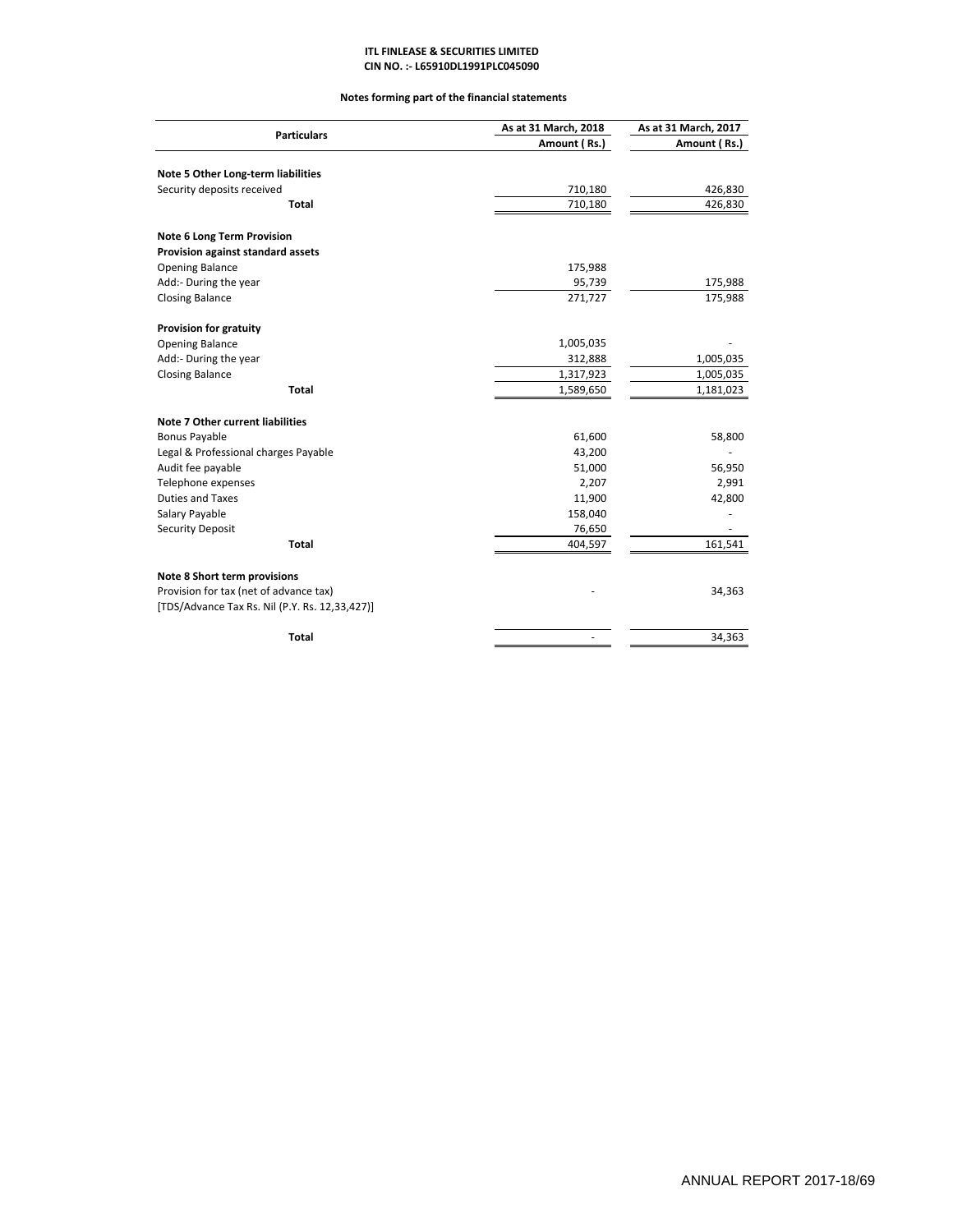**ITL FINLEASE & SECURITIES LIMITED**
**CIN NO. :- L65910DL1991PLC045090**

**Notes forming part of the financial statements**

| Particulars | As at 31 March, 2018 Amount ( Rs.) | As at 31 March, 2017 Amount ( Rs.) |
|---|---|---|
| **Note 5 Other Long-term liabilities** | | |
| Security deposits received | 710,180 | 426,830 |
| **Total** | 710,180 | 426,830 |
| **Note 6 Long Term Provision** | | |
| **Provision against standard assets** | | |
| Opening Balance | 175,988 | |
| Add:- During the year | 95,739 | 175,988 |
| Closing Balance | 271,727 | 175,988 |
| **Provision for gratuity** | | |
| Opening Balance | 1,005,035 | - |
| Add:- During the year | 312,888 | 1,005,035 |
| Closing Balance | 1,317,923 | 1,005,035 |
| **Total** | 1,589,650 | 1,181,023 |
| **Note 7 Other current liabilities** | | |
| Bonus Payable | 61,600 | 58,800 |
| Legal & Professional charges Payable | 43,200 | - |
| Audit fee payable | 51,000 | 56,950 |
| Telephone expenses | 2,207 | 2,991 |
| Duties and Taxes | 11,900 | 42,800 |
| Salary Payable | 158,040 | - |
| Security Deposit | 76,650 | - |
| **Total** | 404,597 | 161,541 |
| **Note 8 Short term provisions** | | |
| Provision for tax (net of advance tax) | - | 34,363 |
| [TDS/Advance Tax Rs. Nil (P.Y. Rs. 12,33,427)] | | |
| **Total** | - | 34,363 |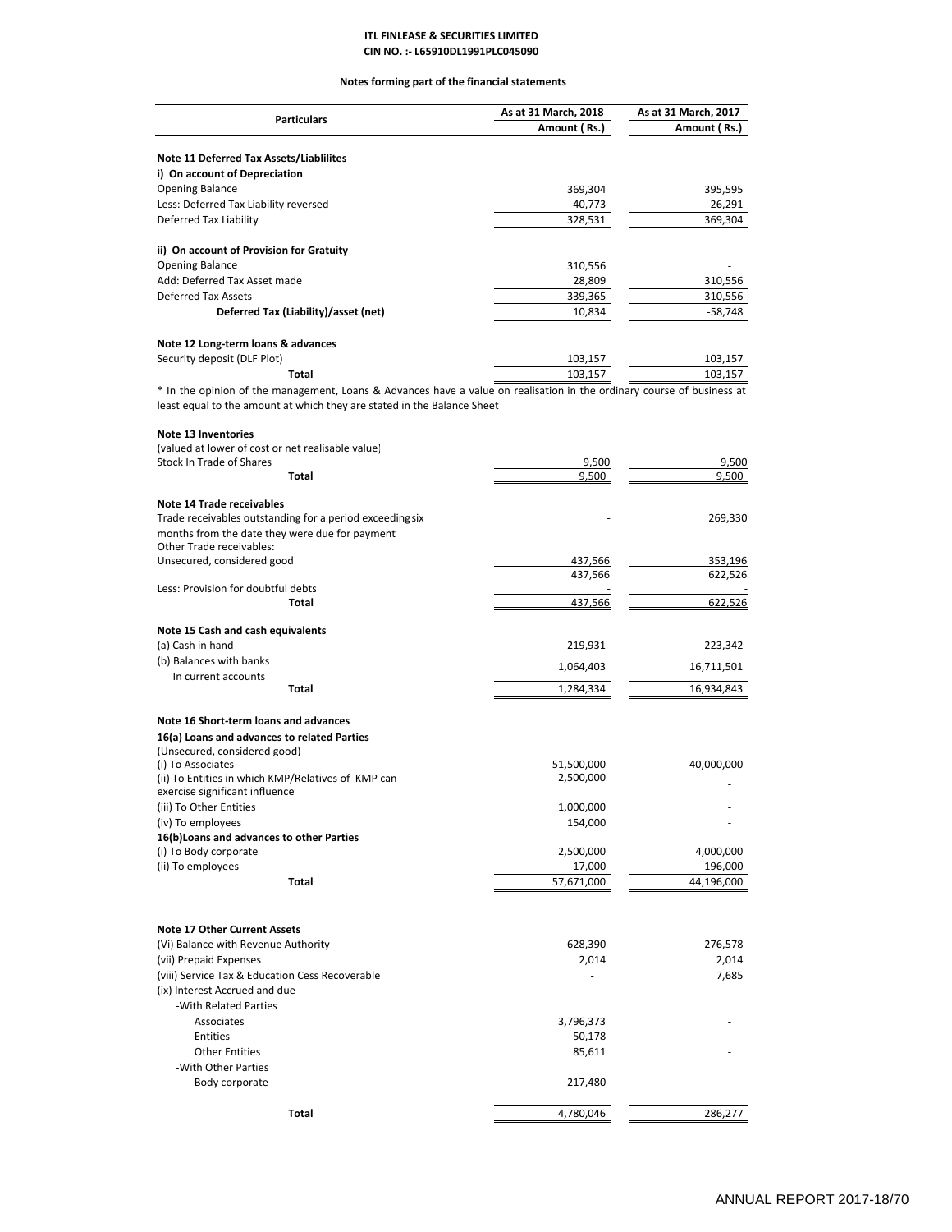**ITL FINLEASE & SECURITIES LIMITED**
**CIN NO. :- L65910DL1991PLC045090**

**Notes forming part of the financial statements**

| Particulars | As at 31 March, 2018 Amount ( Rs.) | As at 31 March, 2017 Amount ( Rs.) |
|---|---|---|
| **Note 11 Deferred Tax Assets/Liablilites** | | |
| **i) On account of Depreciation** | | |
| Opening Balance | 369,304 | 395,595 |
| Less: Deferred Tax Liability reversed | -40,773 | 26,291 |
| Deferred Tax Liability | 328,531 | 369,304 |
| **ii) On account of Provision for Gratuity** | | |
| Opening Balance | 310,556 | - |
| Add: Deferred Tax Asset made | 28,809 | 310,556 |
| Deferred Tax Assets | 339,365 | 310,556 |
| **Deferred Tax (Liability)/asset (net)** | 10,834 | -58,748 |
| **Note 12 Long-term loans & advances** | | |
| Security deposit (DLF Plot) | 103,157 | 103,157 |
| **Total** | 103,157 | 103,157 |

* In the opinion of the management, Loans & Advances have a value on realisation in the ordinary course of business at least equal to the amount at which they are stated in the Balance Sheet

| Particulars | As at 31 March, 2018 Amount ( Rs.) | As at 31 March, 2017 Amount ( Rs.) |
|---|---|---|
| **Note 13 Inventories** | | |
| (valued at lower of cost or net realisable value) | | |
| Stock In Trade of Shares | 9,500 | 9,500 |
| **Total** | 9,500 | 9,500 |
| **Note 14 Trade receivables** | | |
| Trade receivables outstanding for a period exceeding six months from the date they were due for payment | - | 269,330 |
| Other Trade receivables: | | |
| Unsecured, considered good | 437,566 | 353,196 |
| | 437,566 | 622,526 |
| Less: Provision for doubtful debts | - | - |
| **Total** | 437,566 | 622,526 |
| **Note 15 Cash and cash equivalents** | | |
| (a) Cash in hand | 219,931 | 223,342 |
| (b) Balances with banks In current accounts | 1,064,403 | 16,711,501 |
| **Total** | 1,284,334 | 16,934,843 |
| **Note 16 Short-term loans and advances** | | |
| **16(a) Loans and advances to related Parties** | | |
| (Unsecured, considered good) | | |
| (i) To Associates | 51,500,000 | 40,000,000 |
| (ii) To Entities in which KMP/Relatives of KMP can exercise significant influence | 2,500,000 | - |
| (iii) To Other Entities | 1,000,000 | - |
| (iv) To employees | 154,000 | - |
| **16(b)Loans and advances to other Parties** | | |
| (i) To Body corporate | 2,500,000 | 4,000,000 |
| (ii) To employees | 17,000 | 196,000 |
| **Total** | 57,671,000 | 44,196,000 |
| **Note 17 Other Current Assets** | | |
| (Vi) Balance with Revenue Authority | 628,390 | 276,578 |
| (vii) Prepaid Expenses | 2,014 | 2,014 |
| (viii) Service Tax & Education Cess Recoverable | - | 7,685 |
| (ix) Interest Accrued and due | | |
| -With Related Parties | | |
| Associates | 3,796,373 | - |
| Entities | 50,178 | - |
| Other Entities | 85,611 | - |
| -With Other Parties | | |
| Body corporate | 217,480 | - |
| **Total** | 4,780,046 | 286,277 |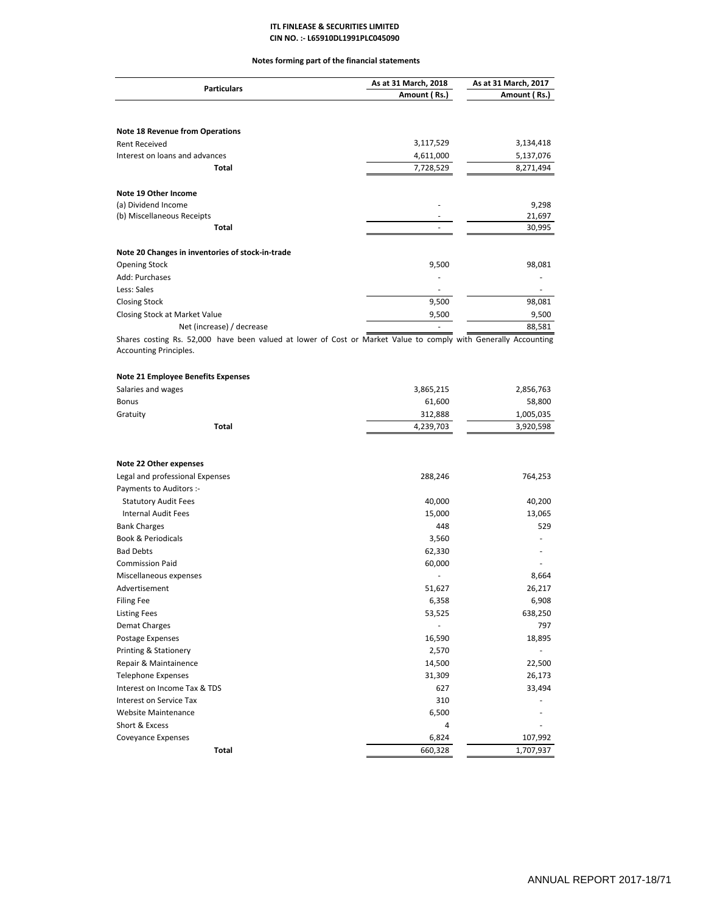**ITL FINLEASE & SECURITIES LIMITED**
**CIN NO. :- L65910DL1991PLC045090**

**Notes forming part of the financial statements**

| Particulars | As at 31 March, 2018 Amount ( Rs.) | As at 31 March, 2017 Amount ( Rs.) |
|---|---|---|
| **Note 18 Revenue from Operations** | | |
| Rent Received | 3,117,529 | 3,134,418 |
| Interest on loans and advances | 4,611,000 | 5,137,076 |
| **Total** | 7,728,529 | 8,271,494 |
| **Note 19 Other Income** | | |
| (a) Dividend Income | - | 9,298 |
| (b) Miscellaneous Receipts | - | 21,697 |
| **Total** | - | 30,995 |
| **Note 20 Changes in inventories of stock-in-trade** | | |
| Opening Stock | 9,500 | 98,081 |
| Add: Purchases | - | - |
| Less: Sales | - | - |
| Closing Stock | 9,500 | 98,081 |
| Closing Stock at Market Value | 9,500 | 9,500 |
| Net (increase) / decrease | - | 88,581 |

Shares costing Rs. 52,000 have been valued at lower of Cost or Market Value to comply with Generally Accounting Accounting Principles.

| Particulars | As at 31 March, 2018 Amount ( Rs.) | As at 31 March, 2017 Amount ( Rs.) |
|---|---|---|
| **Note 21 Employee Benefits Expenses** | | |
| Salaries and wages | 3,865,215 | 2,856,763 |
| Bonus | 61,600 | 58,800 |
| Gratuity | 312,888 | 1,005,035 |
| **Total** | 4,239,703 | 3,920,598 |
| **Note 22 Other expenses** | | |
| Legal and professional Expenses | 288,246 | 764,253 |
| Payments to Auditors :- | | |
| Statutory Audit Fees | 40,000 | 40,200 |
| Internal Audit Fees | 15,000 | 13,065 |
| Bank Charges | 448 | 529 |
| Book & Periodicals | 3,560 | - |
| Bad Debts | 62,330 | - |
| Commission Paid | 60,000 | - |
| Miscellaneous expenses | - | 8,664 |
| Advertisement | 51,627 | 26,217 |
| Filing Fee | 6,358 | 6,908 |
| Listing Fees | 53,525 | 638,250 |
| Demat Charges | - | 797 |
| Postage Expenses | 16,590 | 18,895 |
| Printing & Stationery | 2,570 | - |
| Repair & Maintainence | 14,500 | 22,500 |
| Telephone Expenses | 31,309 | 26,173 |
| Interest on Income Tax & TDS | 627 | 33,494 |
| Interest on Service Tax | 310 | - |
| Website Maintenance | 6,500 | - |
| Short & Excess | 4 | - |
| Coveyance Expenses | 6,824 | 107,992 |
| **Total** | 660,328 | 1,707,937 |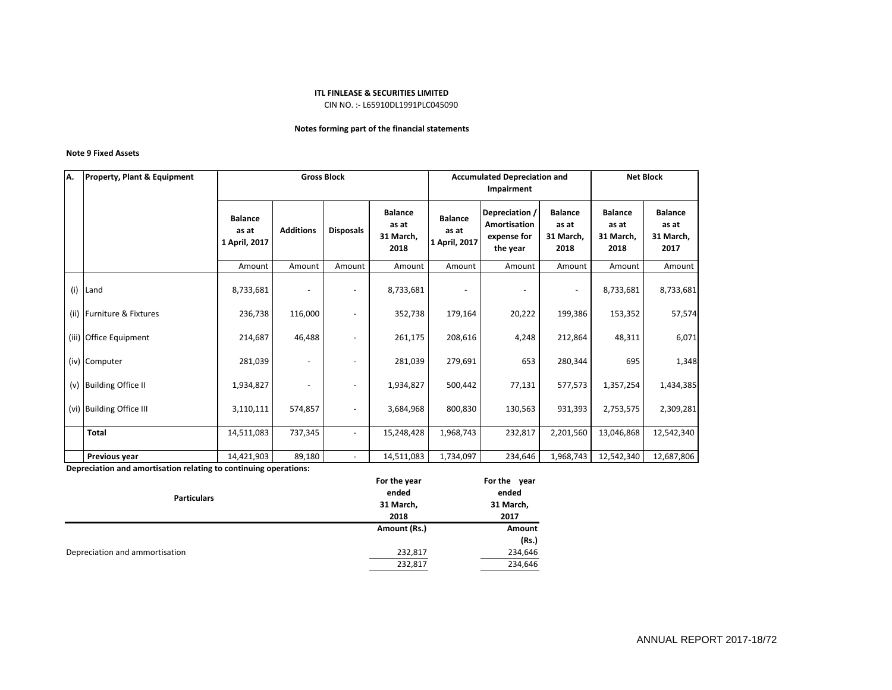**ITL FINLEASE & SECURITIES LIMITED**

CIN NO. :- L65910DL1991PLC045090

**Notes forming part of the financial statements**

**Note 9 Fixed Assets**

| A. | Property, Plant & Equipment | Gross Block | | | | Accumulated Depreciation and Impairment | | | Net Block | |
|---|---|---|---|---|---|---|---|---|---|---|
| | | Balance as at 1 April, 2017 | Additions | Disposals | Balance as at 31 March, 2018 | Balance as at 1 April, 2017 | Depreciation / Amortisation expense for the year | Balance as at 31 March, 2018 | Balance as at 31 March, 2018 | Balance as at 31 March, 2017 |
| | | Amount | Amount | Amount | Amount | Amount | Amount | Amount | Amount | Amount |
| (i) | Land | 8,733,681 | - | - | 8,733,681 | - | - | - | 8,733,681 | 8,733,681 |
| (ii) | Furniture & Fixtures | 236,738 | 116,000 | - | 352,738 | 179,164 | 20,222 | 199,386 | 153,352 | 57,574 |
| (iii) | Office Equipment | 214,687 | 46,488 | - | 261,175 | 208,616 | 4,248 | 212,864 | 48,311 | 6,071 |
| (iv) | Computer | 281,039 | - | - | 281,039 | 279,691 | 653 | 280,344 | 695 | 1,348 |
| (v) | Building Office II | 1,934,827 | - | - | 1,934,827 | 500,442 | 77,131 | 577,573 | 1,357,254 | 1,434,385 |
| (vi) | Building Office III | 3,110,111 | 574,857 | - | 3,684,968 | 800,830 | 130,563 | 931,393 | 2,753,575 | 2,309,281 |
| | **Total** | 14,511,083 | 737,345 | - | 15,248,428 | 1,968,743 | 232,817 | 2,201,560 | 13,046,868 | 12,542,340 |
| | **Previous year** | 14,421,903 | 89,180 | - | 14,511,083 | 1,734,097 | 234,646 | 1,968,743 | 12,542,340 | 12,687,806 |

**Depreciation and amortisation relating to continuing operations:**

| Particulars | For the year ended 31 March, 2018 | For the year ended 31 March, 2017 |
|---|---|---|
| | Amount (Rs.) | Amount (Rs.) |
| Depreciation and ammortisation | 232,817 | 234,646 |
| | 232,817 | 234,646 |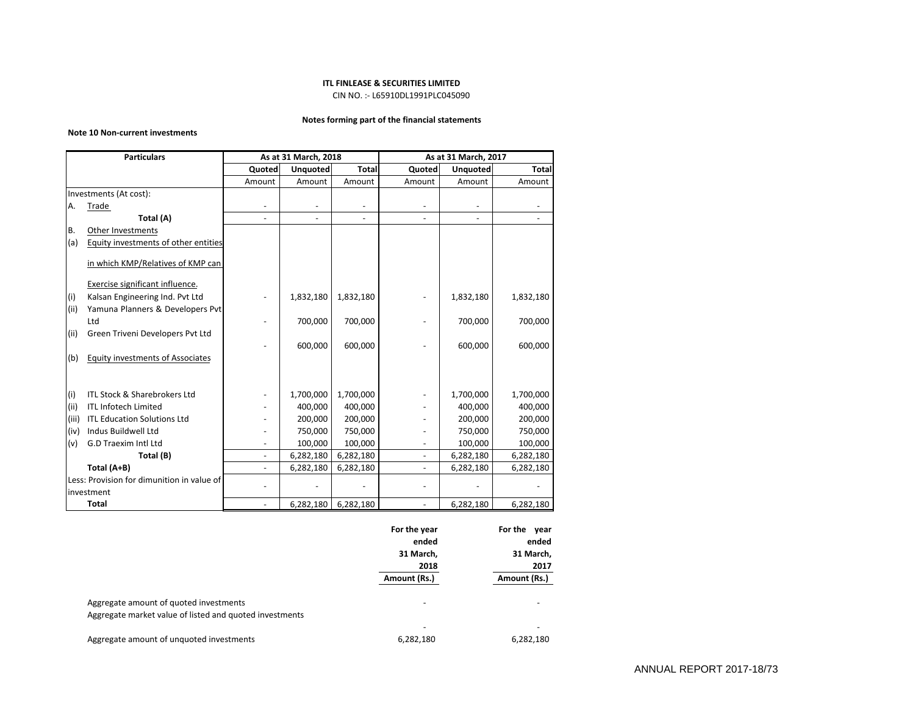**ITL FINLEASE & SECURITIES LIMITED**

CIN NO. :- L65910DL1991PLC045090

**Notes forming part of the financial statements**

**Note 10 Non-current investments**

| | Particulars | As at 31 March, 2018 | | | As at 31 March, 2017 | | |
|---|---|---|---|---|---|---|---|
| | | **Quoted** | **Unquoted** | **Total** | **Quoted** | **Unquoted** | **Total** |
| | | Amount | Amount | Amount | Amount | Amount | Amount |
| | Investments (At cost): | | | | | | |
| A. | Trade | - | - | - | - | - | - |
| | **Total (A)** | - | - | - | - | - | - |
| B. | Other Investments | | | | | | |
| (a) | Equity investments of other entities in which KMP/Relatives of KMP can Exercise significant influence. | | | | | | |
| (i) | Kalsan Engineering Ind. Pvt Ltd | - | 1,832,180 | 1,832,180 | - | 1,832,180 | 1,832,180 |
| (ii) | Yamuna Planners & Developers Pvt Ltd | - | 700,000 | 700,000 | - | 700,000 | 700,000 |
| (ii) | Green Triveni Developers Pvt Ltd | - | 600,000 | 600,000 | - | 600,000 | 600,000 |
| (b) | Equity investments of Associates | | | | | | |
| (i) | ITL Stock & Sharebrokers Ltd | - | 1,700,000 | 1,700,000 | - | 1,700,000 | 1,700,000 |
| (ii) | ITL Infotech Limited | - | 400,000 | 400,000 | - | 400,000 | 400,000 |
| (iii) | ITL Education Solutions Ltd | - | 200,000 | 200,000 | - | 200,000 | 200,000 |
| (iv) | Indus Buildwell Ltd | - | 750,000 | 750,000 | - | 750,000 | 750,000 |
| (v) | G.D Traexim Intl Ltd | - | 100,000 | 100,000 | - | 100,000 | 100,000 |
| | **Total (B)** | - | 6,282,180 | 6,282,180 | - | 6,282,180 | 6,282,180 |
| | **Total (A+B)** | - | 6,282,180 | 6,282,180 | - | 6,282,180 | 6,282,180 |
| | Less: Provision for dimunition in value of investment | - | - | - | - | - | - |
| | **Total** | - | 6,282,180 | 6,282,180 | - | 6,282,180 | 6,282,180 |

| | For the year ended 31 March, 2018 | For the year ended 31 March, 2017 |
|---|---|---|
| | **Amount (Rs.)** | **Amount (Rs.)** |
| Aggregate amount of quoted investments | - | - |
| Aggregate market value of listed and quoted investments | - | - |
| Aggregate amount of unquoted investments | 6,282,180 | 6,282,180 |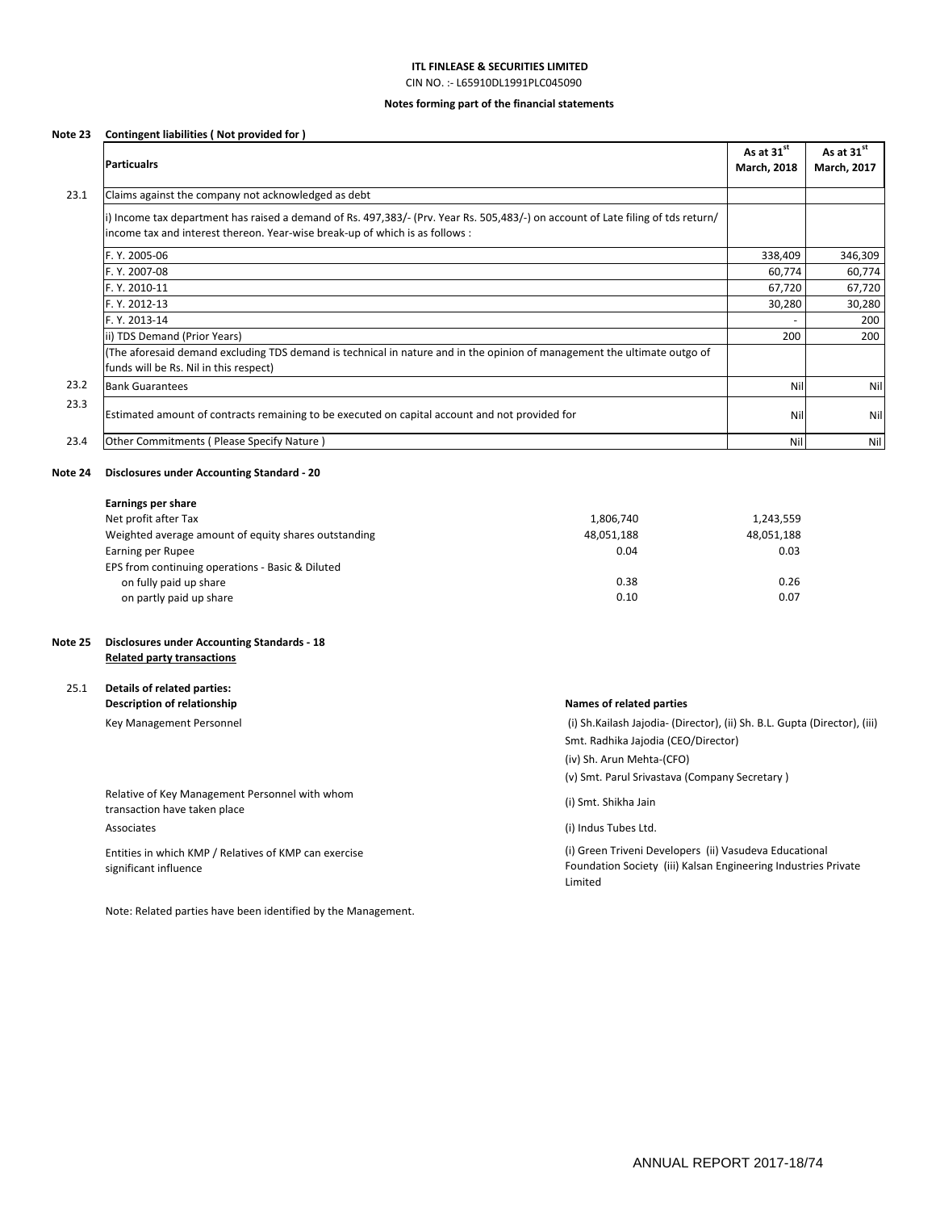**ITL FINLEASE & SECURITIES LIMITED**

CIN NO. :- L65910DL1991PLC045090

**Notes forming part of the financial statements**

**Note 23 Contingent liabilities ( Not provided for )**

| | **Particualrs** | **As at 31st March, 2018** | **As at 31st March, 2017** |
|---|---|---|---|
| 23.1 | Claims against the company not acknowledged as debt | | |
| | i) Income tax department has raised a demand of Rs. 497,383/- (Prv. Year Rs. 505,483/-) on account of Late filing of tds return/ income tax and interest thereon. Year-wise break-up of which is as follows : | | |
| | F. Y. 2005-06 | 338,409 | 346,309 |
| | F. Y. 2007-08 | 60,774 | 60,774 |
| | F. Y. 2010-11 | 67,720 | 67,720 |
| | F. Y. 2012-13 | 30,280 | 30,280 |
| | F. Y. 2013-14 | - | 200 |
| | ii) TDS Demand (Prior Years) | 200 | 200 |
| | (The aforesaid demand excluding TDS demand is technical in nature and in the opinion of management the ultimate outgo of funds will be Rs. Nil in this respect) | | |
| 23.2 | Bank Guarantees | Nil | Nil |
| 23.3 | Estimated amount of contracts remaining to be executed on capital account and not provided for | Nil | Nil |
| 23.4 | Other Commitments ( Please Specify Nature ) | Nil | Nil |

**Note 24 Disclosures under Accounting Standard - 20**

| **Earnings per share** | | |
|---|---|---|
| Net profit after Tax | 1,806,740 | 1,243,559 |
| Weighted average amount of equity shares outstanding | 48,051,188 | 48,051,188 |
| Earning per Rupee | 0.04 | 0.03 |
| EPS from continuing operations - Basic & Diluted | | |
| on fully paid up share | 0.38 | 0.26 |
| on partly paid up share | 0.10 | 0.07 |

**Note 25 Disclosures under Accounting Standards - 18**

**Related party transactions**

**25.1 Details of related parties:**

| **Description of relationship** | **Names of related parties** |
|---|---|
| Key Management Personnel | (i) Sh.Kailash Jajodia- (Director), (ii) Sh. B.L. Gupta (Director), (iii) Smt. Radhika Jajodia (CEO/Director) (iv) Sh. Arun Mehta-(CFO) (v) Smt. Parul Srivastava (Company Secretary ) |
| Relative of Key Management Personnel with whom transaction have taken place | (i) Smt. Shikha Jain |
| Associates | (i) Indus Tubes Ltd. |
| Entities in which KMP / Relatives of KMP can exercise significant influence | (i) Green Triveni Developers (ii) Vasudeva Educational Foundation Society (iii) Kalsan Engineering Industries Private Limited |

Note: Related parties have been identified by the Management.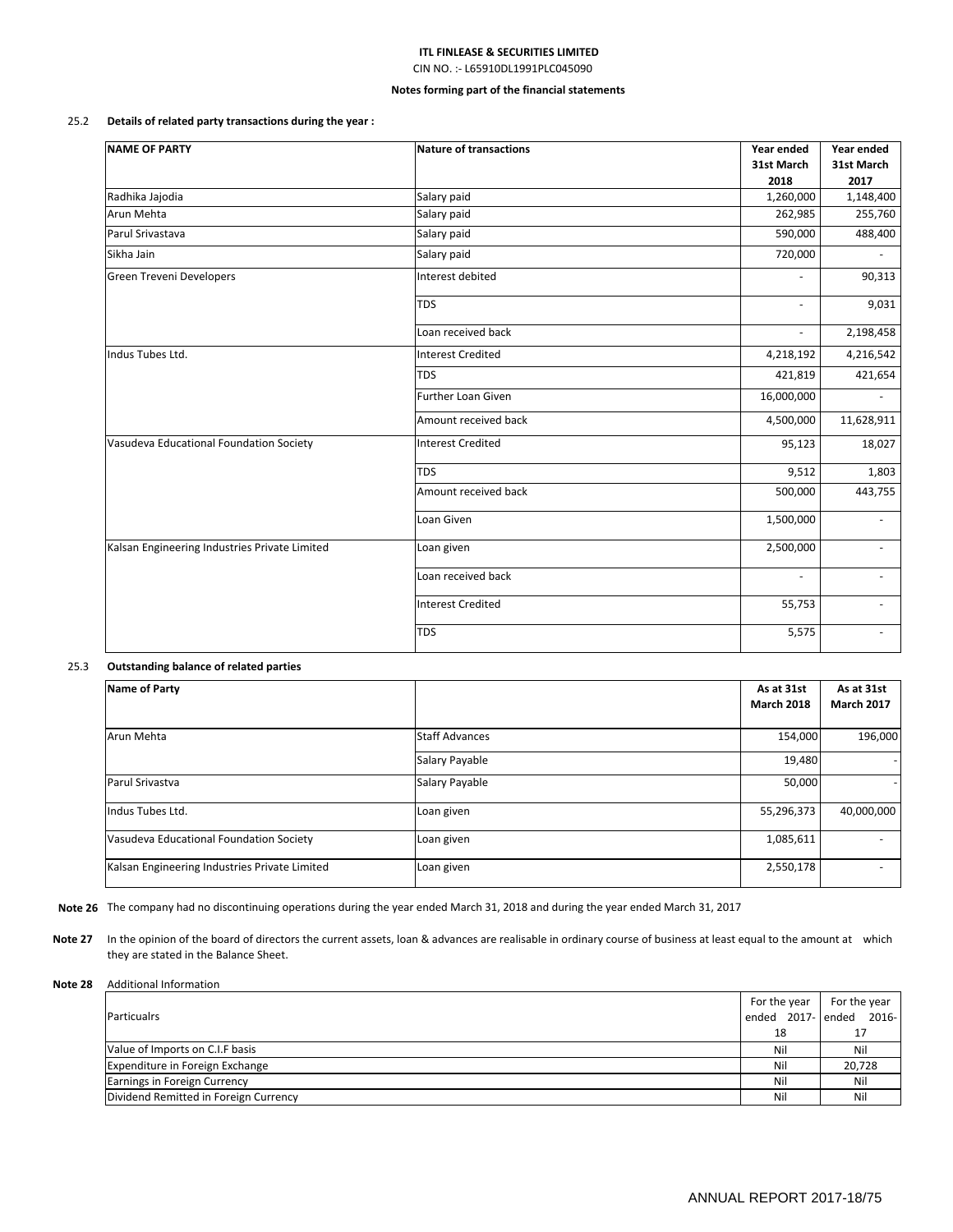**ITL FINLEASE & SECURITIES LIMITED**

CIN NO. :- L65910DL1991PLC045090

**Notes forming part of the financial statements**

25.2 **Details of related party transactions during the year :**

| NAME OF PARTY | Nature of transactions | Year ended 31st March 2018 | Year ended 31st March 2017 |
|---|---|---|---|
| Radhika Jajodia | Salary paid | 1,260,000 | 1,148,400 |
| Arun Mehta | Salary paid | 262,985 | 255,760 |
| Parul Srivastava | Salary paid | 590,000 | 488,400 |
| Sikha Jain | Salary paid | 720,000 | - |
| Green Treveni Developers | Interest debited | - | 90,313 |
| | TDS | - | 9,031 |
| | Loan received back | - | 2,198,458 |
| Indus Tubes Ltd. | Interest Credited | 4,218,192 | 4,216,542 |
| | TDS | 421,819 | 421,654 |
| | Further Loan Given | 16,000,000 | - |
| | Amount received back | 4,500,000 | 11,628,911 |
| Vasudeva Educational Foundation Society | Interest Credited | 95,123 | 18,027 |
| | TDS | 9,512 | 1,803 |
| | Amount received back | 500,000 | 443,755 |
| | Loan Given | 1,500,000 | - |
| Kalsan Engineering Industries Private Limited | Loan given | 2,500,000 | - |
| | Loan received back | - | - |
| | Interest Credited | 55,753 | - |
| | TDS | 5,575 | - |

25.3 **Outstanding balance of related parties**

| Name of Party | | As at 31st March 2018 | As at 31st March 2017 |
|---|---|---|---|
| Arun Mehta | Staff Advances | 154,000 | 196,000 |
| | Salary Payable | 19,480 | - |
| Parul Srivastva | Salary Payable | 50,000 | - |
| Indus Tubes Ltd. | Loan given | 55,296,373 | 40,000,000 |
| Vasudeva Educational Foundation Society | Loan given | 1,085,611 | - |
| Kalsan Engineering Industries Private Limited | Loan given | 2,550,178 | - |

**Note 26** The company had no discontinuing operations during the year ended March 31, 2018 and during the year ended March 31, 2017

**Note 27** In the opinion of the board of directors the current assets, loan & advances are realisable in ordinary course of business at least equal to the amount at which they are stated in the Balance Sheet.

**Note 28** Additional Information

| Particualrs | For the year ended 2017-18 | For the year ended 2016-17 |
|---|---|---|
| Value of Imports on C.I.F basis | Nil | Nil |
| Expenditure in Foreign Exchange | Nil | 20,728 |
| Earnings in Foreign Currency | Nil | Nil |
| Dividend Remitted in Foreign Currency | Nil | Nil |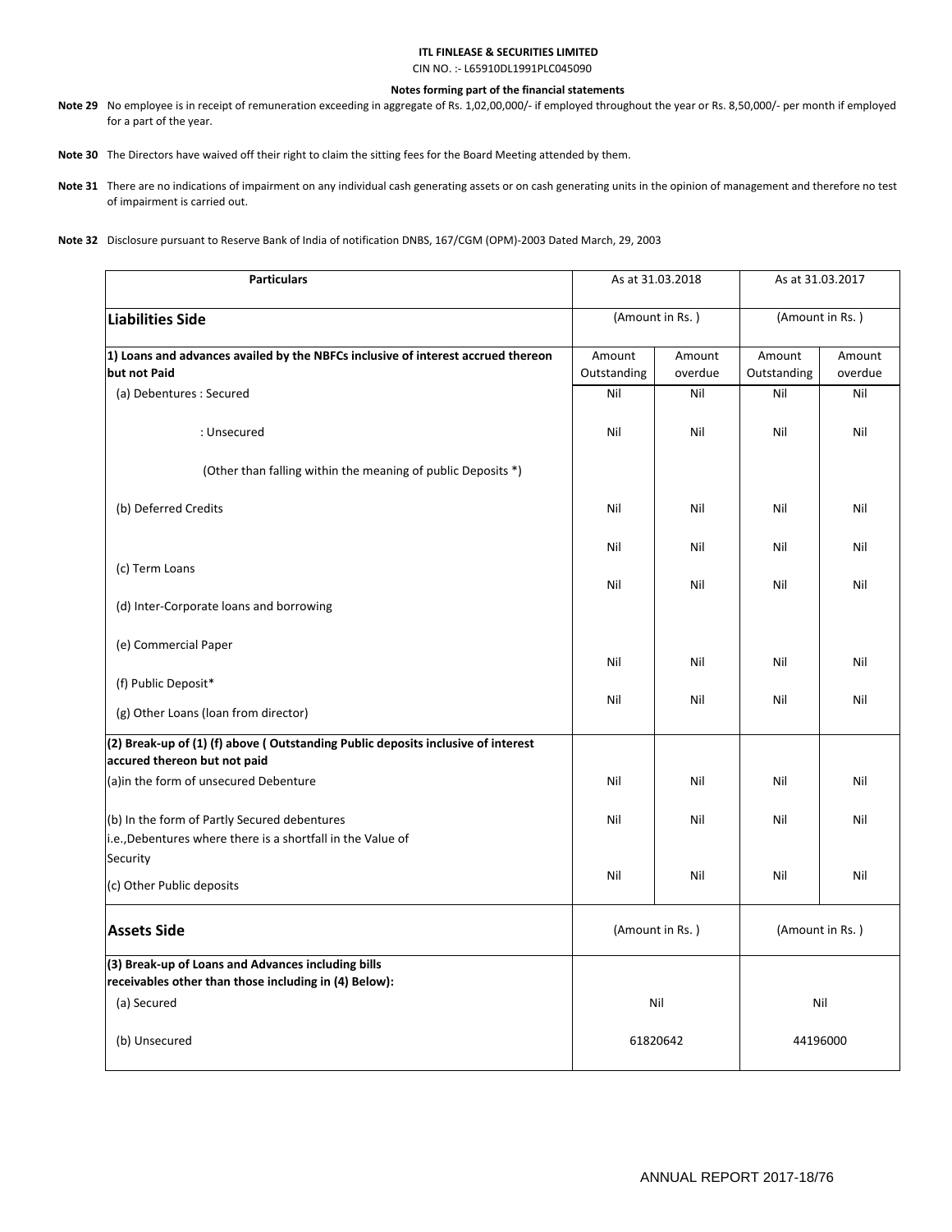**ITL FINLEASE & SECURITIES LIMITED**

CIN NO. :- L65910DL1991PLC045090

**Notes forming part of the financial statements**

**Note 29** No employee is in receipt of remuneration exceeding in aggregate of Rs. 1,02,00,000/- if employed throughout the year or Rs. 8,50,000/- per month if employed for a part of the year.

**Note 30** The Directors have waived off their right to claim the sitting fees for the Board Meeting attended by them.

**Note 31** There are no indications of impairment on any individual cash generating assets or on cash generating units in the opinion of management and therefore no test of impairment is carried out.

**Note 32** Disclosure pursuant to Reserve Bank of India of notification DNBS, 167/CGM (OPM)-2003 Dated March, 29, 2003

| Particulars | As at 31.03.2018 | | As at 31.03.2017 | |
|---|---|---|---|---|
| **Liabilities Side** | (Amount in Rs. ) | | (Amount in Rs. ) | |
| **1) Loans and advances availed by the NBFCs inclusive of interest accrued thereon but not Paid** | Amount Outstanding | Amount overdue | Amount Outstanding | Amount overdue |
| (a) Debentures : Secured | Nil | Nil | Nil | Nil |
| : Unsecured | Nil | Nil | Nil | Nil |
| (Other than falling within the meaning of public Deposits *) | | | | |
| (b) Deferred Credits | Nil | Nil | Nil | Nil |
| | Nil | Nil | Nil | Nil |
| (c) Term Loans | Nil | Nil | Nil | Nil |
| (d) Inter-Corporate loans and borrowing | | | | |
| (e) Commercial Paper | Nil | Nil | Nil | Nil |
| (f) Public Deposit* | Nil | Nil | Nil | Nil |
| (g) Other Loans (loan from director) | | | | |
| **(2) Break-up of (1) (f) above ( Outstanding Public deposits inclusive of interest accured thereon but not paid** | | | | |
| (a)in the form of unsecured Debenture | Nil | Nil | Nil | Nil |
| (b) In the form of Partly Secured debentures i.e.,Debentures where there is a shortfall in the Value of Security | Nil | Nil | Nil | Nil |
| (c) Other Public deposits | Nil | Nil | Nil | Nil |
| **Assets Side** | (Amount in Rs. ) | | (Amount in Rs. ) | |
| **(3) Break-up of Loans and Advances including bills receivables other than those including in (4) Below):** | | | | |
| (a) Secured | Nil | | Nil | |
| (b) Unsecured | 61820642 | | 44196000 | |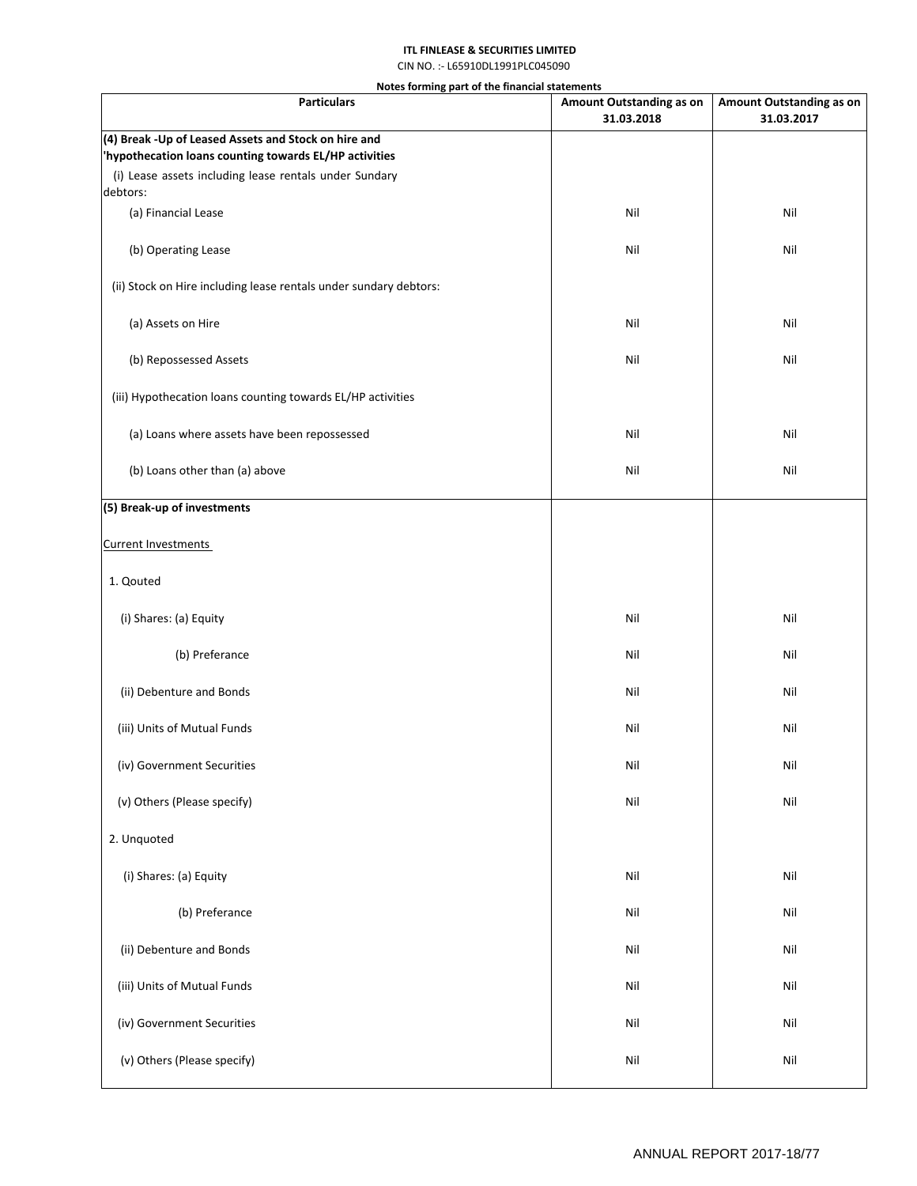**ITL FINLEASE & SECURITIES LIMITED**

CIN NO. :- L65910DL1991PLC045090

**Notes forming part of the financial statements**

| Particulars | Amount Outstanding as on 31.03.2018 | Amount Outstanding as on 31.03.2017 |
|---|---|---|
| **(4) Break -Up of Leased Assets and Stock on hire and 'hypothecation loans counting towards EL/HP activities** | | |
| (i) Lease assets including lease rentals under Sundary debtors: | | |
| (a) Financial Lease | Nil | Nil |
| (b) Operating Lease | Nil | Nil |
| (ii) Stock on Hire including lease rentals under sundary debtors: | | |
| (a) Assets on Hire | Nil | Nil |
| (b) Repossessed Assets | Nil | Nil |
| (iii) Hypothecation loans counting towards EL/HP activities | | |
| (a) Loans where assets have been repossessed | Nil | Nil |
| (b) Loans other than (a) above | Nil | Nil |
| **(5) Break-up of investments** | | |
| Current Investments | | |
| 1. Qouted | | |
| (i) Shares: (a) Equity | Nil | Nil |
| (b) Preferance | Nil | Nil |
| (ii) Debenture and Bonds | Nil | Nil |
| (iii) Units of Mutual Funds | Nil | Nil |
| (iv) Government Securities | Nil | Nil |
| (v) Others (Please specify) | Nil | Nil |
| 2. Unquoted | | |
| (i) Shares: (a) Equity | Nil | Nil |
| (b) Preferance | Nil | Nil |
| (ii) Debenture and Bonds | Nil | Nil |
| (iii) Units of Mutual Funds | Nil | Nil |
| (iv) Government Securities | Nil | Nil |
| (v) Others (Please specify) | Nil | Nil |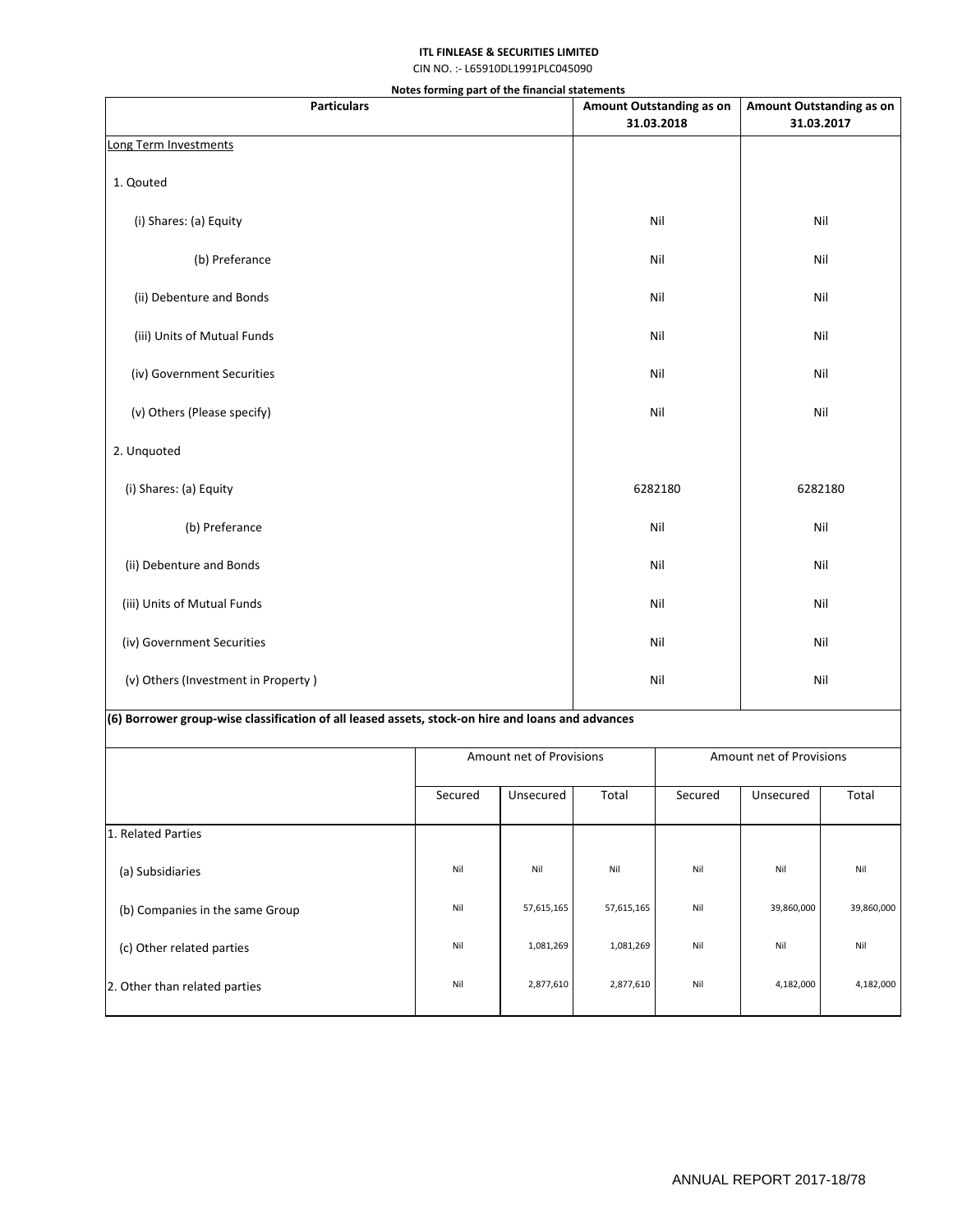**ITL FINLEASE & SECURITIES LIMITED**

CIN NO. :- L65910DL1991PLC045090

**Notes forming part of the financial statements**

| Particulars | Amount Outstanding as on 31.03.2018 | Amount Outstanding as on 31.03.2017 |
|---|---|---|
| Long Term Investments | | |
| 1. Qouted | | |
| (i) Shares: (a) Equity | Nil | Nil |
| (b) Preferance | Nil | Nil |
| (ii) Debenture and Bonds | Nil | Nil |
| (iii) Units of Mutual Funds | Nil | Nil |
| (iv) Government Securities | Nil | Nil |
| (v) Others (Please specify) | Nil | Nil |
| 2. Unquoted | | |
| (i) Shares: (a) Equity | 6282180 | 6282180 |
| (b) Preferance | Nil | Nil |
| (ii) Debenture and Bonds | Nil | Nil |
| (iii) Units of Mutual Funds | Nil | Nil |
| (iv) Government Securities | Nil | Nil |
| (v) Others (Investment in Property ) | Nil | Nil |

**(6) Borrower group-wise classification of all leased assets, stock-on hire and loans and advances**

| | Amount net of Provisions | | | Amount net of Provisions | | |
|---|---|---|---|---|---|---|
| | Secured | Unsecured | Total | Secured | Unsecured | Total |
| 1. Related Parties | | | | | | |
| (a) Subsidiaries | Nil | Nil | Nil | Nil | Nil | Nil |
| (b) Companies in the same Group | Nil | 57,615,165 | 57,615,165 | Nil | 39,860,000 | 39,860,000 |
| (c) Other related parties | Nil | 1,081,269 | 1,081,269 | Nil | Nil | Nil |
| 2. Other than related parties | Nil | 2,877,610 | 2,877,610 | Nil | 4,182,000 | 4,182,000 |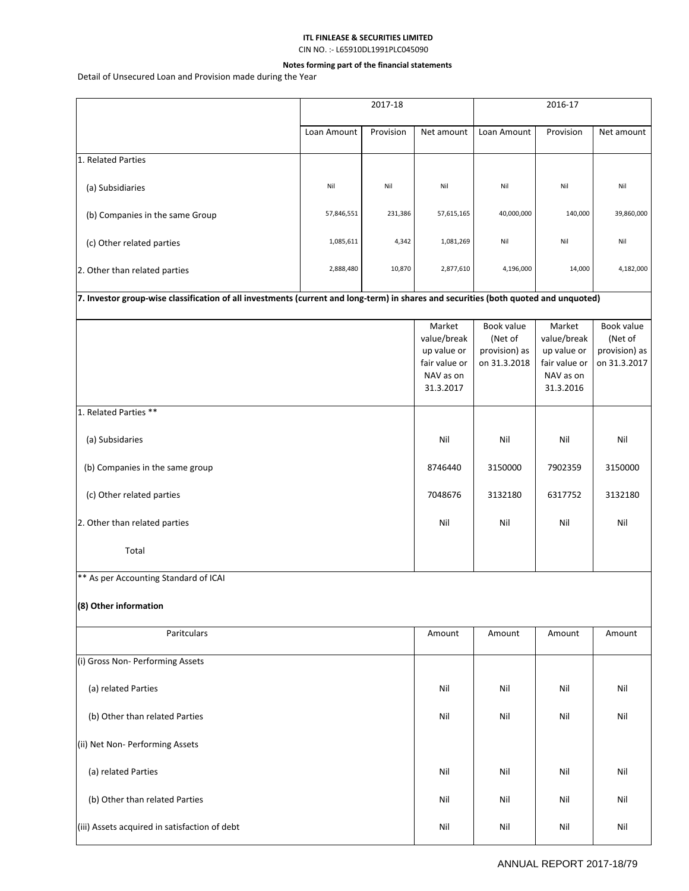**ITL FINLEASE & SECURITIES LIMITED**

CIN NO. :- L65910DL1991PLC045090

**Notes forming part of the financial statements**

Detail of Unsecured Loan and Provision made during the Year

| | 2017-18 | | | 2016-17 | | |
|---|---|---|---|---|---|---|
| | Loan Amount | Provision | Net amount | Loan Amount | Provision | Net amount |
| 1. Related Parties | | | | | | |
| (a) Subsidiaries | Nil | Nil | Nil | Nil | Nil | Nil |
| (b) Companies in the same Group | 57,846,551 | 231,386 | 57,615,165 | 40,000,000 | 140,000 | 39,860,000 |
| (c) Other related parties | 1,085,611 | 4,342 | 1,081,269 | Nil | Nil | Nil |
| 2. Other than related parties | 2,888,480 | 10,870 | 2,877,610 | 4,196,000 | 14,000 | 4,182,000 |

**7. Investor group-wise classification of all investments (current and long-term) in shares and securities (both quoted and unquoted)**

| | Market value/break up value or fair value or NAV as on 31.3.2017 | Book value (Net of provision) as on 31.3.2018 | Market value/break up value or fair value or NAV as on 31.3.2016 | Book value (Net of provision) as on 31.3.2017 |
|---|---|---|---|---|
| 1. Related Parties ** | | | | |
| (a) Subsidaries | Nil | Nil | Nil | Nil |
| (b) Companies in the same group | 8746440 | 3150000 | 7902359 | 3150000 |
| (c) Other related parties | 7048676 | 3132180 | 6317752 | 3132180 |
| 2. Other than related parties | Nil | Nil | Nil | Nil |
| Total | | | | |

** As per Accounting Standard of ICAI

**(8) Other information**

| Paritculars | Amount | Amount | Amount | Amount |
|---|---|---|---|---|
| (i) Gross Non- Performing Assets | | | | |
| (a) related Parties | Nil | Nil | Nil | Nil |
| (b) Other than related Parties | Nil | Nil | Nil | Nil |
| (ii) Net Non- Performing Assets | | | | |
| (a) related Parties | Nil | Nil | Nil | Nil |
| (b) Other than related Parties | Nil | Nil | Nil | Nil |
| (iii) Assets acquired in satisfaction of debt | Nil | Nil | Nil | Nil |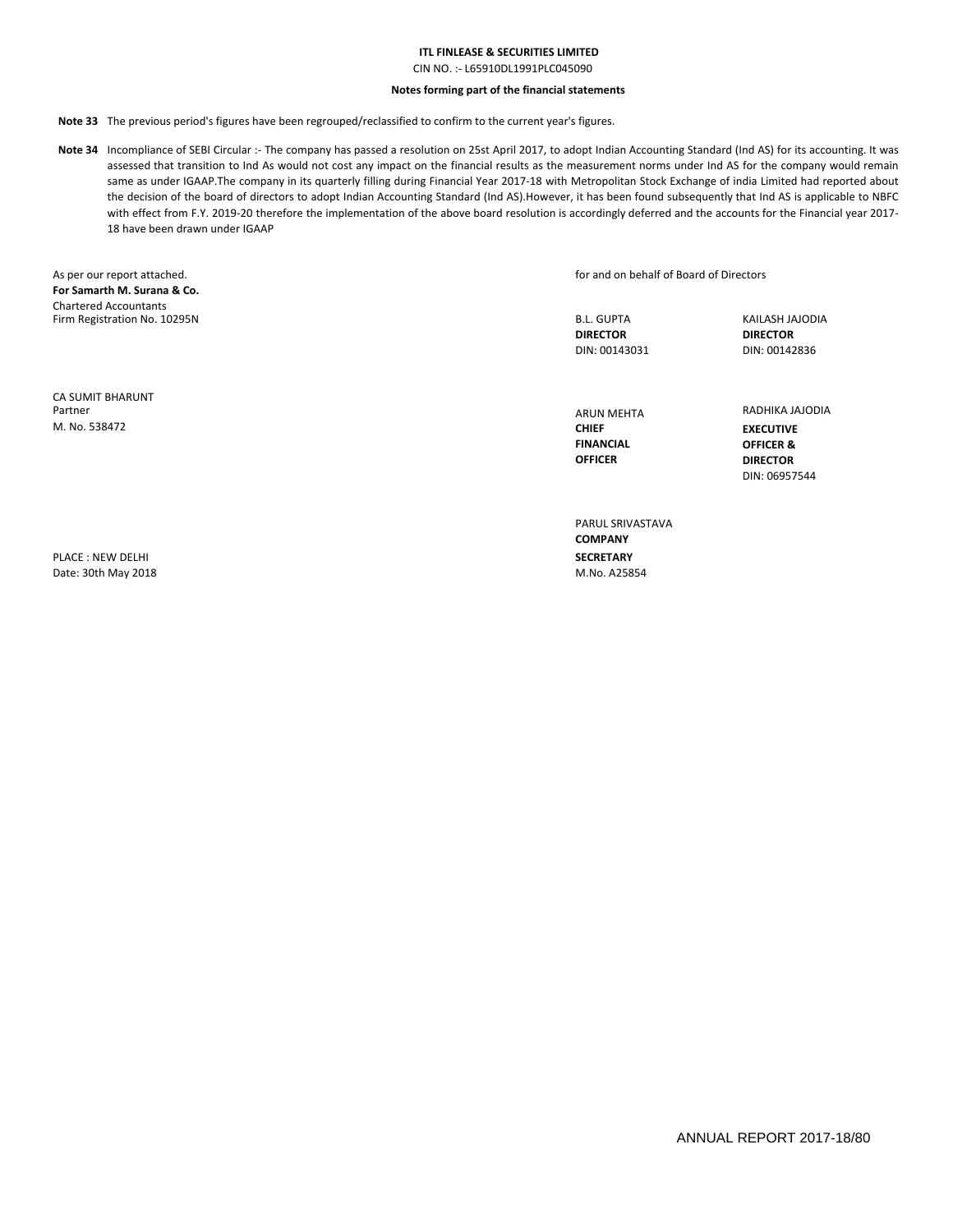**ITL FINLEASE & SECURITIES LIMITED**

CIN NO. :- L65910DL1991PLC045090

**Notes forming part of the financial statements**

**Note 33** The previous period's figures have been regrouped/reclassified to confirm to the current year's figures.

**Note 34** Incompliance of SEBI Circular :- The company has passed a resolution on 25st April 2017, to adopt Indian Accounting Standard (Ind AS) for its accounting. It was assessed that transition to Ind As would not cost any impact on the financial results as the measurement norms under Ind AS for the company would remain same as under IGAAP.The company in its quarterly filling during Financial Year 2017-18 with Metropolitan Stock Exchange of india Limited had reported about the decision of the board of directors to adopt Indian Accounting Standard (Ind AS).However, it has been found subsequently that Ind AS is applicable to NBFC with effect from F.Y. 2019-20 therefore the implementation of the above board resolution is accordingly deferred and the accounts for the Financial year 2017-18 have been drawn under IGAAP

As per our report attached.
**For Samarth M. Surana & Co.**
Chartered Accountants
Firm Registration No. 10295N

CA SUMIT BHARUNT
Partner
M. No. 538472

PLACE : NEW DELHI
Date: 30th May 2018

for and on behalf of Board of Directors

B.L. GUPTA
**DIRECTOR**
DIN: 00143031

KAILASH JAJODIA
**DIRECTOR**
DIN: 00142836

ARUN MEHTA
**CHIEF FINANCIAL OFFICER**

RADHIKA JAJODIA
**EXECUTIVE OFFICER & DIRECTOR**
DIN: 06957544

PARUL SRIVASTAVA
**COMPANY SECRETARY**
M.No. A25854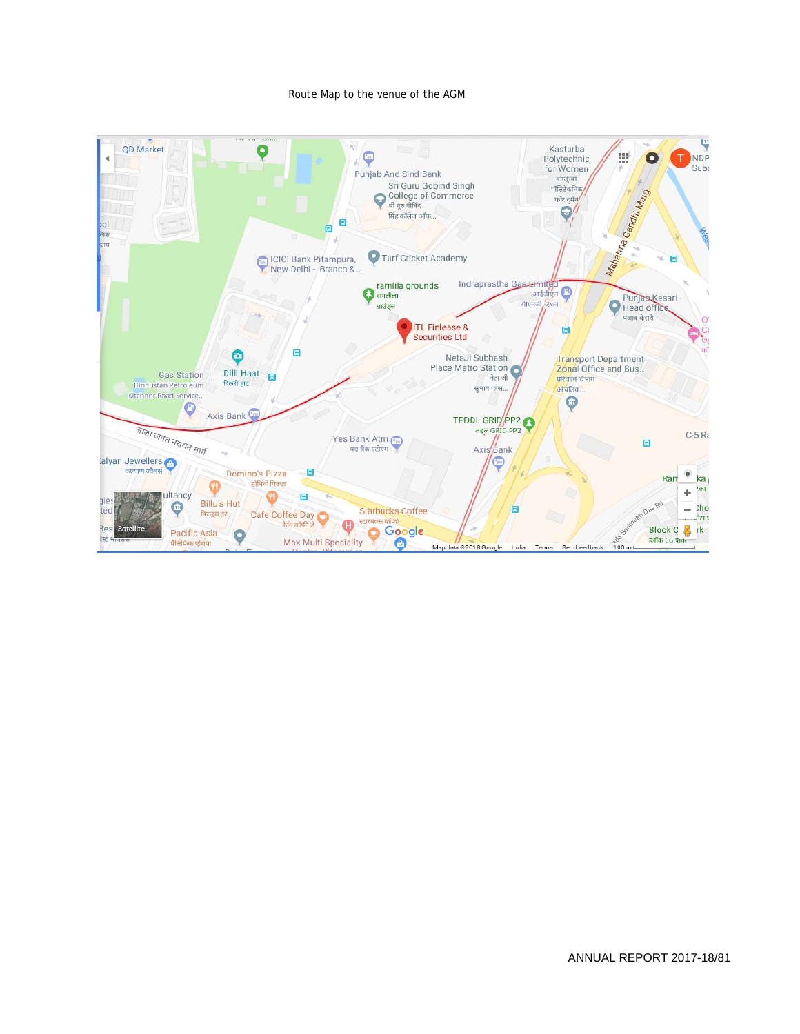Route Map to the venue of the AGM

QD Market

Punjab And Sind Bank

Sri Guru Gobind Singh College of Commerce

श्री गुरु गोबिंद सिंह कॉलेज ऑफ...

Kasturba Polytechnic for Women

कस्तूरबा पॉलिटेक्निक फॉर वुमेन

Mahatma Gandhi Marg

ICICI Bank Pitampura, New Delhi - Branch &...

Turf Cricket Academy

ramlila grounds

रामलीला ग्राउंड्स

Indraprastha Gas Limited

आईजीएल सीएनजी स्टेशन

Punjab Kesari - Head office

पंजाब केसरी

ITL Finlease & Securities Ltd

NetaJi Subhash Place Metro Station

नेता जी सुभाष प्लेस...

Transport Department Zonal Office and Bus...

परिवहन विभाग आंचलिक...

Gas Station

Hindustan Petroleum Kitchner Road Service...

Dilli Haat

दिल्ली हाट

Axis Bank

लाला जगत नरायन मार्ग

TPDDL GRID PP2

टाटा GRID PP2

Yes Bank Atm

यस बैंक एटीएम

Axis Bank

C-5 Ra

Kalyan Jewellers

कल्याण ज्वैलर्स

Domino's Pizza

डोमिनो पिज़्ज़ा

Billu's Hut

बिल्लू हट

Cafe Coffee Day

कैफे कॉफी डे

Starbucks Coffee

स्टारबक्स कॉफी

Pacific Asia

पैसिफिक एशिया

Max Multi Speciality

Google

Map data ©2018 Google India Terms Send feedback 100 m

ANNUAL REPORT 2017-18/81